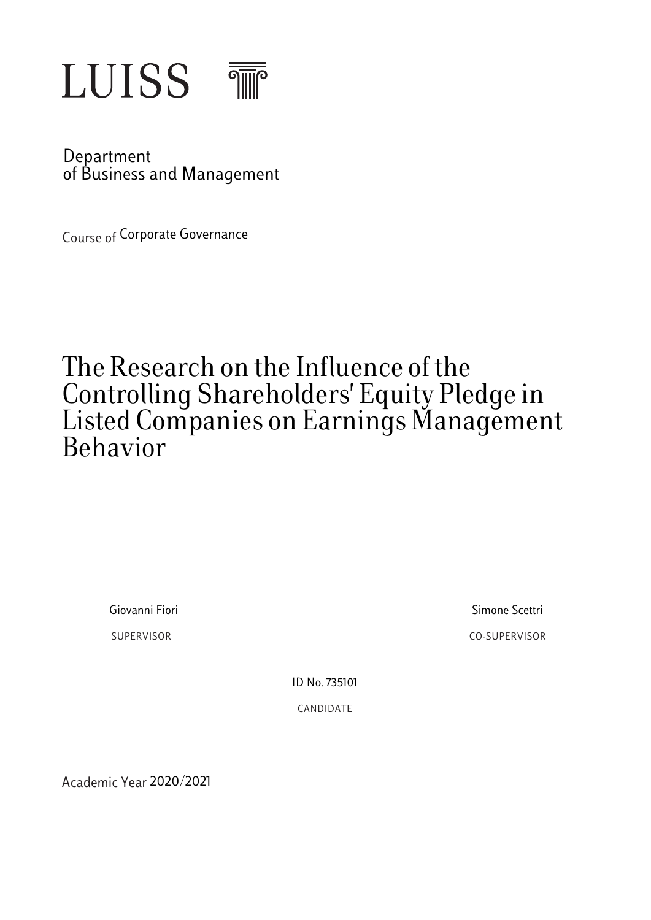LUISS

Department
of Business and Management

Course of Corporate Governance

# The Research on the Influence of the Controlling Shareholders' Equity Pledge in Listed Companies on Earnings Management Behavior

Giovanni Fiori

SUPERVISOR

Simone Scettri

CO-SUPERVISOR

ID No. 735101

CANDIDATE

Academic Year 2020/2021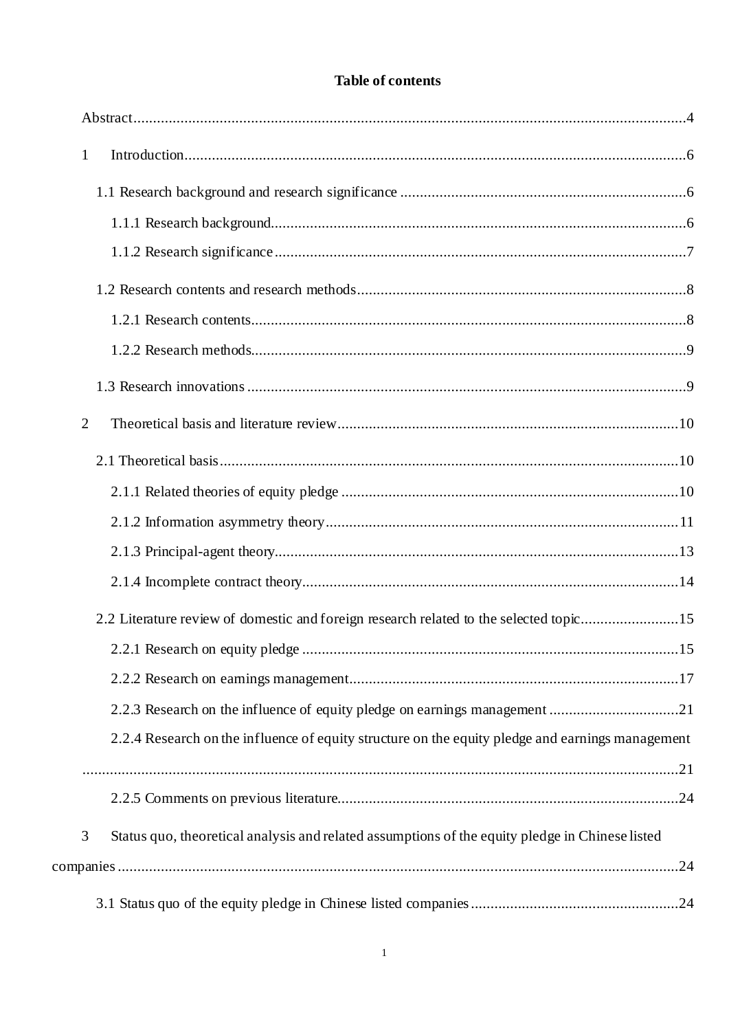# Table of contents

Abstract....................................................................................................................................4

1 Introduction...........................................................................................................................6

1.1 Research background and research significance ...............................................................6

1.1.1 Research background.......................................................................................................6

1.1.2 Research significance.......................................................................................................7

1.2 Research contents and research methods............................................................................8

1.2.1 Research contents.............................................................................................................8

1.2.2 Research methods.............................................................................................................9

1.3 Research innovations ..........................................................................................................9

2 Theoretical basis and literature review..................................................................................10

2.1 Theoretical basis................................................................................................................10

2.1.1 Related theories of equity pledge ..................................................................................10

2.1.2 Information asymmetry theory.......................................................................................11

2.1.3 Principal-agent theory.....................................................................................................13

2.1.4 Incomplete contract theory.............................................................................................14

2.2 Literature review of domestic and foreign research related to the selected topic.........................15

2.2.1 Research on equity pledge .............................................................................................15

2.2.2 Research on earnings management.................................................................................17

2.2.3 Research on the influence of equity pledge on earnings management .............................21

2.2.4 Research on the influence of equity structure on the equity pledge and earnings management ..........................................................................................................................................21

2.2.5 Comments on previous literature.....................................................................................24

3 Status quo, theoretical analysis and related assumptions of the equity pledge in Chinese listed companies ...................................................................................................................................24

3.1 Status quo of the equity pledge in Chinese listed companies ...............................................24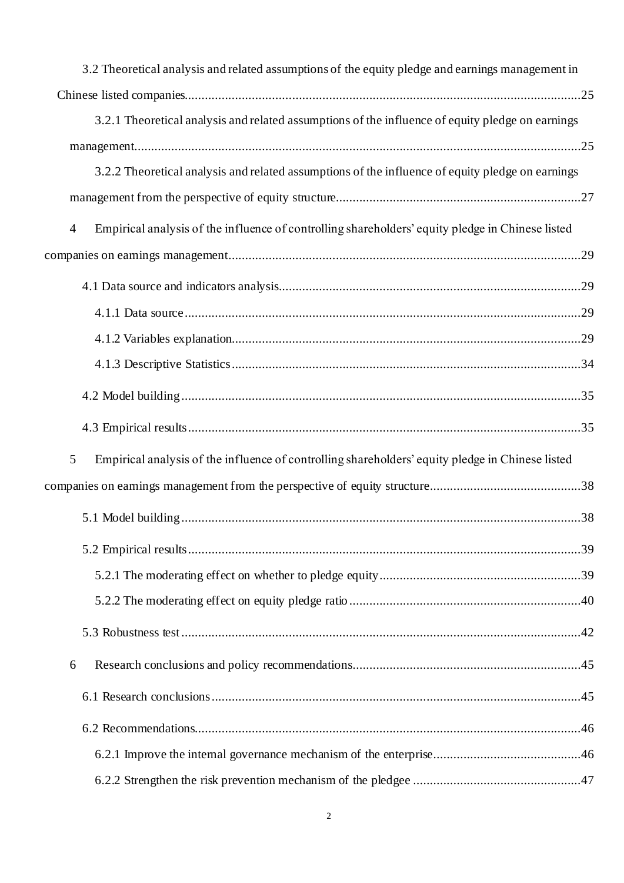3.2 Theoretical analysis and related assumptions of the equity pledge and earnings management in Chinese listed companies......25

3.2.1 Theoretical analysis and related assumptions of the influence of equity pledge on earnings management......25

3.2.2 Theoretical analysis and related assumptions of the influence of equity pledge on earnings management from the perspective of equity structure......27

4 Empirical analysis of the influence of controlling shareholders' equity pledge in Chinese listed companies on earnings management......29

4.1 Data source and indicators analysis......29

4.1.1 Data source......29

4.1.2 Variables explanation......29

4.1.3 Descriptive Statistics......34

4.2 Model building......35

4.3 Empirical results......35

5 Empirical analysis of the influence of controlling shareholders' equity pledge in Chinese listed companies on earnings management from the perspective of equity structure......38

5.1 Model building......38

5.2 Empirical results......39

5.2.1 The moderating effect on whether to pledge equity......39

5.2.2 The moderating effect on equity pledge ratio......40

5.3 Robustness test......42

6 Research conclusions and policy recommendations......45

6.1 Research conclusions......45

6.2 Recommendations......46

6.2.1 Improve the internal governance mechanism of the enterprise......46

6.2.2 Strengthen the risk prevention mechanism of the pledgee......47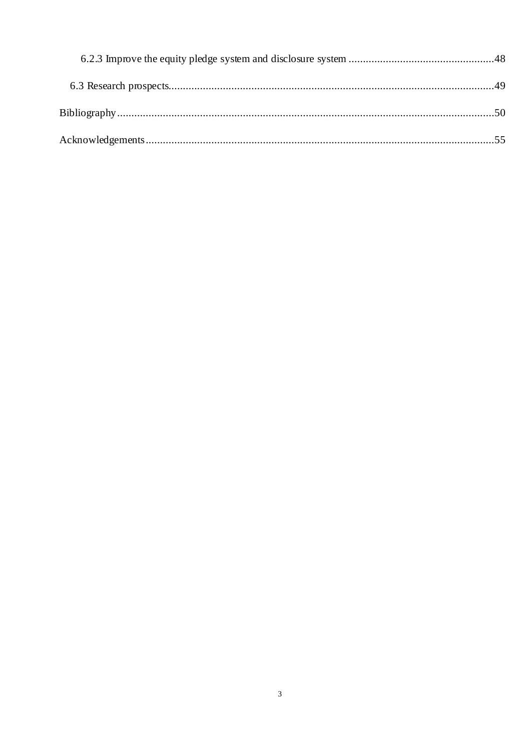6.2.3 Improve the equity pledge system and disclosure system ....................................................48

6.3 Research prospects.................................................................................................................49

Bibliography....................................................................................................................................50

Acknowledgements..........................................................................................................................55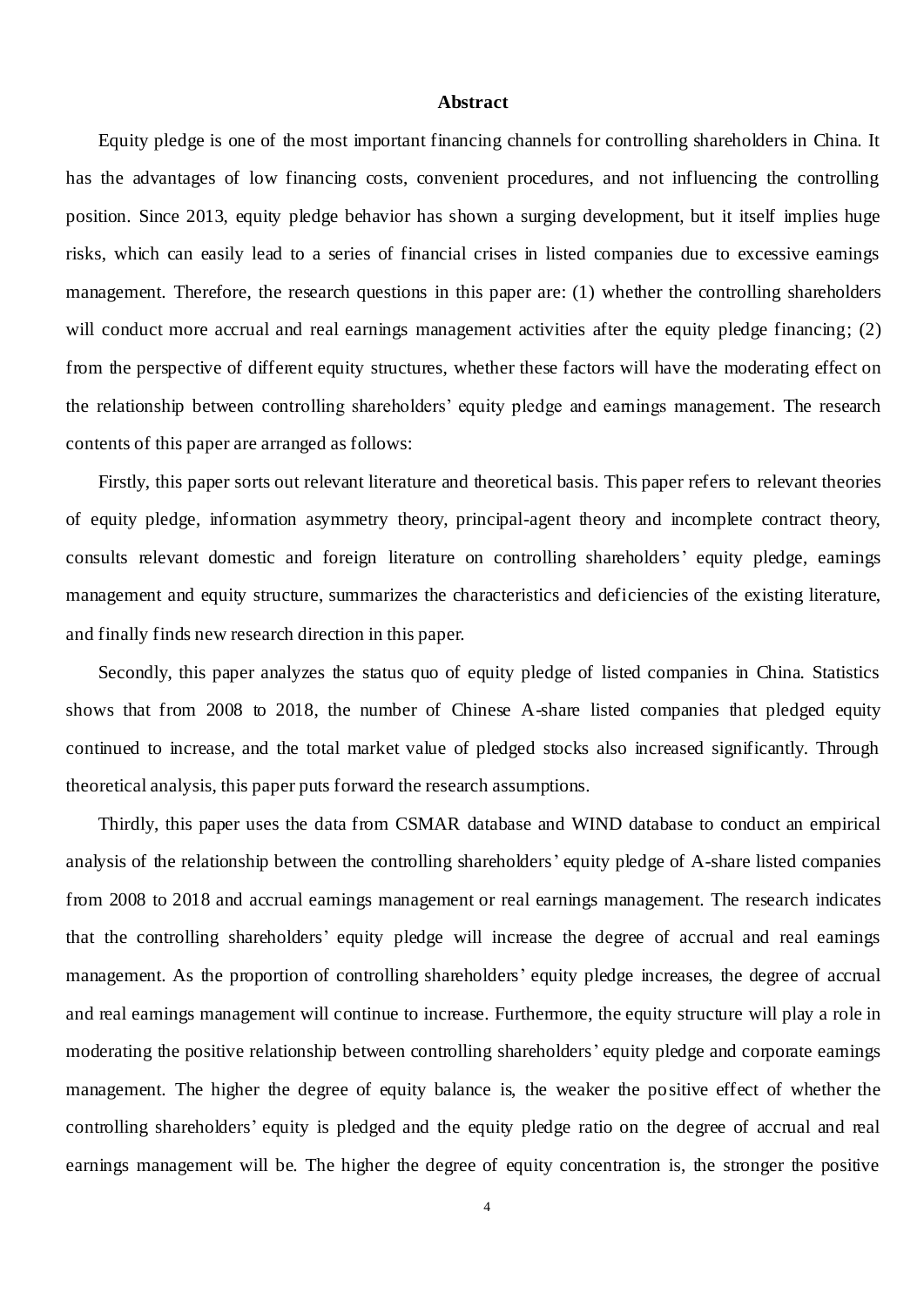# Abstract

Equity pledge is one of the most important financing channels for controlling shareholders in China. It has the advantages of low financing costs, convenient procedures, and not influencing the controlling position. Since 2013, equity pledge behavior has shown a surging development, but it itself implies huge risks, which can easily lead to a series of financial crises in listed companies due to excessive earnings management. Therefore, the research questions in this paper are: (1) whether the controlling shareholders will conduct more accrual and real earnings management activities after the equity pledge financing; (2) from the perspective of different equity structures, whether these factors will have the moderating effect on the relationship between controlling shareholders' equity pledge and earnings management. The research contents of this paper are arranged as follows:

Firstly, this paper sorts out relevant literature and theoretical basis. This paper refers to relevant theories of equity pledge, information asymmetry theory, principal-agent theory and incomplete contract theory, consults relevant domestic and foreign literature on controlling shareholders' equity pledge, earnings management and equity structure, summarizes the characteristics and deficiencies of the existing literature, and finally finds new research direction in this paper.

Secondly, this paper analyzes the status quo of equity pledge of listed companies in China. Statistics shows that from 2008 to 2018, the number of Chinese A-share listed companies that pledged equity continued to increase, and the total market value of pledged stocks also increased significantly. Through theoretical analysis, this paper puts forward the research assumptions.

Thirdly, this paper uses the data from CSMAR database and WIND database to conduct an empirical analysis of the relationship between the controlling shareholders' equity pledge of A-share listed companies from 2008 to 2018 and accrual earnings management or real earnings management. The research indicates that the controlling shareholders' equity pledge will increase the degree of accrual and real earnings management. As the proportion of controlling shareholders' equity pledge increases, the degree of accrual and real earnings management will continue to increase. Furthermore, the equity structure will play a role in moderating the positive relationship between controlling shareholders' equity pledge and corporate earnings management. The higher the degree of equity balance is, the weaker the positive effect of whether the controlling shareholders' equity is pledged and the equity pledge ratio on the degree of accrual and real earnings management will be. The higher the degree of equity concentration is, the stronger the positive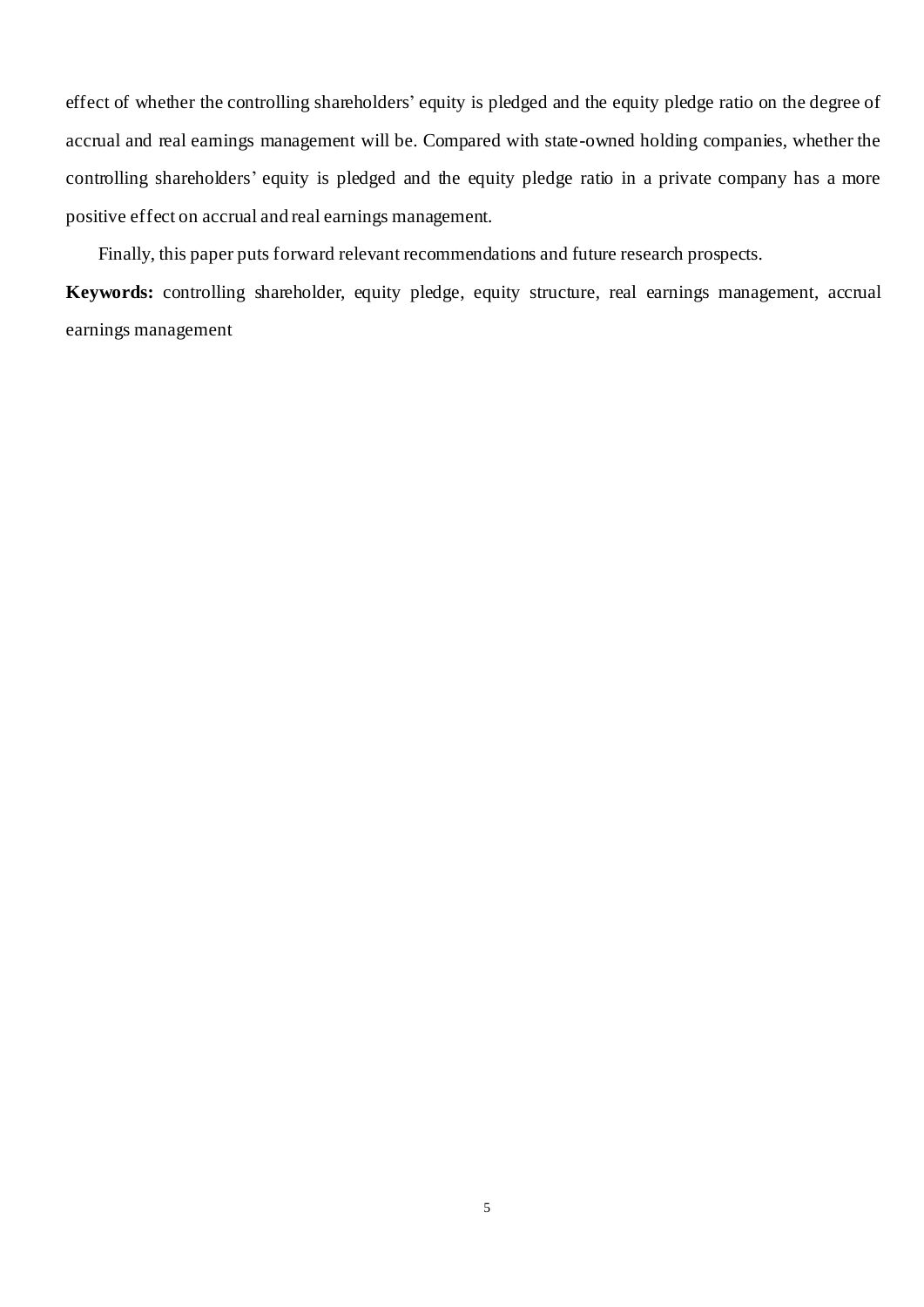effect of whether the controlling shareholders' equity is pledged and the equity pledge ratio on the degree of accrual and real earnings management will be. Compared with state-owned holding companies, whether the controlling shareholders' equity is pledged and the equity pledge ratio in a private company has a more positive effect on accrual and real earnings management.

Finally, this paper puts forward relevant recommendations and future research prospects.

**Keywords:** controlling shareholder, equity pledge, equity structure, real earnings management, accrual earnings management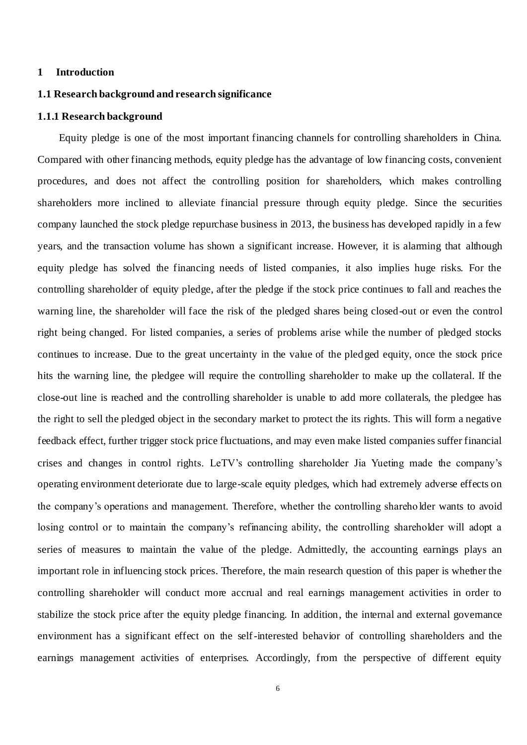# 1 Introduction

## 1.1 Research background and research significance

### 1.1.1 Research background

Equity pledge is one of the most important financing channels for controlling shareholders in China. Compared with other financing methods, equity pledge has the advantage of low financing costs, convenient procedures, and does not affect the controlling position for shareholders, which makes controlling shareholders more inclined to alleviate financial pressure through equity pledge. Since the securities company launched the stock pledge repurchase business in 2013, the business has developed rapidly in a few years, and the transaction volume has shown a significant increase. However, it is alarming that although equity pledge has solved the financing needs of listed companies, it also implies huge risks. For the controlling shareholder of equity pledge, after the pledge if the stock price continues to fall and reaches the warning line, the shareholder will face the risk of the pledged shares being closed-out or even the control right being changed. For listed companies, a series of problems arise while the number of pledged stocks continues to increase. Due to the great uncertainty in the value of the pledged equity, once the stock price hits the warning line, the pledgee will require the controlling shareholder to make up the collateral. If the close-out line is reached and the controlling shareholder is unable to add more collaterals, the pledgee has the right to sell the pledged object in the secondary market to protect the its rights. This will form a negative feedback effect, further trigger stock price fluctuations, and may even make listed companies suffer financial crises and changes in control rights. LeTV's controlling shareholder Jia Yueting made the company's operating environment deteriorate due to large-scale equity pledges, which had extremely adverse effects on the company's operations and management. Therefore, whether the controlling shareholder wants to avoid losing control or to maintain the company's refinancing ability, the controlling shareholder will adopt a series of measures to maintain the value of the pledge. Admittedly, the accounting earnings plays an important role in influencing stock prices. Therefore, the main research question of this paper is whether the controlling shareholder will conduct more accrual and real earnings management activities in order to stabilize the stock price after the equity pledge financing. In addition, the internal and external governance environment has a significant effect on the self-interested behavior of controlling shareholders and the earnings management activities of enterprises. Accordingly, from the perspective of different equity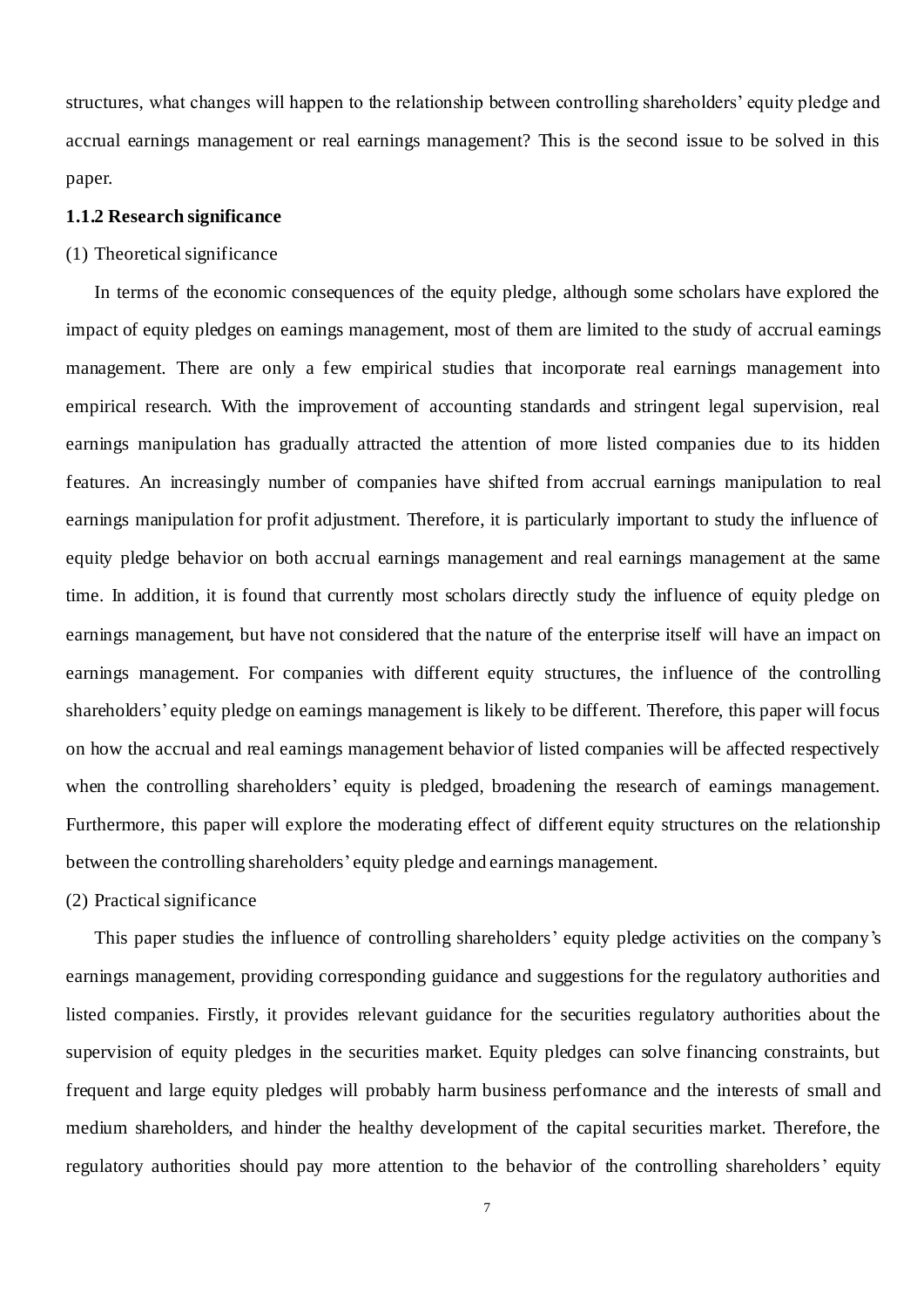structures, what changes will happen to the relationship between controlling shareholders' equity pledge and accrual earnings management or real earnings management? This is the second issue to be solved in this paper.

**1.1.2 Research significance**

(1) Theoretical significance

In terms of the economic consequences of the equity pledge, although some scholars have explored the impact of equity pledges on earnings management, most of them are limited to the study of accrual earnings management. There are only a few empirical studies that incorporate real earnings management into empirical research. With the improvement of accounting standards and stringent legal supervision, real earnings manipulation has gradually attracted the attention of more listed companies due to its hidden features. An increasingly number of companies have shifted from accrual earnings manipulation to real earnings manipulation for profit adjustment. Therefore, it is particularly important to study the influence of equity pledge behavior on both accrual earnings management and real earnings management at the same time. In addition, it is found that currently most scholars directly study the influence of equity pledge on earnings management, but have not considered that the nature of the enterprise itself will have an impact on earnings management. For companies with different equity structures, the influence of the controlling shareholders' equity pledge on earnings management is likely to be different. Therefore, this paper will focus on how the accrual and real earnings management behavior of listed companies will be affected respectively when the controlling shareholders' equity is pledged, broadening the research of earnings management. Furthermore, this paper will explore the moderating effect of different equity structures on the relationship between the controlling shareholders' equity pledge and earnings management.

(2) Practical significance

This paper studies the influence of controlling shareholders' equity pledge activities on the company's earnings management, providing corresponding guidance and suggestions for the regulatory authorities and listed companies. Firstly, it provides relevant guidance for the securities regulatory authorities about the supervision of equity pledges in the securities market. Equity pledges can solve financing constraints, but frequent and large equity pledges will probably harm business performance and the interests of small and medium shareholders, and hinder the healthy development of the capital securities market. Therefore, the regulatory authorities should pay more attention to the behavior of the controlling shareholders' equity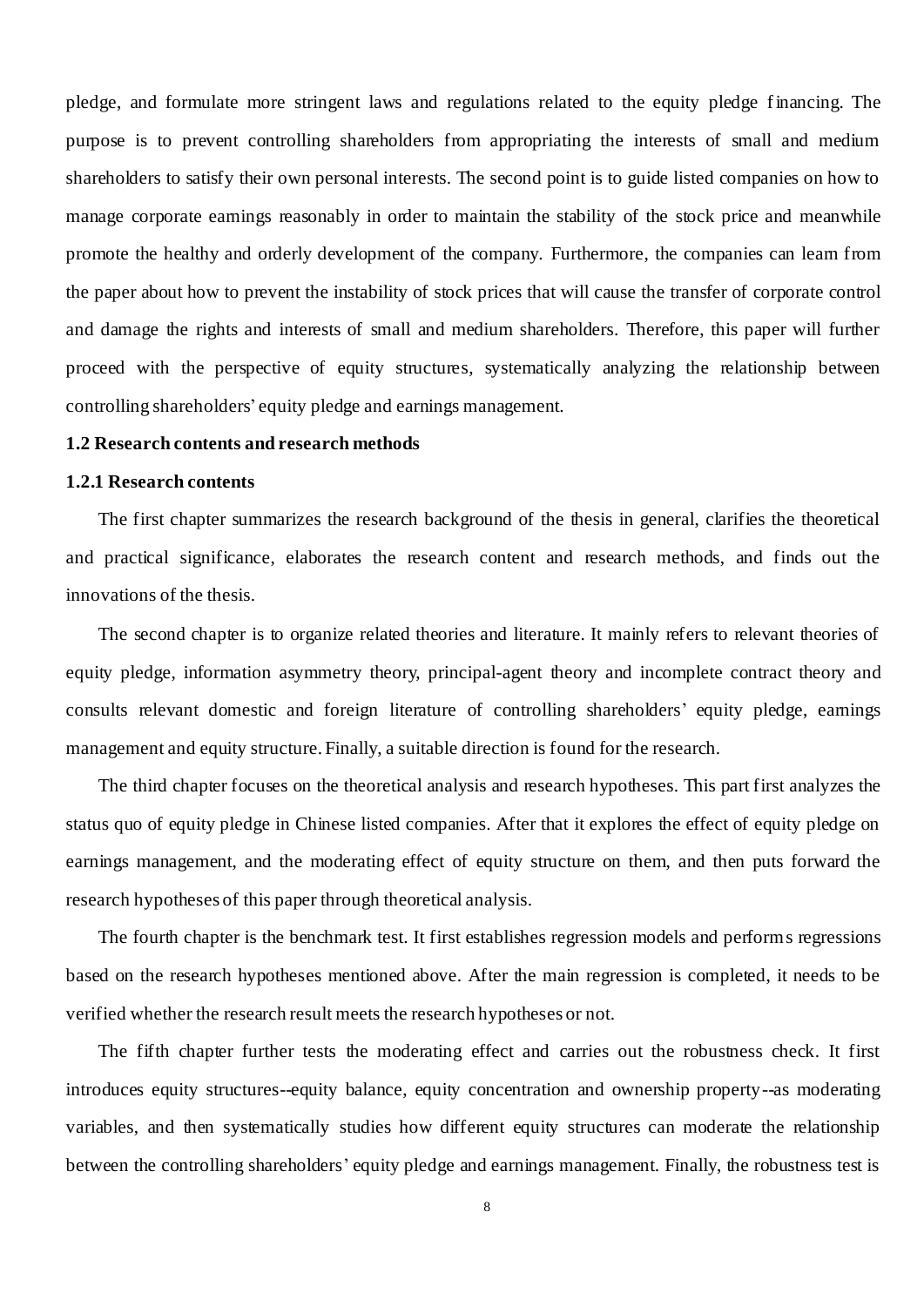pledge, and formulate more stringent laws and regulations related to the equity pledge financing. The purpose is to prevent controlling shareholders from appropriating the interests of small and medium shareholders to satisfy their own personal interests. The second point is to guide listed companies on how to manage corporate earnings reasonably in order to maintain the stability of the stock price and meanwhile promote the healthy and orderly development of the company. Furthermore, the companies can learn from the paper about how to prevent the instability of stock prices that will cause the transfer of corporate control and damage the rights and interests of small and medium shareholders. Therefore, this paper will further proceed with the perspective of equity structures, systematically analyzing the relationship between controlling shareholders' equity pledge and earnings management.

### 1.2 Research contents and research methods

#### 1.2.1 Research contents

The first chapter summarizes the research background of the thesis in general, clarifies the theoretical and practical significance, elaborates the research content and research methods, and finds out the innovations of the thesis.

The second chapter is to organize related theories and literature. It mainly refers to relevant theories of equity pledge, information asymmetry theory, principal-agent theory and incomplete contract theory and consults relevant domestic and foreign literature of controlling shareholders' equity pledge, earnings management and equity structure. Finally, a suitable direction is found for the research.

The third chapter focuses on the theoretical analysis and research hypotheses. This part first analyzes the status quo of equity pledge in Chinese listed companies. After that it explores the effect of equity pledge on earnings management, and the moderating effect of equity structure on them, and then puts forward the research hypotheses of this paper through theoretical analysis.

The fourth chapter is the benchmark test. It first establishes regression models and performs regressions based on the research hypotheses mentioned above. After the main regression is completed, it needs to be verified whether the research result meets the research hypotheses or not.

The fifth chapter further tests the moderating effect and carries out the robustness check. It first introduces equity structures--equity balance, equity concentration and ownership property--as moderating variables, and then systematically studies how different equity structures can moderate the relationship between the controlling shareholders' equity pledge and earnings management. Finally, the robustness test is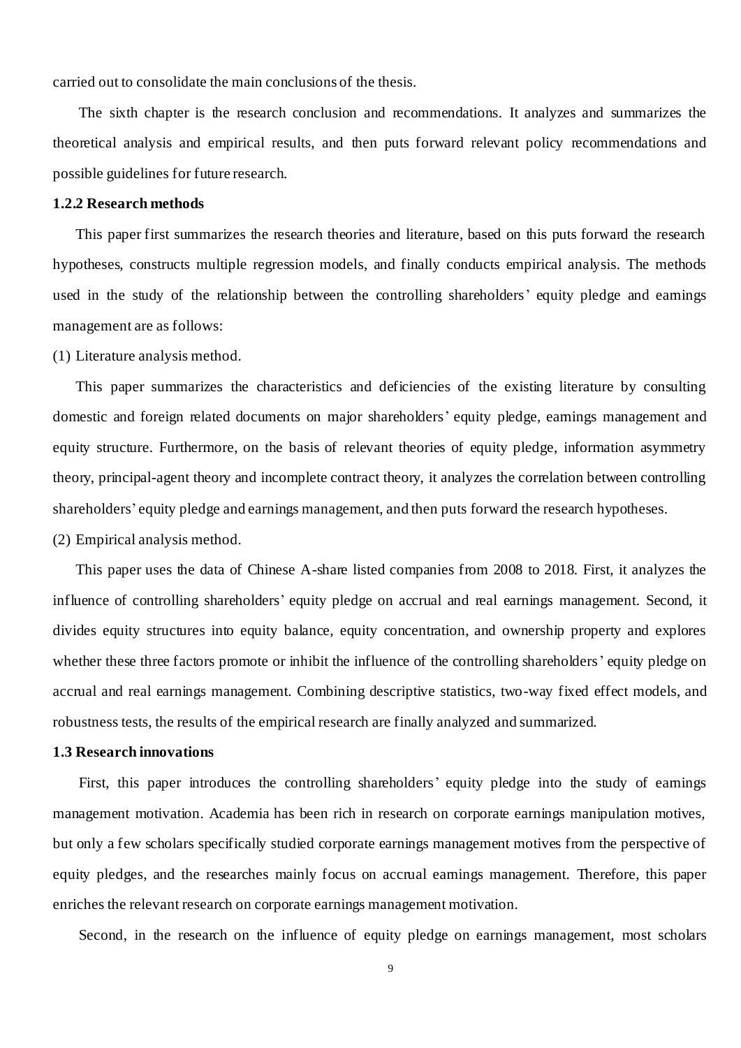carried out to consolidate the main conclusions of the thesis.

The sixth chapter is the research conclusion and recommendations. It analyzes and summarizes the theoretical analysis and empirical results, and then puts forward relevant policy recommendations and possible guidelines for future research.

### 1.2.2 Research methods

This paper first summarizes the research theories and literature, based on this puts forward the research hypotheses, constructs multiple regression models, and finally conducts empirical analysis. The methods used in the study of the relationship between the controlling shareholders' equity pledge and earnings management are as follows:

(1) Literature analysis method.

This paper summarizes the characteristics and deficiencies of the existing literature by consulting domestic and foreign related documents on major shareholders' equity pledge, earnings management and equity structure. Furthermore, on the basis of relevant theories of equity pledge, information asymmetry theory, principal-agent theory and incomplete contract theory, it analyzes the correlation between controlling shareholders' equity pledge and earnings management, and then puts forward the research hypotheses.

(2) Empirical analysis method.

This paper uses the data of Chinese A-share listed companies from 2008 to 2018. First, it analyzes the influence of controlling shareholders' equity pledge on accrual and real earnings management. Second, it divides equity structures into equity balance, equity concentration, and ownership property and explores whether these three factors promote or inhibit the influence of the controlling shareholders' equity pledge on accrual and real earnings management. Combining descriptive statistics, two-way fixed effect models, and robustness tests, the results of the empirical research are finally analyzed and summarized.

### 1.3 Research innovations

First, this paper introduces the controlling shareholders' equity pledge into the study of earnings management motivation. Academia has been rich in research on corporate earnings manipulation motives, but only a few scholars specifically studied corporate earnings management motives from the perspective of equity pledges, and the researches mainly focus on accrual earnings management. Therefore, this paper enriches the relevant research on corporate earnings management motivation.

Second, in the research on the influence of equity pledge on earnings management, most scholars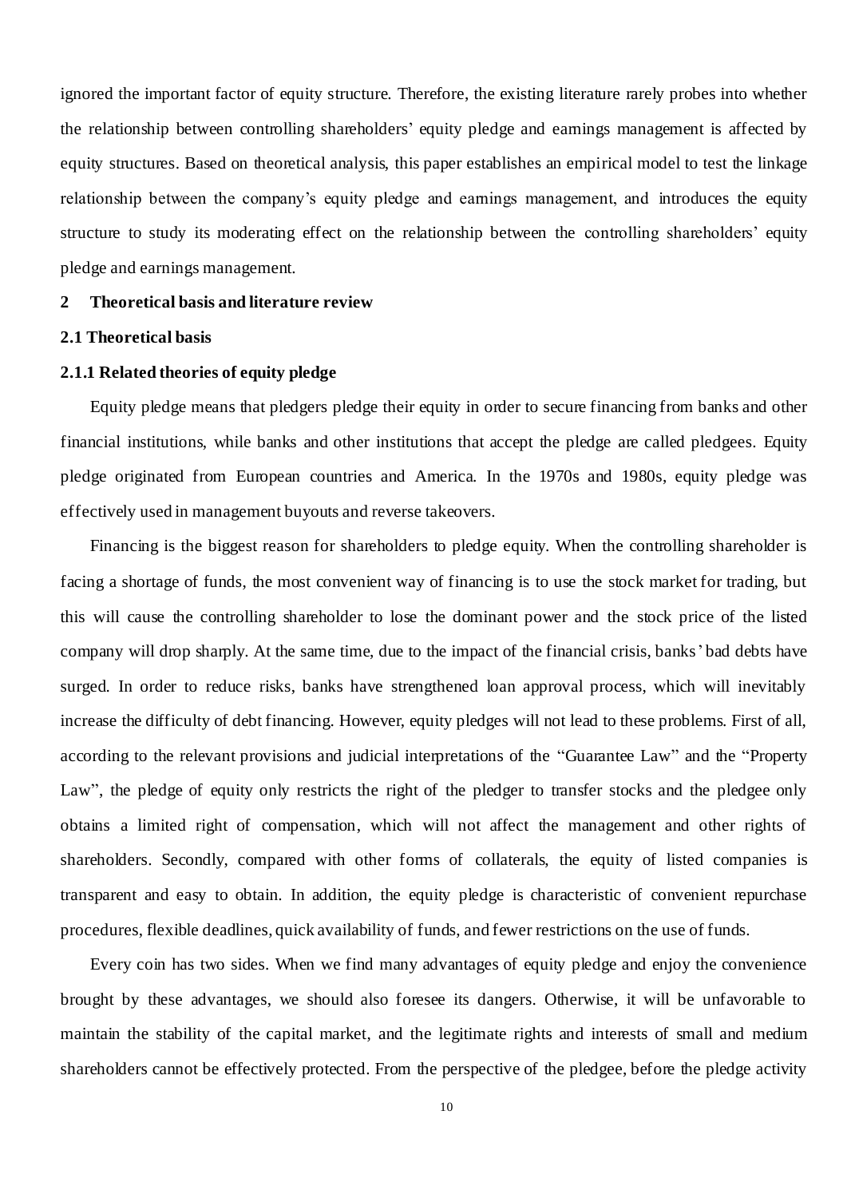ignored the important factor of equity structure. Therefore, the existing literature rarely probes into whether the relationship between controlling shareholders' equity pledge and earnings management is affected by equity structures. Based on theoretical analysis, this paper establishes an empirical model to test the linkage relationship between the company's equity pledge and earnings management, and introduces the equity structure to study its moderating effect on the relationship between the controlling shareholders' equity pledge and earnings management.

## 2 Theoretical basis and literature review

### 2.1 Theoretical basis

#### 2.1.1 Related theories of equity pledge

Equity pledge means that pledgers pledge their equity in order to secure financing from banks and other financial institutions, while banks and other institutions that accept the pledge are called pledgees. Equity pledge originated from European countries and America. In the 1970s and 1980s, equity pledge was effectively used in management buyouts and reverse takeovers.

Financing is the biggest reason for shareholders to pledge equity. When the controlling shareholder is facing a shortage of funds, the most convenient way of financing is to use the stock market for trading, but this will cause the controlling shareholder to lose the dominant power and the stock price of the listed company will drop sharply. At the same time, due to the impact of the financial crisis, banks' bad debts have surged. In order to reduce risks, banks have strengthened loan approval process, which will inevitably increase the difficulty of debt financing. However, equity pledges will not lead to these problems. First of all, according to the relevant provisions and judicial interpretations of the "Guarantee Law" and the "Property Law", the pledge of equity only restricts the right of the pledger to transfer stocks and the pledgee only obtains a limited right of compensation, which will not affect the management and other rights of shareholders. Secondly, compared with other forms of collaterals, the equity of listed companies is transparent and easy to obtain. In addition, the equity pledge is characteristic of convenient repurchase procedures, flexible deadlines, quick availability of funds, and fewer restrictions on the use of funds.

Every coin has two sides. When we find many advantages of equity pledge and enjoy the convenience brought by these advantages, we should also foresee its dangers. Otherwise, it will be unfavorable to maintain the stability of the capital market, and the legitimate rights and interests of small and medium shareholders cannot be effectively protected. From the perspective of the pledgee, before the pledge activity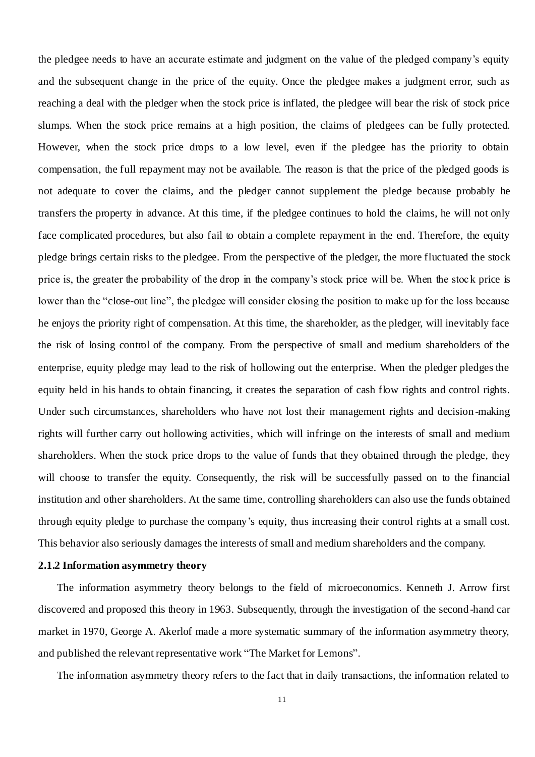the pledgee needs to have an accurate estimate and judgment on the value of the pledged company's equity and the subsequent change in the price of the equity. Once the pledgee makes a judgment error, such as reaching a deal with the pledger when the stock price is inflated, the pledgee will bear the risk of stock price slumps. When the stock price remains at a high position, the claims of pledgees can be fully protected. However, when the stock price drops to a low level, even if the pledgee has the priority to obtain compensation, the full repayment may not be available. The reason is that the price of the pledged goods is not adequate to cover the claims, and the pledger cannot supplement the pledge because probably he transfers the property in advance. At this time, if the pledgee continues to hold the claims, he will not only face complicated procedures, but also fail to obtain a complete repayment in the end. Therefore, the equity pledge brings certain risks to the pledgee. From the perspective of the pledger, the more fluctuated the stock price is, the greater the probability of the drop in the company's stock price will be. When the stock price is lower than the "close-out line", the pledgee will consider closing the position to make up for the loss because he enjoys the priority right of compensation. At this time, the shareholder, as the pledger, will inevitably face the risk of losing control of the company. From the perspective of small and medium shareholders of the enterprise, equity pledge may lead to the risk of hollowing out the enterprise. When the pledger pledges the equity held in his hands to obtain financing, it creates the separation of cash flow rights and control rights. Under such circumstances, shareholders who have not lost their management rights and decision-making rights will further carry out hollowing activities, which will infringe on the interests of small and medium shareholders. When the stock price drops to the value of funds that they obtained through the pledge, they will choose to transfer the equity. Consequently, the risk will be successfully passed on to the financial institution and other shareholders. At the same time, controlling shareholders can also use the funds obtained through equity pledge to purchase the company's equity, thus increasing their control rights at a small cost. This behavior also seriously damages the interests of small and medium shareholders and the company.

### 2.1.2 Information asymmetry theory

The information asymmetry theory belongs to the field of microeconomics. Kenneth J. Arrow first discovered and proposed this theory in 1963. Subsequently, through the investigation of the second-hand car market in 1970, George A. Akerlof made a more systematic summary of the information asymmetry theory, and published the relevant representative work "The Market for Lemons".

The information asymmetry theory refers to the fact that in daily transactions, the information related to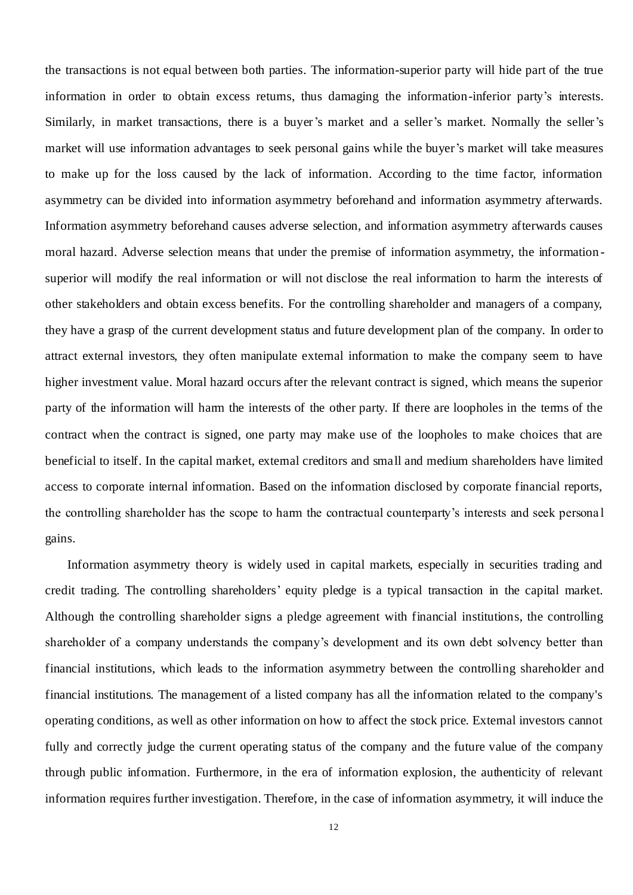the transactions is not equal between both parties. The information-superior party will hide part of the true information in order to obtain excess returns, thus damaging the information-inferior party's interests. Similarly, in market transactions, there is a buyer's market and a seller's market. Normally the seller's market will use information advantages to seek personal gains while the buyer's market will take measures to make up for the loss caused by the lack of information. According to the time factor, information asymmetry can be divided into information asymmetry beforehand and information asymmetry afterwards. Information asymmetry beforehand causes adverse selection, and information asymmetry afterwards causes moral hazard. Adverse selection means that under the premise of information asymmetry, the information-superior will modify the real information or will not disclose the real information to harm the interests of other stakeholders and obtain excess benefits. For the controlling shareholder and managers of a company, they have a grasp of the current development status and future development plan of the company. In order to attract external investors, they often manipulate external information to make the company seem to have higher investment value. Moral hazard occurs after the relevant contract is signed, which means the superior party of the information will harm the interests of the other party. If there are loopholes in the terms of the contract when the contract is signed, one party may make use of the loopholes to make choices that are beneficial to itself. In the capital market, external creditors and small and medium shareholders have limited access to corporate internal information. Based on the information disclosed by corporate financial reports, the controlling shareholder has the scope to harm the contractual counterparty's interests and seek personal gains.

Information asymmetry theory is widely used in capital markets, especially in securities trading and credit trading. The controlling shareholders' equity pledge is a typical transaction in the capital market. Although the controlling shareholder signs a pledge agreement with financial institutions, the controlling shareholder of a company understands the company's development and its own debt solvency better than financial institutions, which leads to the information asymmetry between the controlling shareholder and financial institutions. The management of a listed company has all the information related to the company's operating conditions, as well as other information on how to affect the stock price. External investors cannot fully and correctly judge the current operating status of the company and the future value of the company through public information. Furthermore, in the era of information explosion, the authenticity of relevant information requires further investigation. Therefore, in the case of information asymmetry, it will induce the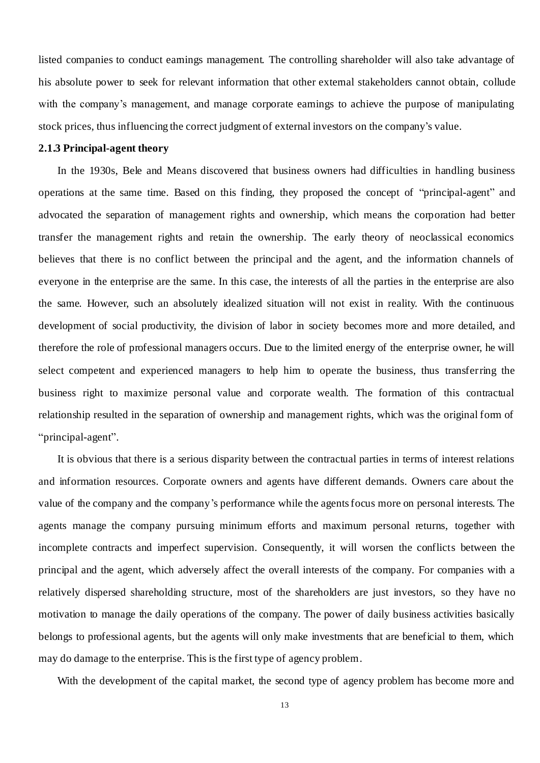listed companies to conduct earnings management. The controlling shareholder will also take advantage of his absolute power to seek for relevant information that other external stakeholders cannot obtain, collude with the company's management, and manage corporate earnings to achieve the purpose of manipulating stock prices, thus influencing the correct judgment of external investors on the company's value.

### 2.1.3 Principal-agent theory

In the 1930s, Bele and Means discovered that business owners had difficulties in handling business operations at the same time. Based on this finding, they proposed the concept of "principal-agent" and advocated the separation of management rights and ownership, which means the corporation had better transfer the management rights and retain the ownership. The early theory of neoclassical economics believes that there is no conflict between the principal and the agent, and the information channels of everyone in the enterprise are the same. In this case, the interests of all the parties in the enterprise are also the same. However, such an absolutely idealized situation will not exist in reality. With the continuous development of social productivity, the division of labor in society becomes more and more detailed, and therefore the role of professional managers occurs. Due to the limited energy of the enterprise owner, he will select competent and experienced managers to help him to operate the business, thus transferring the business right to maximize personal value and corporate wealth. The formation of this contractual relationship resulted in the separation of ownership and management rights, which was the original form of "principal-agent".

It is obvious that there is a serious disparity between the contractual parties in terms of interest relations and information resources. Corporate owners and agents have different demands. Owners care about the value of the company and the company's performance while the agents focus more on personal interests. The agents manage the company pursuing minimum efforts and maximum personal returns, together with incomplete contracts and imperfect supervision. Consequently, it will worsen the conflicts between the principal and the agent, which adversely affect the overall interests of the company. For companies with a relatively dispersed shareholding structure, most of the shareholders are just investors, so they have no motivation to manage the daily operations of the company. The power of daily business activities basically belongs to professional agents, but the agents will only make investments that are beneficial to them, which may do damage to the enterprise. This is the first type of agency problem.

With the development of the capital market, the second type of agency problem has become more and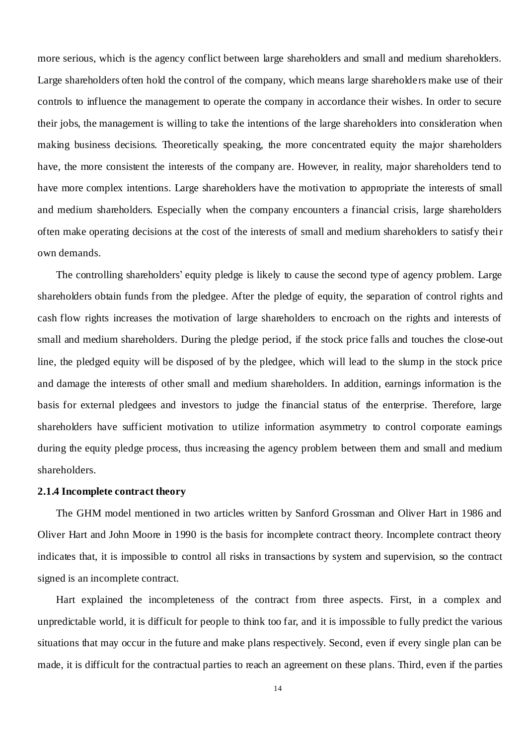more serious, which is the agency conflict between large shareholders and small and medium shareholders. Large shareholders often hold the control of the company, which means large shareholders make use of their controls to influence the management to operate the company in accordance their wishes. In order to secure their jobs, the management is willing to take the intentions of the large shareholders into consideration when making business decisions. Theoretically speaking, the more concentrated equity the major shareholders have, the more consistent the interests of the company are. However, in reality, major shareholders tend to have more complex intentions. Large shareholders have the motivation to appropriate the interests of small and medium shareholders. Especially when the company encounters a financial crisis, large shareholders often make operating decisions at the cost of the interests of small and medium shareholders to satisfy their own demands.

The controlling shareholders' equity pledge is likely to cause the second type of agency problem. Large shareholders obtain funds from the pledgee. After the pledge of equity, the separation of control rights and cash flow rights increases the motivation of large shareholders to encroach on the rights and interests of small and medium shareholders. During the pledge period, if the stock price falls and touches the close-out line, the pledged equity will be disposed of by the pledgee, which will lead to the slump in the stock price and damage the interests of other small and medium shareholders. In addition, earnings information is the basis for external pledgees and investors to judge the financial status of the enterprise. Therefore, large shareholders have sufficient motivation to utilize information asymmetry to control corporate earnings during the equity pledge process, thus increasing the agency problem between them and small and medium shareholders.

### 2.1.4 Incomplete contract theory

The GHM model mentioned in two articles written by Sanford Grossman and Oliver Hart in 1986 and Oliver Hart and John Moore in 1990 is the basis for incomplete contract theory. Incomplete contract theory indicates that, it is impossible to control all risks in transactions by system and supervision, so the contract signed is an incomplete contract.

Hart explained the incompleteness of the contract from three aspects. First, in a complex and unpredictable world, it is difficult for people to think too far, and it is impossible to fully predict the various situations that may occur in the future and make plans respectively. Second, even if every single plan can be made, it is difficult for the contractual parties to reach an agreement on these plans. Third, even if the parties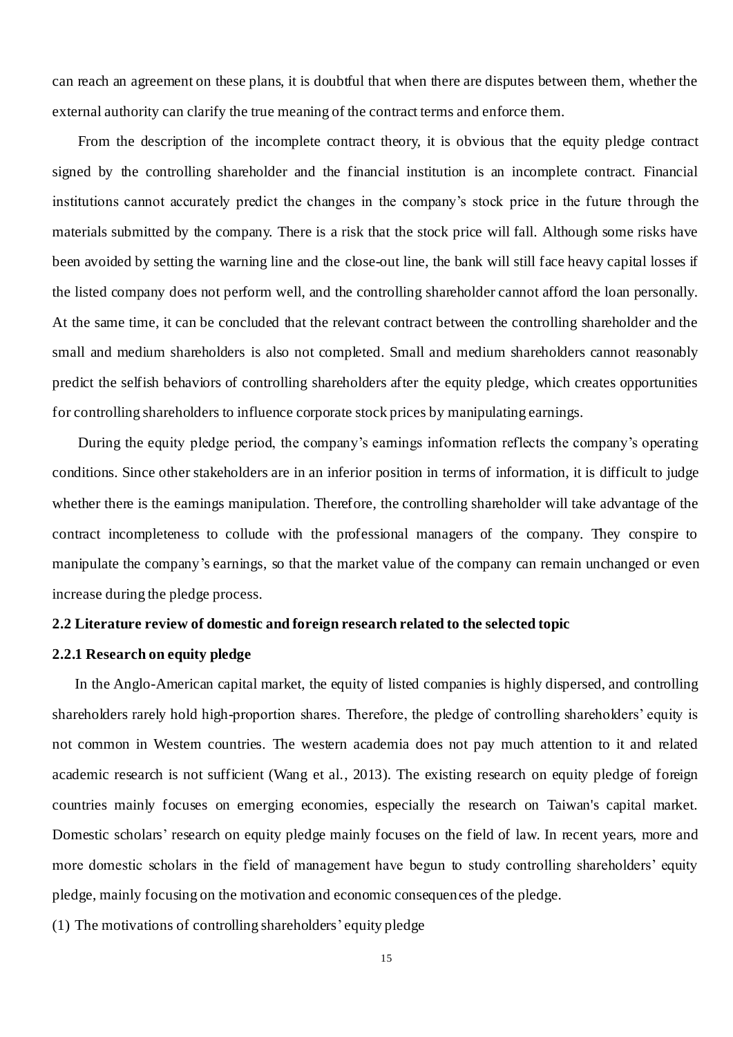can reach an agreement on these plans, it is doubtful that when there are disputes between them, whether the external authority can clarify the true meaning of the contract terms and enforce them.

From the description of the incomplete contract theory, it is obvious that the equity pledge contract signed by the controlling shareholder and the financial institution is an incomplete contract. Financial institutions cannot accurately predict the changes in the company's stock price in the future through the materials submitted by the company. There is a risk that the stock price will fall. Although some risks have been avoided by setting the warning line and the close-out line, the bank will still face heavy capital losses if the listed company does not perform well, and the controlling shareholder cannot afford the loan personally. At the same time, it can be concluded that the relevant contract between the controlling shareholder and the small and medium shareholders is also not completed. Small and medium shareholders cannot reasonably predict the selfish behaviors of controlling shareholders after the equity pledge, which creates opportunities for controlling shareholders to influence corporate stock prices by manipulating earnings.

During the equity pledge period, the company's earnings information reflects the company's operating conditions. Since other stakeholders are in an inferior position in terms of information, it is difficult to judge whether there is the earnings manipulation. Therefore, the controlling shareholder will take advantage of the contract incompleteness to collude with the professional managers of the company. They conspire to manipulate the company's earnings, so that the market value of the company can remain unchanged or even increase during the pledge process.

## 2.2 Literature review of domestic and foreign research related to the selected topic

### 2.2.1 Research on equity pledge

In the Anglo-American capital market, the equity of listed companies is highly dispersed, and controlling shareholders rarely hold high-proportion shares. Therefore, the pledge of controlling shareholders' equity is not common in Western countries. The western academia does not pay much attention to it and related academic research is not sufficient (Wang et al., 2013). The existing research on equity pledge of foreign countries mainly focuses on emerging economies, especially the research on Taiwan's capital market. Domestic scholars' research on equity pledge mainly focuses on the field of law. In recent years, more and more domestic scholars in the field of management have begun to study controlling shareholders' equity pledge, mainly focusing on the motivation and economic consequences of the pledge.

(1) The motivations of controlling shareholders' equity pledge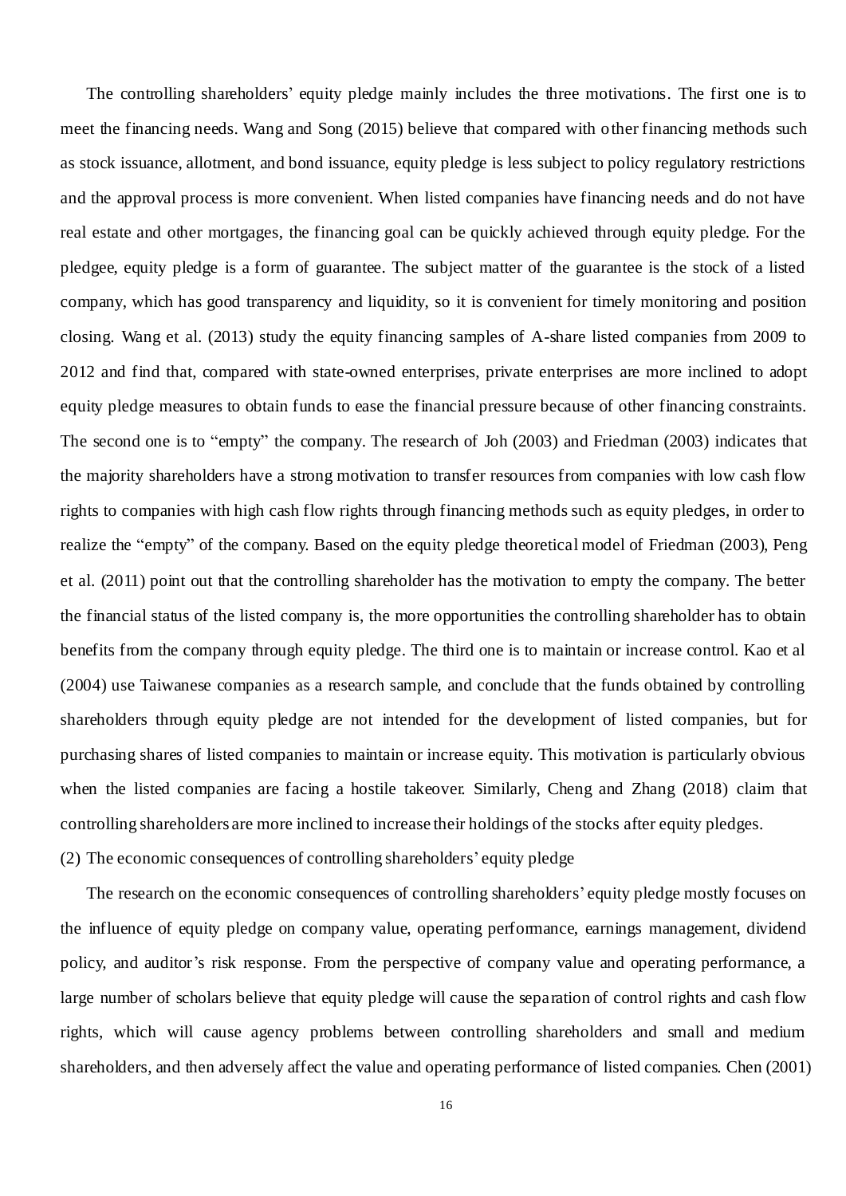The controlling shareholders' equity pledge mainly includes the three motivations. The first one is to meet the financing needs. Wang and Song (2015) believe that compared with other financing methods such as stock issuance, allotment, and bond issuance, equity pledge is less subject to policy regulatory restrictions and the approval process is more convenient. When listed companies have financing needs and do not have real estate and other mortgages, the financing goal can be quickly achieved through equity pledge. For the pledgee, equity pledge is a form of guarantee. The subject matter of the guarantee is the stock of a listed company, which has good transparency and liquidity, so it is convenient for timely monitoring and position closing. Wang et al. (2013) study the equity financing samples of A-share listed companies from 2009 to 2012 and find that, compared with state-owned enterprises, private enterprises are more inclined to adopt equity pledge measures to obtain funds to ease the financial pressure because of other financing constraints. The second one is to "empty" the company. The research of Joh (2003) and Friedman (2003) indicates that the majority shareholders have a strong motivation to transfer resources from companies with low cash flow rights to companies with high cash flow rights through financing methods such as equity pledges, in order to realize the "empty" of the company. Based on the equity pledge theoretical model of Friedman (2003), Peng et al. (2011) point out that the controlling shareholder has the motivation to empty the company. The better the financial status of the listed company is, the more opportunities the controlling shareholder has to obtain benefits from the company through equity pledge. The third one is to maintain or increase control. Kao et al (2004) use Taiwanese companies as a research sample, and conclude that the funds obtained by controlling shareholders through equity pledge are not intended for the development of listed companies, but for purchasing shares of listed companies to maintain or increase equity. This motivation is particularly obvious when the listed companies are facing a hostile takeover. Similarly, Cheng and Zhang (2018) claim that controlling shareholders are more inclined to increase their holdings of the stocks after equity pledges.

(2) The economic consequences of controlling shareholders' equity pledge

The research on the economic consequences of controlling shareholders' equity pledge mostly focuses on the influence of equity pledge on company value, operating performance, earnings management, dividend policy, and auditor's risk response. From the perspective of company value and operating performance, a large number of scholars believe that equity pledge will cause the separation of control rights and cash flow rights, which will cause agency problems between controlling shareholders and small and medium shareholders, and then adversely affect the value and operating performance of listed companies. Chen (2001)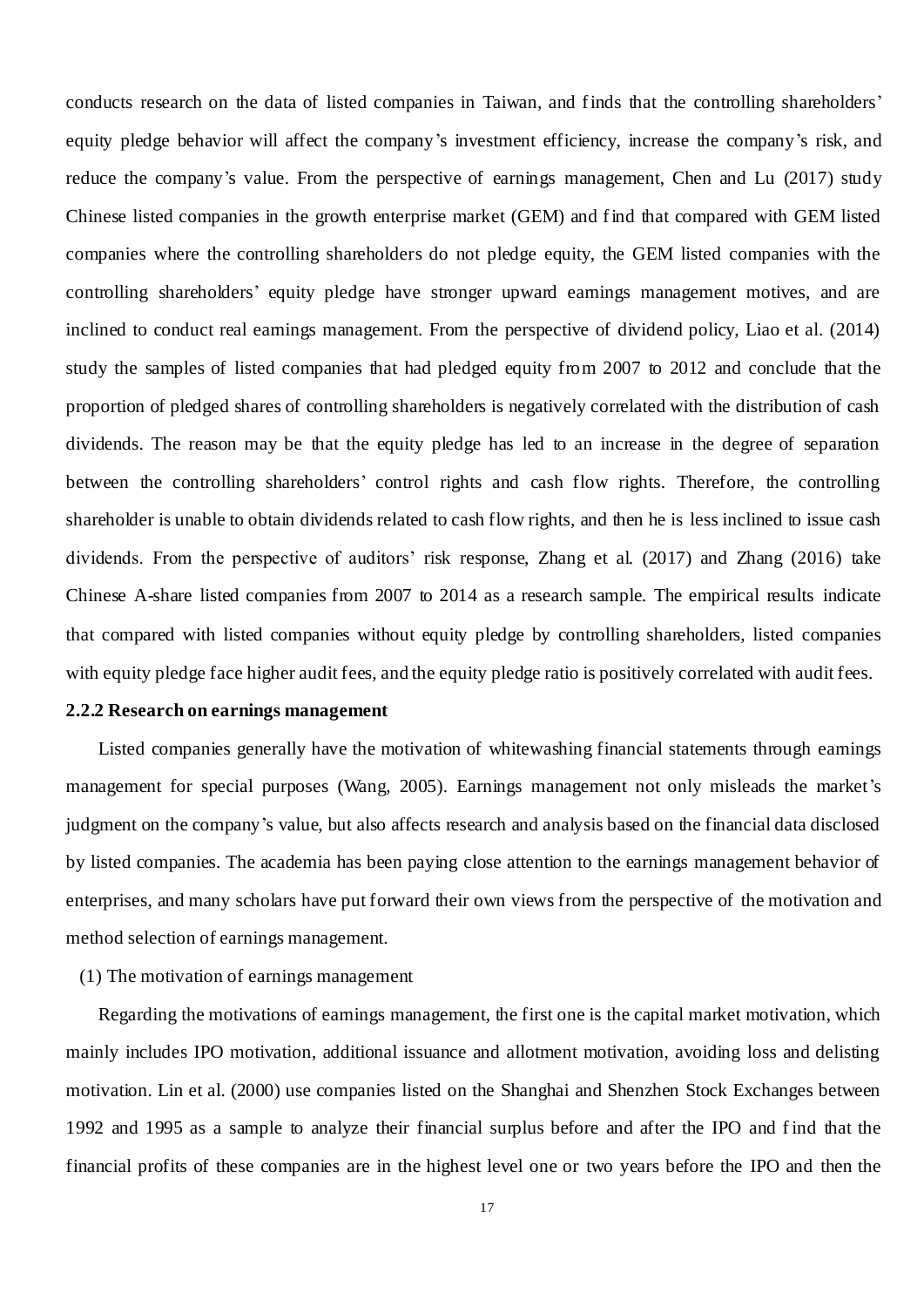conducts research on the data of listed companies in Taiwan, and finds that the controlling shareholders' equity pledge behavior will affect the company's investment efficiency, increase the company's risk, and reduce the company's value. From the perspective of earnings management, Chen and Lu (2017) study Chinese listed companies in the growth enterprise market (GEM) and find that compared with GEM listed companies where the controlling shareholders do not pledge equity, the GEM listed companies with the controlling shareholders' equity pledge have stronger upward earnings management motives, and are inclined to conduct real earnings management. From the perspective of dividend policy, Liao et al. (2014) study the samples of listed companies that had pledged equity from 2007 to 2012 and conclude that the proportion of pledged shares of controlling shareholders is negatively correlated with the distribution of cash dividends. The reason may be that the equity pledge has led to an increase in the degree of separation between the controlling shareholders' control rights and cash flow rights. Therefore, the controlling shareholder is unable to obtain dividends related to cash flow rights, and then he is less inclined to issue cash dividends. From the perspective of auditors' risk response, Zhang et al. (2017) and Zhang (2016) take Chinese A-share listed companies from 2007 to 2014 as a research sample. The empirical results indicate that compared with listed companies without equity pledge by controlling shareholders, listed companies with equity pledge face higher audit fees, and the equity pledge ratio is positively correlated with audit fees.

### 2.2.2 Research on earnings management

Listed companies generally have the motivation of whitewashing financial statements through earnings management for special purposes (Wang, 2005). Earnings management not only misleads the market's judgment on the company's value, but also affects research and analysis based on the financial data disclosed by listed companies. The academia has been paying close attention to the earnings management behavior of enterprises, and many scholars have put forward their own views from the perspective of the motivation and method selection of earnings management.

(1) The motivation of earnings management

Regarding the motivations of earnings management, the first one is the capital market motivation, which mainly includes IPO motivation, additional issuance and allotment motivation, avoiding loss and delisting motivation. Lin et al. (2000) use companies listed on the Shanghai and Shenzhen Stock Exchanges between 1992 and 1995 as a sample to analyze their financial surplus before and after the IPO and find that the financial profits of these companies are in the highest level one or two years before the IPO and then the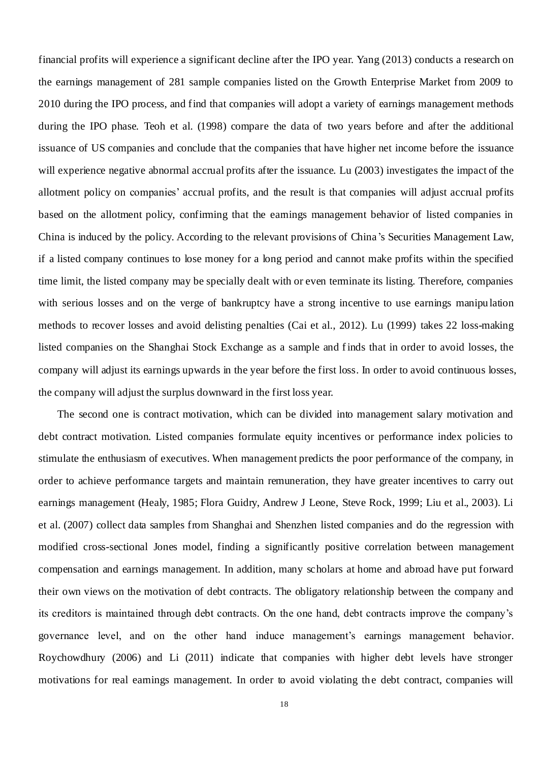financial profits will experience a significant decline after the IPO year. Yang (2013) conducts a research on the earnings management of 281 sample companies listed on the Growth Enterprise Market from 2009 to 2010 during the IPO process, and find that companies will adopt a variety of earnings management methods during the IPO phase. Teoh et al. (1998) compare the data of two years before and after the additional issuance of US companies and conclude that the companies that have higher net income before the issuance will experience negative abnormal accrual profits after the issuance. Lu (2003) investigates the impact of the allotment policy on companies' accrual profits, and the result is that companies will adjust accrual profits based on the allotment policy, confirming that the earnings management behavior of listed companies in China is induced by the policy. According to the relevant provisions of China's Securities Management Law, if a listed company continues to lose money for a long period and cannot make profits within the specified time limit, the listed company may be specially dealt with or even terminate its listing. Therefore, companies with serious losses and on the verge of bankruptcy have a strong incentive to use earnings manipulation methods to recover losses and avoid delisting penalties (Cai et al., 2012). Lu (1999) takes 22 loss-making listed companies on the Shanghai Stock Exchange as a sample and finds that in order to avoid losses, the company will adjust its earnings upwards in the year before the first loss. In order to avoid continuous losses, the company will adjust the surplus downward in the first loss year.

The second one is contract motivation, which can be divided into management salary motivation and debt contract motivation. Listed companies formulate equity incentives or performance index policies to stimulate the enthusiasm of executives. When management predicts the poor performance of the company, in order to achieve performance targets and maintain remuneration, they have greater incentives to carry out earnings management (Healy, 1985; Flora Guidry, Andrew J Leone, Steve Rock, 1999; Liu et al., 2003). Li et al. (2007) collect data samples from Shanghai and Shenzhen listed companies and do the regression with modified cross-sectional Jones model, finding a significantly positive correlation between management compensation and earnings management. In addition, many scholars at home and abroad have put forward their own views on the motivation of debt contracts. The obligatory relationship between the company and its creditors is maintained through debt contracts. On the one hand, debt contracts improve the company's governance level, and on the other hand induce management's earnings management behavior. Roychowdhury (2006) and Li (2011) indicate that companies with higher debt levels have stronger motivations for real earnings management. In order to avoid violating the debt contract, companies will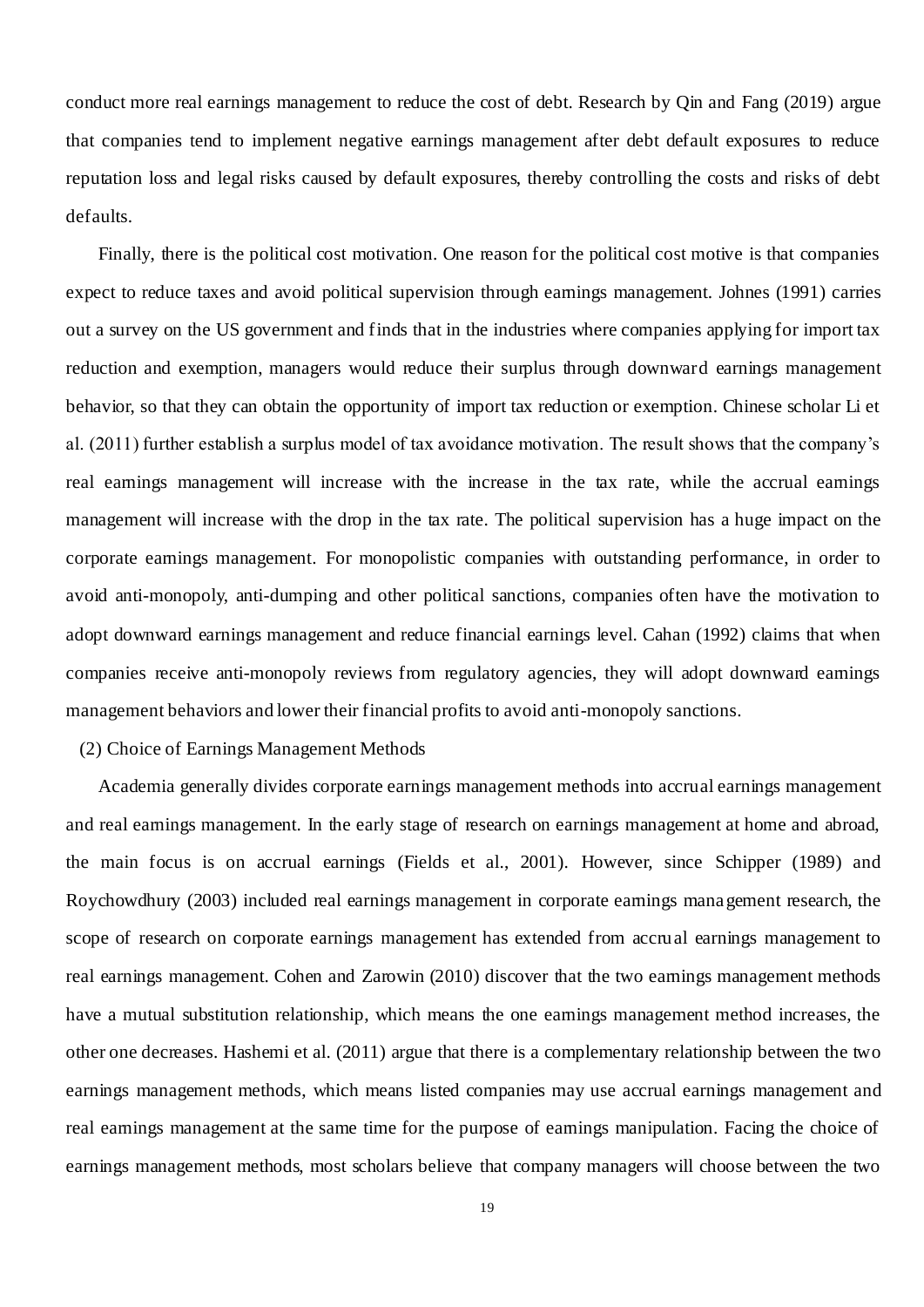conduct more real earnings management to reduce the cost of debt. Research by Qin and Fang (2019) argue that companies tend to implement negative earnings management after debt default exposures to reduce reputation loss and legal risks caused by default exposures, thereby controlling the costs and risks of debt defaults.

Finally, there is the political cost motivation. One reason for the political cost motive is that companies expect to reduce taxes and avoid political supervision through earnings management. Johnes (1991) carries out a survey on the US government and finds that in the industries where companies applying for import tax reduction and exemption, managers would reduce their surplus through downward earnings management behavior, so that they can obtain the opportunity of import tax reduction or exemption. Chinese scholar Li et al. (2011) further establish a surplus model of tax avoidance motivation. The result shows that the company's real earnings management will increase with the increase in the tax rate, while the accrual earnings management will increase with the drop in the tax rate. The political supervision has a huge impact on the corporate earnings management. For monopolistic companies with outstanding performance, in order to avoid anti-monopoly, anti-dumping and other political sanctions, companies often have the motivation to adopt downward earnings management and reduce financial earnings level. Cahan (1992) claims that when companies receive anti-monopoly reviews from regulatory agencies, they will adopt downward earnings management behaviors and lower their financial profits to avoid anti-monopoly sanctions.

(2) Choice of Earnings Management Methods

Academia generally divides corporate earnings management methods into accrual earnings management and real earnings management. In the early stage of research on earnings management at home and abroad, the main focus is on accrual earnings (Fields et al., 2001). However, since Schipper (1989) and Roychowdhury (2003) included real earnings management in corporate earnings management research, the scope of research on corporate earnings management has extended from accrual earnings management to real earnings management. Cohen and Zarowin (2010) discover that the two earnings management methods have a mutual substitution relationship, which means the one earnings management method increases, the other one decreases. Hashemi et al. (2011) argue that there is a complementary relationship between the two earnings management methods, which means listed companies may use accrual earnings management and real earnings management at the same time for the purpose of earnings manipulation. Facing the choice of earnings management methods, most scholars believe that company managers will choose between the two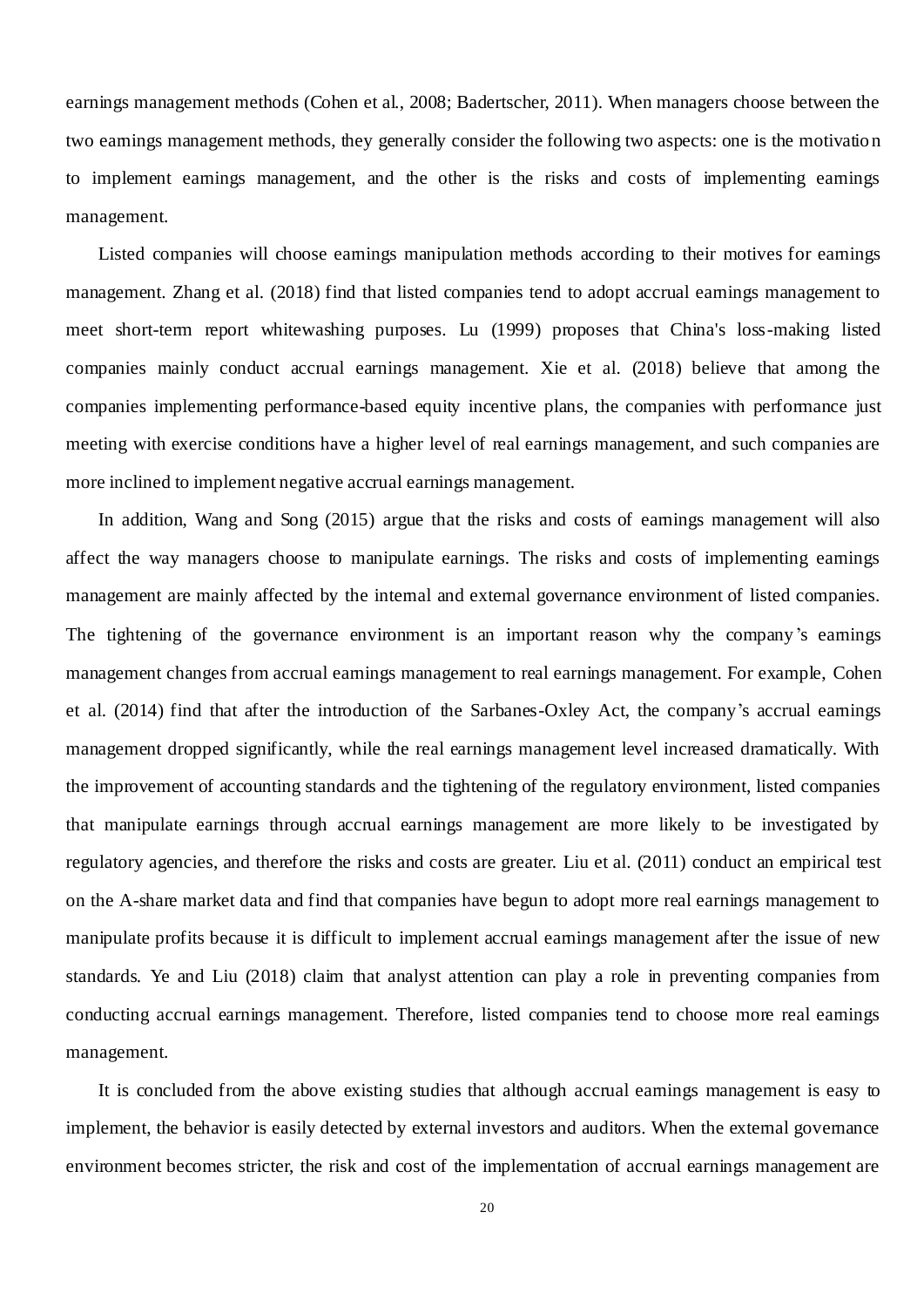earnings management methods (Cohen et al., 2008; Badertscher, 2011). When managers choose between the two earnings management methods, they generally consider the following two aspects: one is the motivation to implement earnings management, and the other is the risks and costs of implementing earnings management.

Listed companies will choose earnings manipulation methods according to their motives for earnings management. Zhang et al. (2018) find that listed companies tend to adopt accrual earnings management to meet short-term report whitewashing purposes. Lu (1999) proposes that China's loss-making listed companies mainly conduct accrual earnings management. Xie et al. (2018) believe that among the companies implementing performance-based equity incentive plans, the companies with performance just meeting with exercise conditions have a higher level of real earnings management, and such companies are more inclined to implement negative accrual earnings management.

In addition, Wang and Song (2015) argue that the risks and costs of earnings management will also affect the way managers choose to manipulate earnings. The risks and costs of implementing earnings management are mainly affected by the internal and external governance environment of listed companies. The tightening of the governance environment is an important reason why the company's earnings management changes from accrual earnings management to real earnings management. For example, Cohen et al. (2014) find that after the introduction of the Sarbanes-Oxley Act, the company's accrual earnings management dropped significantly, while the real earnings management level increased dramatically. With the improvement of accounting standards and the tightening of the regulatory environment, listed companies that manipulate earnings through accrual earnings management are more likely to be investigated by regulatory agencies, and therefore the risks and costs are greater. Liu et al. (2011) conduct an empirical test on the A-share market data and find that companies have begun to adopt more real earnings management to manipulate profits because it is difficult to implement accrual earnings management after the issue of new standards. Ye and Liu (2018) claim that analyst attention can play a role in preventing companies from conducting accrual earnings management. Therefore, listed companies tend to choose more real earnings management.

It is concluded from the above existing studies that although accrual earnings management is easy to implement, the behavior is easily detected by external investors and auditors. When the external governance environment becomes stricter, the risk and cost of the implementation of accrual earnings management are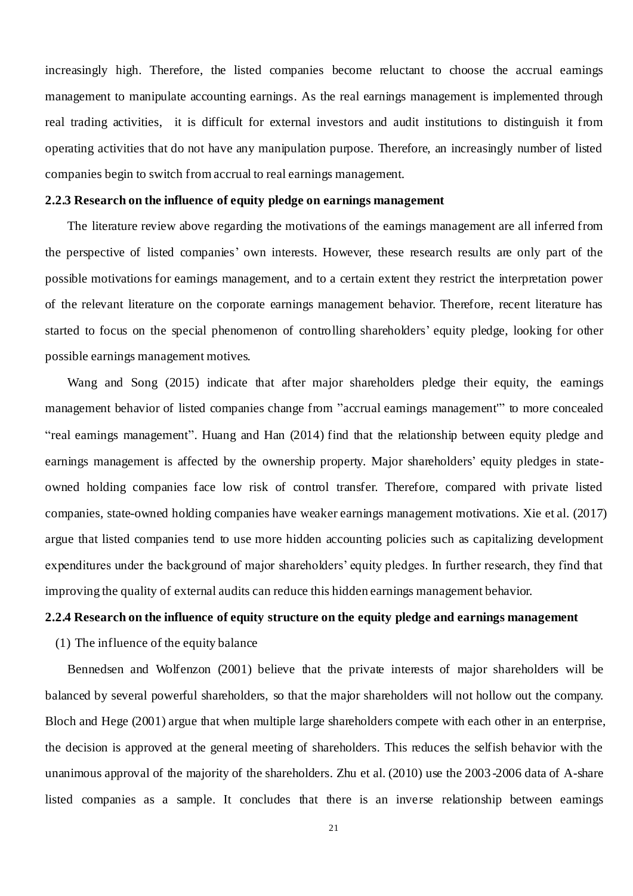increasingly high. Therefore, the listed companies become reluctant to choose the accrual earnings management to manipulate accounting earnings. As the real earnings management is implemented through real trading activities, it is difficult for external investors and audit institutions to distinguish it from operating activities that do not have any manipulation purpose. Therefore, an increasingly number of listed companies begin to switch from accrual to real earnings management.

### 2.2.3 Research on the influence of equity pledge on earnings management

The literature review above regarding the motivations of the earnings management are all inferred from the perspective of listed companies' own interests. However, these research results are only part of the possible motivations for earnings management, and to a certain extent they restrict the interpretation power of the relevant literature on the corporate earnings management behavior. Therefore, recent literature has started to focus on the special phenomenon of controlling shareholders' equity pledge, looking for other possible earnings management motives.

Wang and Song (2015) indicate that after major shareholders pledge their equity, the earnings management behavior of listed companies change from "accrual earnings management'" to more concealed "real earnings management". Huang and Han (2014) find that the relationship between equity pledge and earnings management is affected by the ownership property. Major shareholders' equity pledges in state-owned holding companies face low risk of control transfer. Therefore, compared with private listed companies, state-owned holding companies have weaker earnings management motivations. Xie et al. (2017) argue that listed companies tend to use more hidden accounting policies such as capitalizing development expenditures under the background of major shareholders' equity pledges. In further research, they find that improving the quality of external audits can reduce this hidden earnings management behavior.

### 2.2.4 Research on the influence of equity structure on the equity pledge and earnings management

(1) The influence of the equity balance

Bennedsen and Wolfenzon (2001) believe that the private interests of major shareholders will be balanced by several powerful shareholders, so that the major shareholders will not hollow out the company. Bloch and Hege (2001) argue that when multiple large shareholders compete with each other in an enterprise, the decision is approved at the general meeting of shareholders. This reduces the selfish behavior with the unanimous approval of the majority of the shareholders. Zhu et al. (2010) use the 2003-2006 data of A-share listed companies as a sample. It concludes that there is an inverse relationship between earnings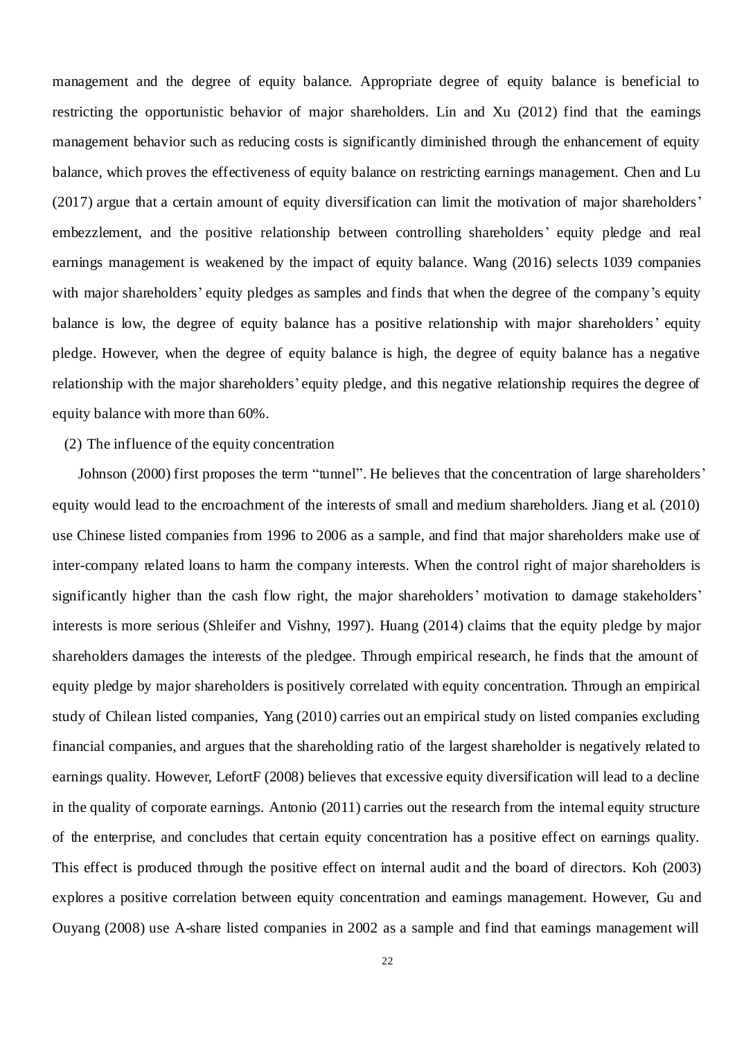management and the degree of equity balance. Appropriate degree of equity balance is beneficial to restricting the opportunistic behavior of major shareholders. Lin and Xu (2012) find that the earnings management behavior such as reducing costs is significantly diminished through the enhancement of equity balance, which proves the effectiveness of equity balance on restricting earnings management. Chen and Lu (2017) argue that a certain amount of equity diversification can limit the motivation of major shareholders' embezzlement, and the positive relationship between controlling shareholders' equity pledge and real earnings management is weakened by the impact of equity balance. Wang (2016) selects 1039 companies with major shareholders' equity pledges as samples and finds that when the degree of the company's equity balance is low, the degree of equity balance has a positive relationship with major shareholders' equity pledge. However, when the degree of equity balance is high, the degree of equity balance has a negative relationship with the major shareholders' equity pledge, and this negative relationship requires the degree of equity balance with more than 60%.

(2) The influence of the equity concentration

Johnson (2000) first proposes the term "tunnel". He believes that the concentration of large shareholders' equity would lead to the encroachment of the interests of small and medium shareholders. Jiang et al. (2010) use Chinese listed companies from 1996 to 2006 as a sample, and find that major shareholders make use of inter-company related loans to harm the company interests. When the control right of major shareholders is significantly higher than the cash flow right, the major shareholders' motivation to damage stakeholders' interests is more serious (Shleifer and Vishny, 1997). Huang (2014) claims that the equity pledge by major shareholders damages the interests of the pledgee. Through empirical research, he finds that the amount of equity pledge by major shareholders is positively correlated with equity concentration. Through an empirical study of Chilean listed companies, Yang (2010) carries out an empirical study on listed companies excluding financial companies, and argues that the shareholding ratio of the largest shareholder is negatively related to earnings quality. However, LefortF (2008) believes that excessive equity diversification will lead to a decline in the quality of corporate earnings. Antonio (2011) carries out the research from the internal equity structure of the enterprise, and concludes that certain equity concentration has a positive effect on earnings quality. This effect is produced through the positive effect on internal audit and the board of directors. Koh (2003) explores a positive correlation between equity concentration and earnings management. However, Gu and Ouyang (2008) use A-share listed companies in 2002 as a sample and find that earnings management will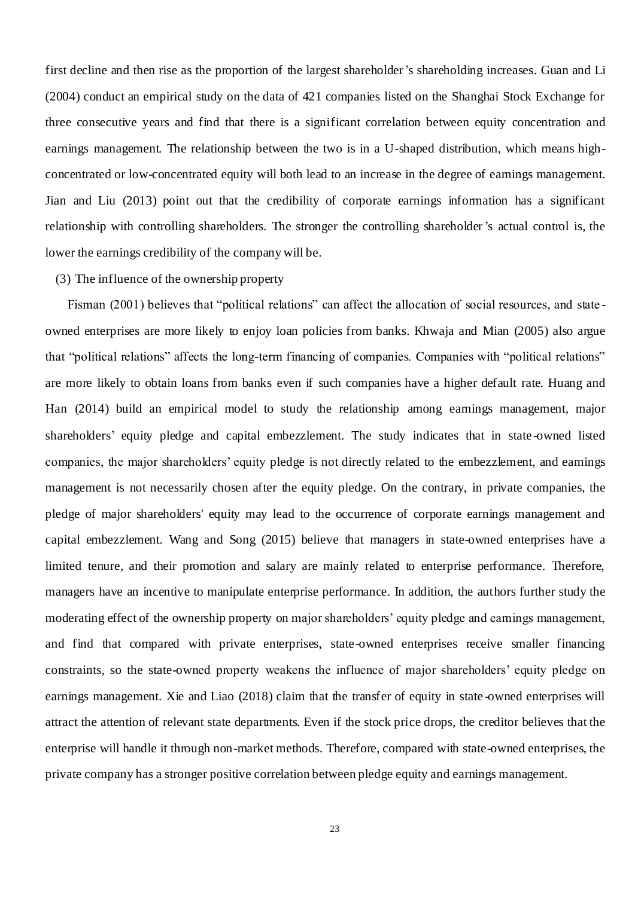first decline and then rise as the proportion of the largest shareholder's shareholding increases. Guan and Li (2004) conduct an empirical study on the data of 421 companies listed on the Shanghai Stock Exchange for three consecutive years and find that there is a significant correlation between equity concentration and earnings management. The relationship between the two is in a U-shaped distribution, which means high-concentrated or low-concentrated equity will both lead to an increase in the degree of earnings management. Jian and Liu (2013) point out that the credibility of corporate earnings information has a significant relationship with controlling shareholders. The stronger the controlling shareholder's actual control is, the lower the earnings credibility of the company will be.

(3) The influence of the ownership property

Fisman (2001) believes that "political relations" can affect the allocation of social resources, and state-owned enterprises are more likely to enjoy loan policies from banks. Khwaja and Mian (2005) also argue that "political relations" affects the long-term financing of companies. Companies with "political relations" are more likely to obtain loans from banks even if such companies have a higher default rate. Huang and Han (2014) build an empirical model to study the relationship among earnings management, major shareholders' equity pledge and capital embezzlement. The study indicates that in state-owned listed companies, the major shareholders' equity pledge is not directly related to the embezzlement, and earnings management is not necessarily chosen after the equity pledge. On the contrary, in private companies, the pledge of major shareholders' equity may lead to the occurrence of corporate earnings management and capital embezzlement. Wang and Song (2015) believe that managers in state-owned enterprises have a limited tenure, and their promotion and salary are mainly related to enterprise performance. Therefore, managers have an incentive to manipulate enterprise performance. In addition, the authors further study the moderating effect of the ownership property on major shareholders' equity pledge and earnings management, and find that compared with private enterprises, state-owned enterprises receive smaller financing constraints, so the state-owned property weakens the influence of major shareholders' equity pledge on earnings management. Xie and Liao (2018) claim that the transfer of equity in state-owned enterprises will attract the attention of relevant state departments. Even if the stock price drops, the creditor believes that the enterprise will handle it through non-market methods. Therefore, compared with state-owned enterprises, the private company has a stronger positive correlation between pledge equity and earnings management.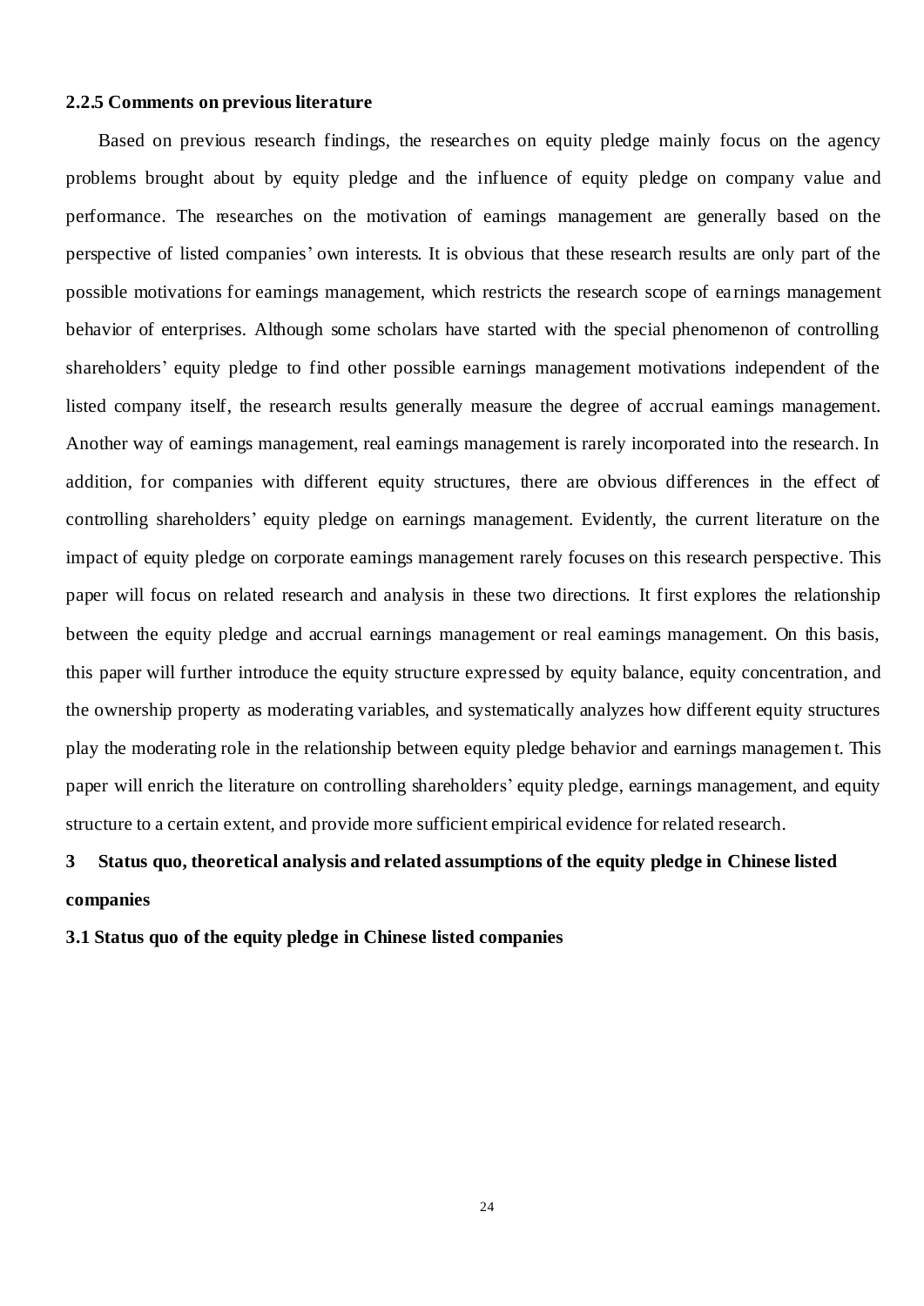### 2.2.5 Comments on previous literature

Based on previous research findings, the researches on equity pledge mainly focus on the agency problems brought about by equity pledge and the influence of equity pledge on company value and performance. The researches on the motivation of earnings management are generally based on the perspective of listed companies' own interests. It is obvious that these research results are only part of the possible motivations for earnings management, which restricts the research scope of earnings management behavior of enterprises. Although some scholars have started with the special phenomenon of controlling shareholders' equity pledge to find other possible earnings management motivations independent of the listed company itself, the research results generally measure the degree of accrual earnings management. Another way of earnings management, real earnings management is rarely incorporated into the research. In addition, for companies with different equity structures, there are obvious differences in the effect of controlling shareholders' equity pledge on earnings management. Evidently, the current literature on the impact of equity pledge on corporate earnings management rarely focuses on this research perspective. This paper will focus on related research and analysis in these two directions. It first explores the relationship between the equity pledge and accrual earnings management or real earnings management. On this basis, this paper will further introduce the equity structure expressed by equity balance, equity concentration, and the ownership property as moderating variables, and systematically analyzes how different equity structures play the moderating role in the relationship between equity pledge behavior and earnings management. This paper will enrich the literature on controlling shareholders' equity pledge, earnings management, and equity structure to a certain extent, and provide more sufficient empirical evidence for related research.

# 3 Status quo, theoretical analysis and related assumptions of the equity pledge in Chinese listed companies

## 3.1 Status quo of the equity pledge in Chinese listed companies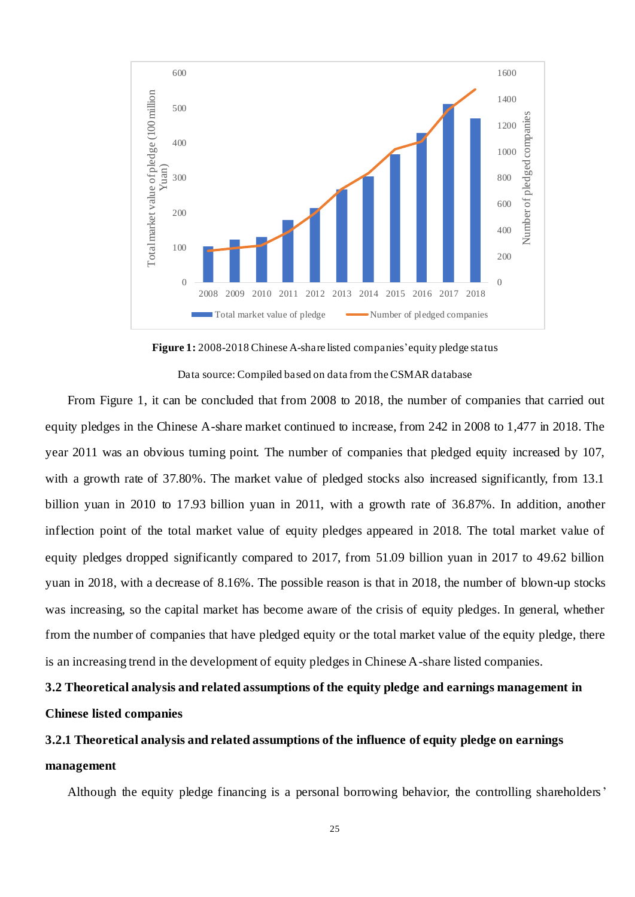**Figure 1:** 2008-2018 Chinese A-share listed companies' equity pledge status

Data source: Compiled based on data from the CSMAR database

From Figure 1, it can be concluded that from 2008 to 2018, the number of companies that carried out equity pledges in the Chinese A-share market continued to increase, from 242 in 2008 to 1,477 in 2018. The year 2011 was an obvious turning point. The number of companies that pledged equity increased by 107, with a growth rate of 37.80%. The market value of pledged stocks also increased significantly, from 13.1 billion yuan in 2010 to 17.93 billion yuan in 2011, with a growth rate of 36.87%. In addition, another inflection point of the total market value of equity pledges appeared in 2018. The total market value of equity pledges dropped significantly compared to 2017, from 51.09 billion yuan in 2017 to 49.62 billion yuan in 2018, with a decrease of 8.16%. The possible reason is that in 2018, the number of blown-up stocks was increasing, so the capital market has become aware of the crisis of equity pledges. In general, whether from the number of companies that have pledged equity or the total market value of the equity pledge, there is an increasing trend in the development of equity pledges in Chinese A-share listed companies.

### 3.2 Theoretical analysis and related assumptions of the equity pledge and earnings management in Chinese listed companies

#### 3.2.1 Theoretical analysis and related assumptions of the influence of equity pledge on earnings management

Although the equity pledge financing is a personal borrowing behavior, the controlling shareholders'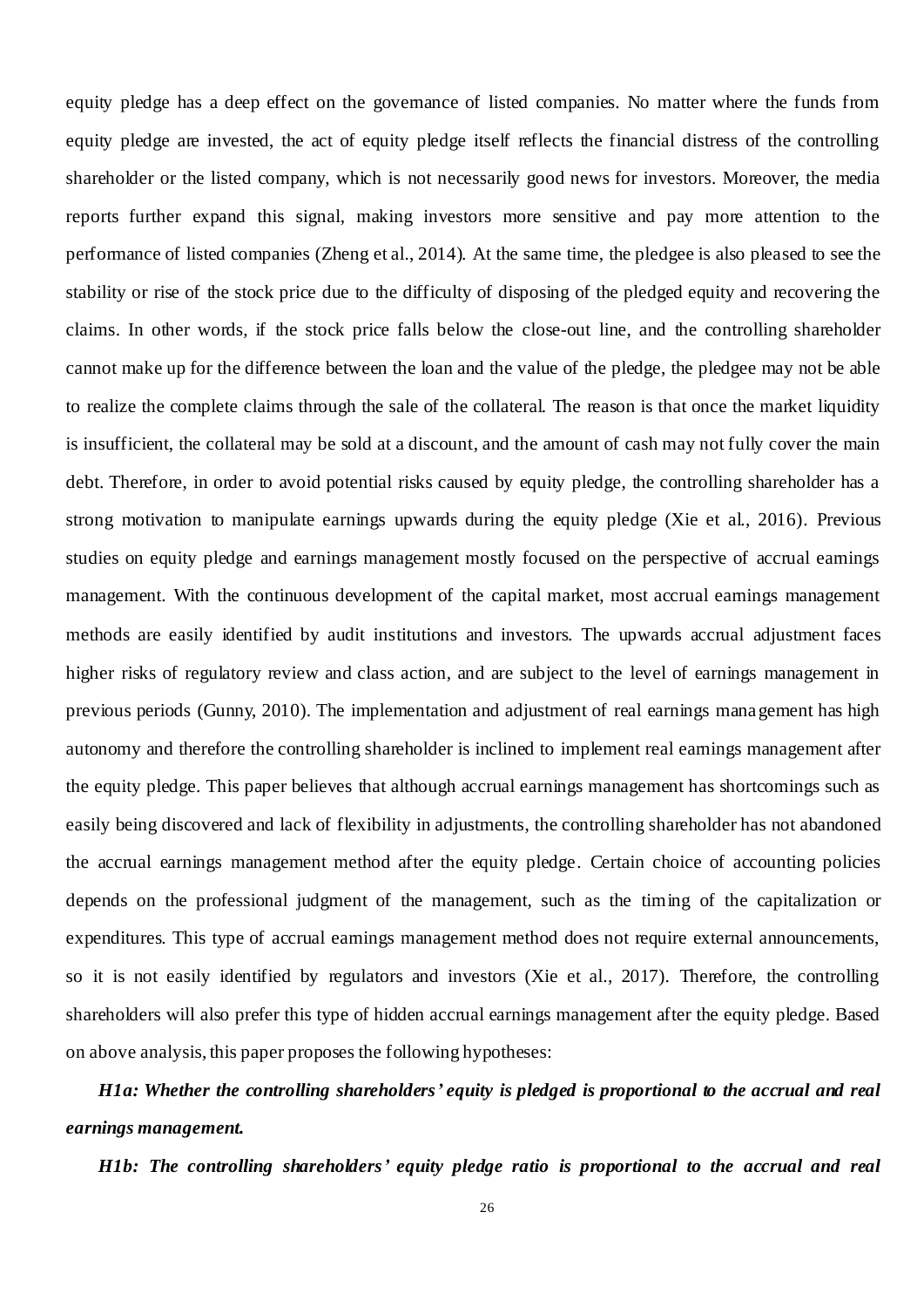equity pledge has a deep effect on the governance of listed companies. No matter where the funds from equity pledge are invested, the act of equity pledge itself reflects the financial distress of the controlling shareholder or the listed company, which is not necessarily good news for investors. Moreover, the media reports further expand this signal, making investors more sensitive and pay more attention to the performance of listed companies (Zheng et al., 2014). At the same time, the pledgee is also pleased to see the stability or rise of the stock price due to the difficulty of disposing of the pledged equity and recovering the claims. In other words, if the stock price falls below the close-out line, and the controlling shareholder cannot make up for the difference between the loan and the value of the pledge, the pledgee may not be able to realize the complete claims through the sale of the collateral. The reason is that once the market liquidity is insufficient, the collateral may be sold at a discount, and the amount of cash may not fully cover the main debt. Therefore, in order to avoid potential risks caused by equity pledge, the controlling shareholder has a strong motivation to manipulate earnings upwards during the equity pledge (Xie et al., 2016). Previous studies on equity pledge and earnings management mostly focused on the perspective of accrual earnings management. With the continuous development of the capital market, most accrual earnings management methods are easily identified by audit institutions and investors. The upwards accrual adjustment faces higher risks of regulatory review and class action, and are subject to the level of earnings management in previous periods (Gunny, 2010). The implementation and adjustment of real earnings management has high autonomy and therefore the controlling shareholder is inclined to implement real earnings management after the equity pledge. This paper believes that although accrual earnings management has shortcomings such as easily being discovered and lack of flexibility in adjustments, the controlling shareholder has not abandoned the accrual earnings management method after the equity pledge. Certain choice of accounting policies depends on the professional judgment of the management, such as the timing of the capitalization or expenditures. This type of accrual earnings management method does not require external announcements, so it is not easily identified by regulators and investors (Xie et al., 2017). Therefore, the controlling shareholders will also prefer this type of hidden accrual earnings management after the equity pledge. Based on above analysis, this paper proposes the following hypotheses:

***H1a: Whether the controlling shareholders' equity is pledged is proportional to the accrual and real earnings management.***

***H1b: The controlling shareholders' equity pledge ratio is proportional to the accrual and real***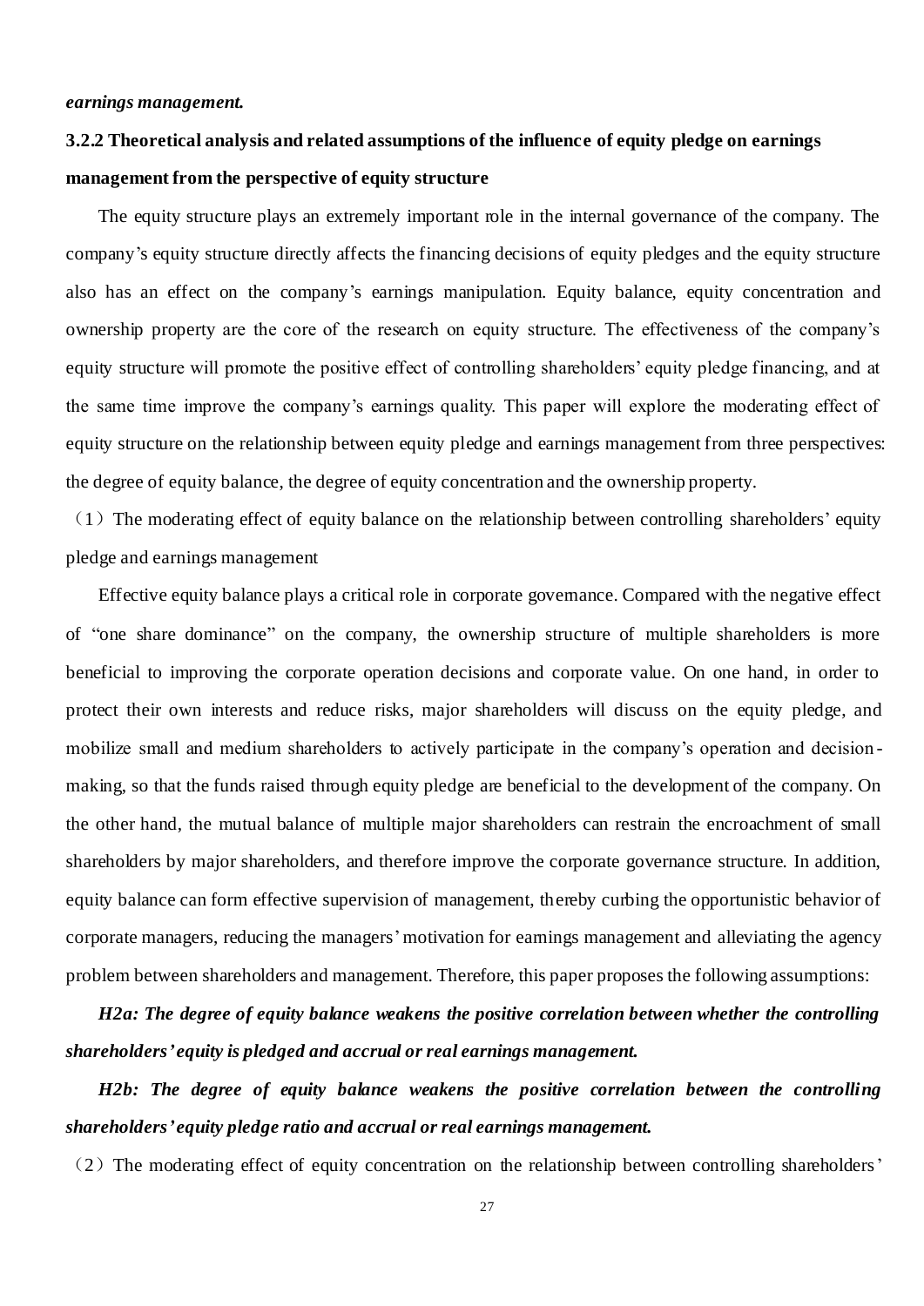***earnings management.***

### 3.2.2 Theoretical analysis and related assumptions of the influence of equity pledge on earnings management from the perspective of equity structure

The equity structure plays an extremely important role in the internal governance of the company. The company's equity structure directly affects the financing decisions of equity pledges and the equity structure also has an effect on the company's earnings manipulation. Equity balance, equity concentration and ownership property are the core of the research on equity structure. The effectiveness of the company's equity structure will promote the positive effect of controlling shareholders' equity pledge financing, and at the same time improve the company's earnings quality. This paper will explore the moderating effect of equity structure on the relationship between equity pledge and earnings management from three perspectives: the degree of equity balance, the degree of equity concentration and the ownership property.

（1）The moderating effect of equity balance on the relationship between controlling shareholders' equity pledge and earnings management

Effective equity balance plays a critical role in corporate governance. Compared with the negative effect of "one share dominance" on the company, the ownership structure of multiple shareholders is more beneficial to improving the corporate operation decisions and corporate value. On one hand, in order to protect their own interests and reduce risks, major shareholders will discuss on the equity pledge, and mobilize small and medium shareholders to actively participate in the company's operation and decision-making, so that the funds raised through equity pledge are beneficial to the development of the company. On the other hand, the mutual balance of multiple major shareholders can restrain the encroachment of small shareholders by major shareholders, and therefore improve the corporate governance structure. In addition, equity balance can form effective supervision of management, thereby curbing the opportunistic behavior of corporate managers, reducing the managers' motivation for earnings management and alleviating the agency problem between shareholders and management. Therefore, this paper proposes the following assumptions:

***H2a: The degree of equity balance weakens the positive correlation between whether the controlling shareholders' equity is pledged and accrual or real earnings management.***

***H2b: The degree of equity balance weakens the positive correlation between the controlling shareholders' equity pledge ratio and accrual or real earnings management.***

（2）The moderating effect of equity concentration on the relationship between controlling shareholders'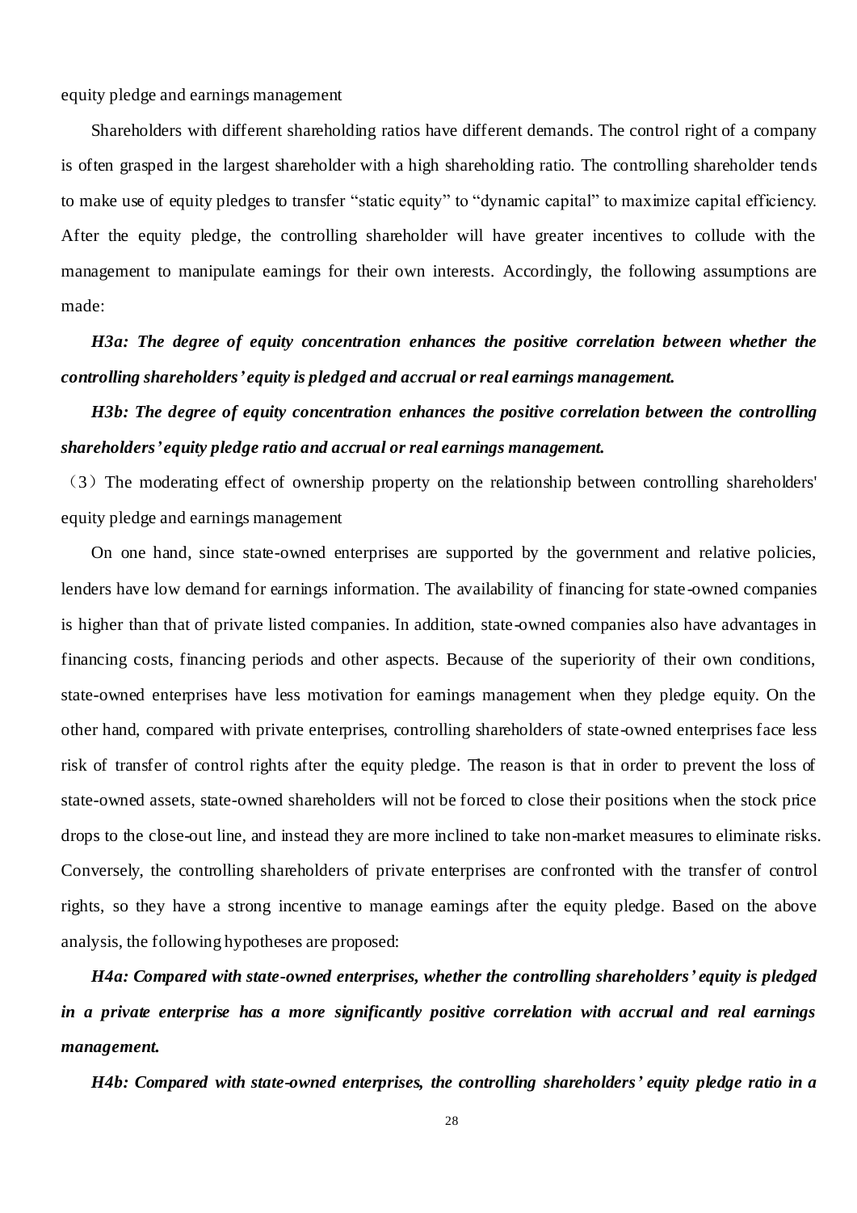equity pledge and earnings management

Shareholders with different shareholding ratios have different demands. The control right of a company is often grasped in the largest shareholder with a high shareholding ratio. The controlling shareholder tends to make use of equity pledges to transfer "static equity" to "dynamic capital" to maximize capital efficiency. After the equity pledge, the controlling shareholder will have greater incentives to collude with the management to manipulate earnings for their own interests. Accordingly, the following assumptions are made:

***H3a: The degree of equity concentration enhances the positive correlation between whether the controlling shareholders' equity is pledged and accrual or real earnings management.***

***H3b: The degree of equity concentration enhances the positive correlation between the controlling shareholders' equity pledge ratio and accrual or real earnings management.***

（3）The moderating effect of ownership property on the relationship between controlling shareholders' equity pledge and earnings management

On one hand, since state-owned enterprises are supported by the government and relative policies, lenders have low demand for earnings information. The availability of financing for state-owned companies is higher than that of private listed companies. In addition, state-owned companies also have advantages in financing costs, financing periods and other aspects. Because of the superiority of their own conditions, state-owned enterprises have less motivation for earnings management when they pledge equity. On the other hand, compared with private enterprises, controlling shareholders of state-owned enterprises face less risk of transfer of control rights after the equity pledge. The reason is that in order to prevent the loss of state-owned assets, state-owned shareholders will not be forced to close their positions when the stock price drops to the close-out line, and instead they are more inclined to take non-market measures to eliminate risks. Conversely, the controlling shareholders of private enterprises are confronted with the transfer of control rights, so they have a strong incentive to manage earnings after the equity pledge. Based on the above analysis, the following hypotheses are proposed:

***H4a: Compared with state-owned enterprises, whether the controlling shareholders' equity is pledged in a private enterprise has a more significantly positive correlation with accrual and real earnings management.***

***H4b: Compared with state-owned enterprises, the controlling shareholders' equity pledge ratio in a***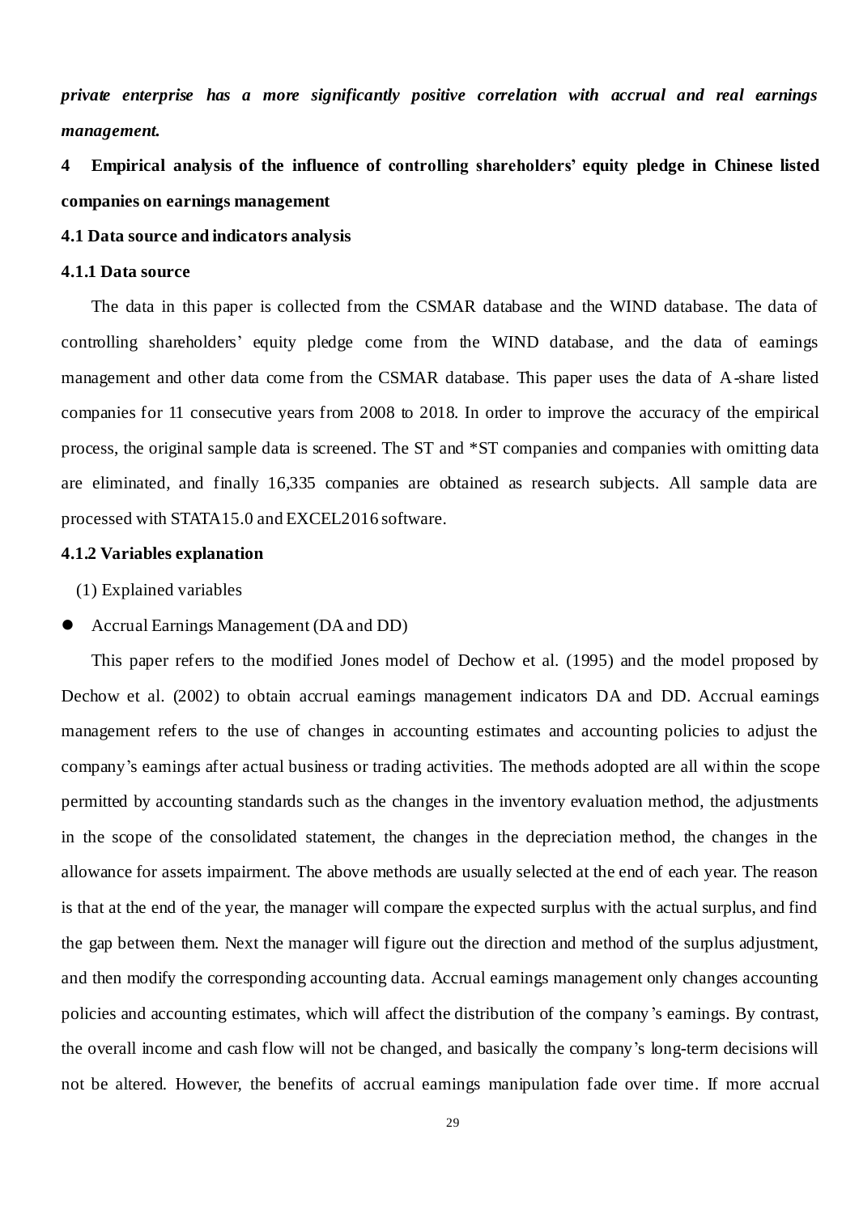***private enterprise has a more significantly positive correlation with accrual and real earnings management.***

## 4 Empirical analysis of the influence of controlling shareholders' equity pledge in Chinese listed companies on earnings management

### 4.1 Data source and indicators analysis

#### 4.1.1 Data source

The data in this paper is collected from the CSMAR database and the WIND database. The data of controlling shareholders' equity pledge come from the WIND database, and the data of earnings management and other data come from the CSMAR database. This paper uses the data of A-share listed companies for 11 consecutive years from 2008 to 2018. In order to improve the accuracy of the empirical process, the original sample data is screened. The ST and *ST companies and companies with omitting data are eliminated, and finally 16,335 companies are obtained as research subjects. All sample data are processed with STATA15.0 and EXCEL2016 software.

#### 4.1.2 Variables explanation

(1) Explained variables

- Accrual Earnings Management (DA and DD)

This paper refers to the modified Jones model of Dechow et al. (1995) and the model proposed by Dechow et al. (2002) to obtain accrual earnings management indicators DA and DD. Accrual earnings management refers to the use of changes in accounting estimates and accounting policies to adjust the company's earnings after actual business or trading activities. The methods adopted are all within the scope permitted by accounting standards such as the changes in the inventory evaluation method, the adjustments in the scope of the consolidated statement, the changes in the depreciation method, the changes in the allowance for assets impairment. The above methods are usually selected at the end of each year. The reason is that at the end of the year, the manager will compare the expected surplus with the actual surplus, and find the gap between them. Next the manager will figure out the direction and method of the surplus adjustment, and then modify the corresponding accounting data. Accrual earnings management only changes accounting policies and accounting estimates, which will affect the distribution of the company's earnings. By contrast, the overall income and cash flow will not be changed, and basically the company's long-term decisions will not be altered. However, the benefits of accrual earnings manipulation fade over time. If more accrual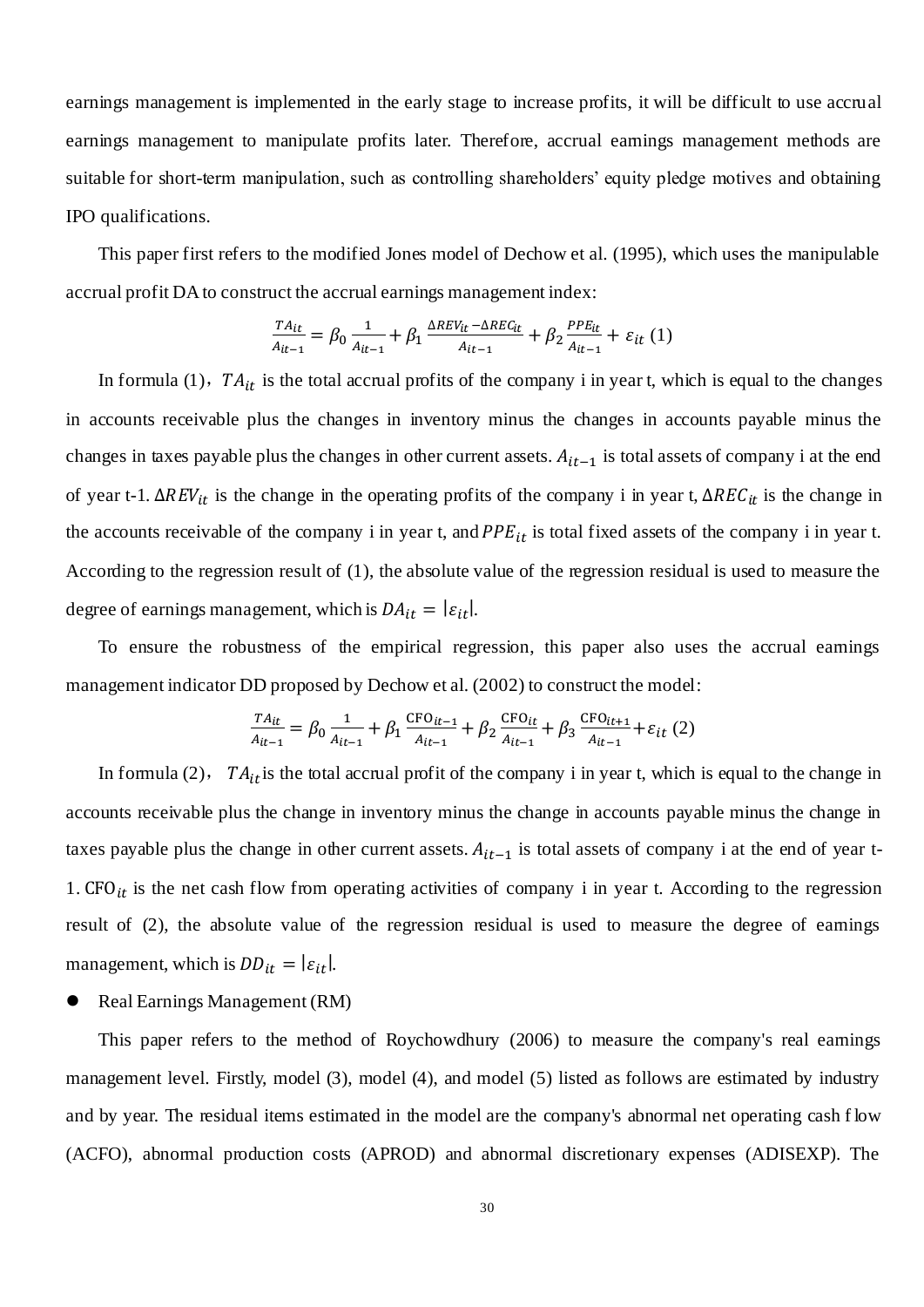earnings management is implemented in the early stage to increase profits, it will be difficult to use accrual earnings management to manipulate profits later. Therefore, accrual earnings management methods are suitable for short-term manipulation, such as controlling shareholders' equity pledge motives and obtaining IPO qualifications.

This paper first refers to the modified Jones model of Dechow et al. (1995), which uses the manipulable accrual profit DA to construct the accrual earnings management index:

$$\frac{TA_{it}}{A_{it-1}} = \beta_0 \frac{1}{A_{it-1}} + \beta_1 \frac{\Delta REV_{it} - \Delta REC_{it}}{A_{it-1}} + \beta_2 \frac{PPE_{it}}{A_{it-1}} + \varepsilon_{it} \text{ (1)}$$

In formula (1)，$TA_{it}$ is the total accrual profits of the company i in year t, which is equal to the changes in accounts receivable plus the changes in inventory minus the changes in accounts payable minus the changes in taxes payable plus the changes in other current assets. $A_{it-1}$ is total assets of company i at the end of year t-1. $\Delta REV_{it}$ is the change in the operating profits of the company i in year t, $\Delta REC_{it}$ is the change in the accounts receivable of the company i in year t, and $PPE_{it}$ is total fixed assets of the company i in year t. According to the regression result of (1), the absolute value of the regression residual is used to measure the degree of earnings management, which is $DA_{it} = |\varepsilon_{it}|$.

To ensure the robustness of the empirical regression, this paper also uses the accrual earnings management indicator DD proposed by Dechow et al. (2002) to construct the model:

$$\frac{TA_{it}}{A_{it-1}} = \beta_0 \frac{1}{A_{it-1}} + \beta_1 \frac{\mathrm{CFO}_{it-1}}{A_{it-1}} + \beta_2 \frac{\mathrm{CFO}_{it}}{A_{it-1}} + \beta_3 \frac{\mathrm{CFO}_{it+1}}{A_{it-1}} + \varepsilon_{it} \text{ (2)}$$

In formula (2)，$TA_{it}$ is the total accrual profit of the company i in year t, which is equal to the change in accounts receivable plus the change in inventory minus the change in accounts payable minus the change in taxes payable plus the change in other current assets. $A_{it-1}$ is total assets of company i at the end of year t-1. $\mathrm{CFO}_{it}$ is the net cash flow from operating activities of company i in year t. According to the regression result of (2), the absolute value of the regression residual is used to measure the degree of earnings management, which is $DD_{it} = |\varepsilon_{it}|$.

- Real Earnings Management (RM)

This paper refers to the method of Roychowdhury (2006) to measure the company's real earnings management level. Firstly, model (3), model (4), and model (5) listed as follows are estimated by industry and by year. The residual items estimated in the model are the company's abnormal net operating cash flow (ACFO), abnormal production costs (APROD) and abnormal discretionary expenses (ADISEXP). The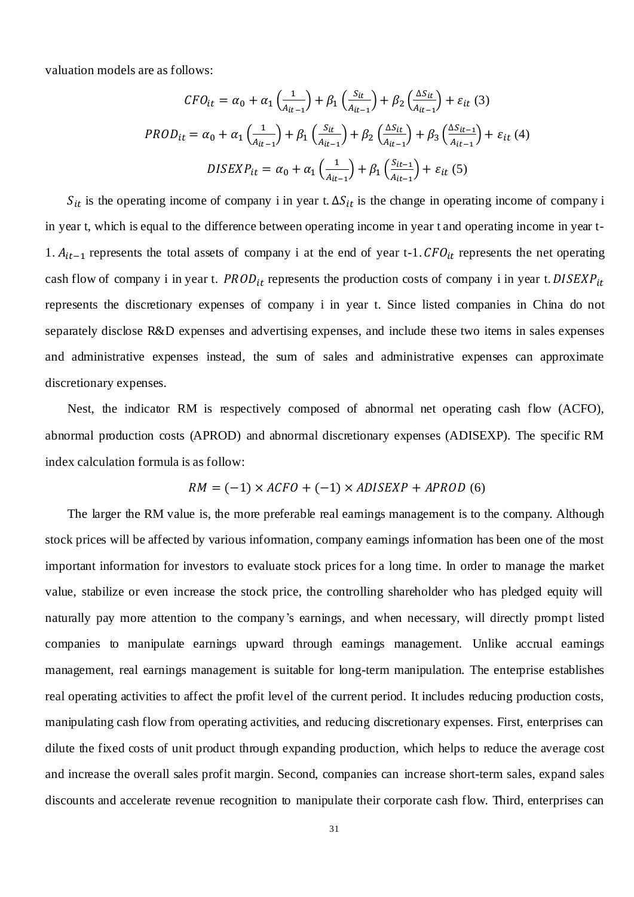valuation models are as follows:

$$CFO_{it} = \alpha_0 + \alpha_1\left(\frac{1}{A_{it-1}}\right) + \beta_1\left(\frac{S_{it}}{A_{it-1}}\right) + \beta_2\left(\frac{\Delta S_{it}}{A_{it-1}}\right) + \varepsilon_{it} \ (3)$$

$$PROD_{it} = \alpha_0 + \alpha_1\left(\frac{1}{A_{it-1}}\right) + \beta_1\left(\frac{S_{it}}{A_{it-1}}\right) + \beta_2\left(\frac{\Delta S_{it}}{A_{it-1}}\right) + \beta_3\left(\frac{\Delta S_{it-1}}{A_{it-1}}\right) + \varepsilon_{it} \ (4)$$

$$DISEXP_{it} = \alpha_0 + \alpha_1\left(\frac{1}{A_{it-1}}\right) + \beta_1\left(\frac{S_{it-1}}{A_{it-1}}\right) + \varepsilon_{it} \ (5)$$

$S_{it}$ is the operating income of company i in year t. $\Delta S_{it}$ is the change in operating income of company i in year t, which is equal to the difference between operating income in year t and operating income in year t-1. $A_{it-1}$ represents the total assets of company i at the end of year t-1. $CFO_{it}$ represents the net operating cash flow of company i in year t. $PROD_{it}$ represents the production costs of company i in year t. $DISEXP_{it}$ represents the discretionary expenses of company i in year t. Since listed companies in China do not separately disclose R&D expenses and advertising expenses, and include these two items in sales expenses and administrative expenses instead, the sum of sales and administrative expenses can approximate discretionary expenses.

Nest, the indicator RM is respectively composed of abnormal net operating cash flow (ACFO), abnormal production costs (APROD) and abnormal discretionary expenses (ADISEXP). The specific RM index calculation formula is as follow:

$$RM = (-1) \times ACFO + (-1) \times ADISEXP + APROD \ (6)$$

The larger the RM value is, the more preferable real earnings management is to the company. Although stock prices will be affected by various information, company earnings information has been one of the most important information for investors to evaluate stock prices for a long time. In order to manage the market value, stabilize or even increase the stock price, the controlling shareholder who has pledged equity will naturally pay more attention to the company's earnings, and when necessary, will directly prompt listed companies to manipulate earnings upward through earnings management. Unlike accrual earnings management, real earnings management is suitable for long-term manipulation. The enterprise establishes real operating activities to affect the profit level of the current period. It includes reducing production costs, manipulating cash flow from operating activities, and reducing discretionary expenses. First, enterprises can dilute the fixed costs of unit product through expanding production, which helps to reduce the average cost and increase the overall sales profit margin. Second, companies can increase short-term sales, expand sales discounts and accelerate revenue recognition to manipulate their corporate cash flow. Third, enterprises can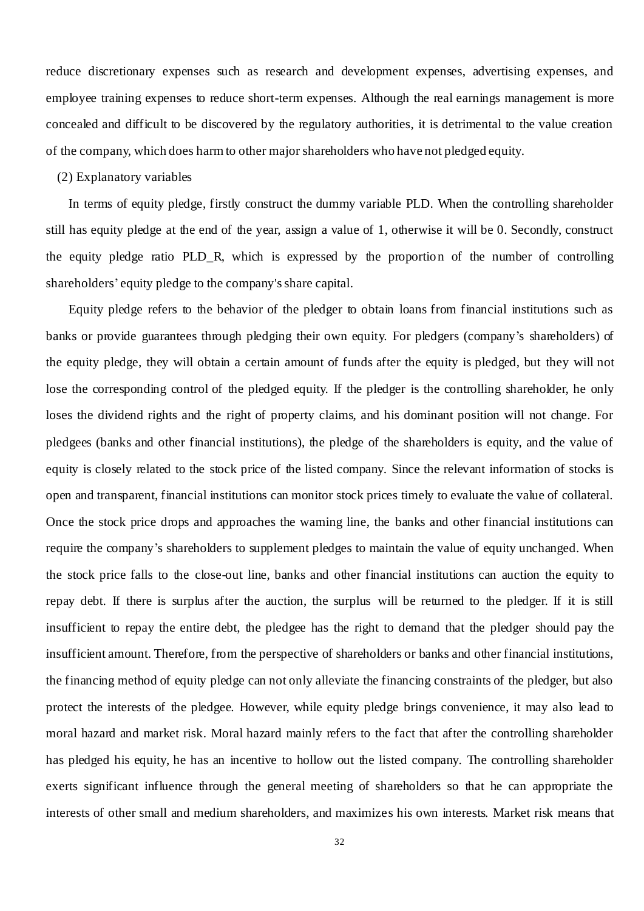reduce discretionary expenses such as research and development expenses, advertising expenses, and employee training expenses to reduce short-term expenses. Although the real earnings management is more concealed and difficult to be discovered by the regulatory authorities, it is detrimental to the value creation of the company, which does harm to other major shareholders who have not pledged equity.

(2) Explanatory variables

In terms of equity pledge, firstly construct the dummy variable PLD. When the controlling shareholder still has equity pledge at the end of the year, assign a value of 1, otherwise it will be 0. Secondly, construct the equity pledge ratio PLD_R, which is expressed by the proportion of the number of controlling shareholders' equity pledge to the company's share capital.

Equity pledge refers to the behavior of the pledger to obtain loans from financial institutions such as banks or provide guarantees through pledging their own equity. For pledgers (company's shareholders) of the equity pledge, they will obtain a certain amount of funds after the equity is pledged, but they will not lose the corresponding control of the pledged equity. If the pledger is the controlling shareholder, he only loses the dividend rights and the right of property claims, and his dominant position will not change. For pledgees (banks and other financial institutions), the pledge of the shareholders is equity, and the value of equity is closely related to the stock price of the listed company. Since the relevant information of stocks is open and transparent, financial institutions can monitor stock prices timely to evaluate the value of collateral. Once the stock price drops and approaches the warning line, the banks and other financial institutions can require the company's shareholders to supplement pledges to maintain the value of equity unchanged. When the stock price falls to the close-out line, banks and other financial institutions can auction the equity to repay debt. If there is surplus after the auction, the surplus will be returned to the pledger. If it is still insufficient to repay the entire debt, the pledgee has the right to demand that the pledger should pay the insufficient amount. Therefore, from the perspective of shareholders or banks and other financial institutions, the financing method of equity pledge can not only alleviate the financing constraints of the pledger, but also protect the interests of the pledgee. However, while equity pledge brings convenience, it may also lead to moral hazard and market risk. Moral hazard mainly refers to the fact that after the controlling shareholder has pledged his equity, he has an incentive to hollow out the listed company. The controlling shareholder exerts significant influence through the general meeting of shareholders so that he can appropriate the interests of other small and medium shareholders, and maximizes his own interests. Market risk means that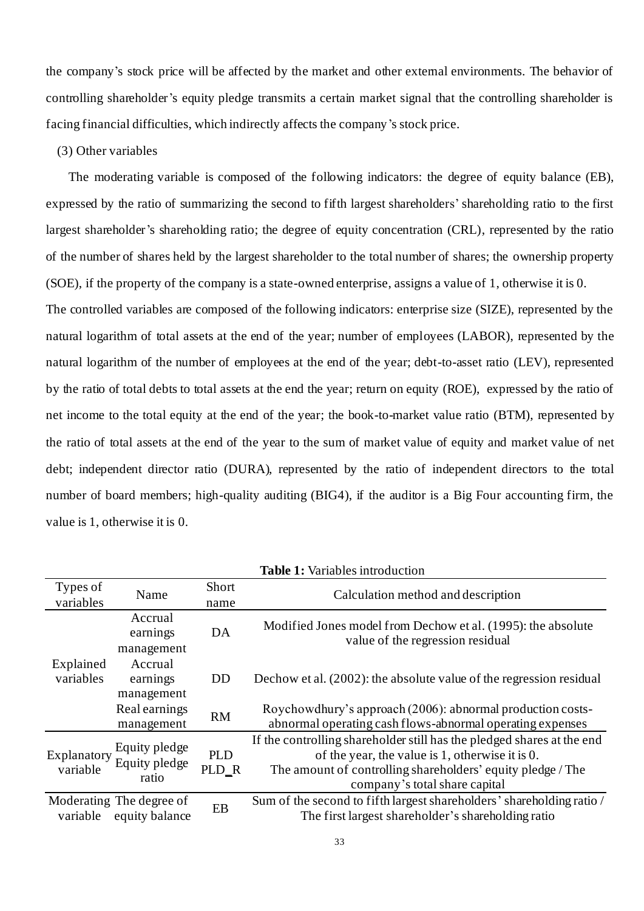the company's stock price will be affected by the market and other external environments. The behavior of controlling shareholder's equity pledge transmits a certain market signal that the controlling shareholder is facing financial difficulties, which indirectly affects the company's stock price.

(3) Other variables

The moderating variable is composed of the following indicators: the degree of equity balance (EB), expressed by the ratio of summarizing the second to fifth largest shareholders' shareholding ratio to the first largest shareholder's shareholding ratio; the degree of equity concentration (CRL), represented by the ratio of the number of shares held by the largest shareholder to the total number of shares; the ownership property (SOE), if the property of the company is a state-owned enterprise, assigns a value of 1, otherwise it is 0.

The controlled variables are composed of the following indicators: enterprise size (SIZE), represented by the natural logarithm of total assets at the end of the year; number of employees (LABOR), represented by the natural logarithm of the number of employees at the end of the year; debt-to-asset ratio (LEV), represented by the ratio of total debts to total assets at the end the year; return on equity (ROE), expressed by the ratio of net income to the total equity at the end of the year; the book-to-market value ratio (BTM), represented by the ratio of total assets at the end of the year to the sum of market value of equity and market value of net debt; independent director ratio (DURA), represented by the ratio of independent directors to the total number of board members; high-quality auditing (BIG4), if the auditor is a Big Four accounting firm, the value is 1, otherwise it is 0.

**Table 1:** Variables introduction

| Types of variables | Name | Short name | Calculation method and description |
|---|---|---|---|
| Explained variables | Accrual earnings management | DA | Modified Jones model from Dechow et al. (1995): the absolute value of the regression residual |
| | Accrual earnings management | DD | Dechow et al. (2002): the absolute value of the regression residual |
| | Real earnings management | RM | Roychowdhury's approach (2006): abnormal production costs-abnormal operating cash flows-abnormal operating expenses |
| Explanatory variable | Equity pledge | PLD | If the controlling shareholder still has the pledged shares at the end of the year, the value is 1, otherwise it is 0. |
| | Equity pledge ratio | PLD_R | The amount of controlling shareholders' equity pledge / The company's total share capital |
| Moderating variable | The degree of equity balance | EB | Sum of the second to fifth largest shareholders' shareholding ratio / The first largest shareholder's shareholding ratio |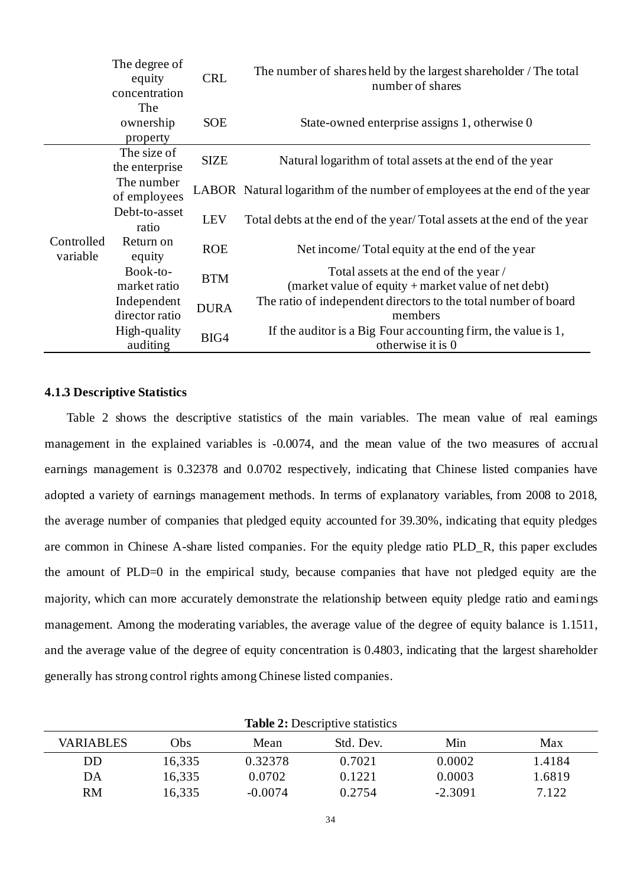| | | | |
|---|---|---|---|
| | The degree of equity concentration | CRL | The number of shares held by the largest shareholder / The total number of shares |
| | The ownership property | SOE | State-owned enterprise assigns 1, otherwise 0 |
| Controlled variable | The size of the enterprise | SIZE | Natural logarithm of total assets at the end of the year |
| | The number of employees | LABOR | Natural logarithm of the number of employees at the end of the year |
| | Debt-to-asset ratio | LEV | Total debts at the end of the year/ Total assets at the end of the year |
| | Return on equity | ROE | Net income/ Total equity at the end of the year |
| | Book-to-market ratio | BTM | Total assets at the end of the year / (market value of equity + market value of net debt) |
| | Independent director ratio | DURA | The ratio of independent directors to the total number of board members |
| | High-quality auditing | BIG4 | If the auditor is a Big Four accounting firm, the value is 1, otherwise it is 0 |

### 4.1.3 Descriptive Statistics

Table 2 shows the descriptive statistics of the main variables. The mean value of real earnings management in the explained variables is -0.0074, and the mean value of the two measures of accrual earnings management is 0.32378 and 0.0702 respectively, indicating that Chinese listed companies have adopted a variety of earnings management methods. In terms of explanatory variables, from 2008 to 2018, the average number of companies that pledged equity accounted for 39.30%, indicating that equity pledges are common in Chinese A-share listed companies. For the equity pledge ratio PLD_R, this paper excludes the amount of PLD=0 in the empirical study, because companies that have not pledged equity are the majority, which can more accurately demonstrate the relationship between equity pledge ratio and earnings management. Among the moderating variables, the average value of the degree of equity balance is 1.1511, and the average value of the degree of equity concentration is 0.4803, indicating that the largest shareholder generally has strong control rights among Chinese listed companies.

**Table 2:** Descriptive statistics

| VARIABLES | Obs | Mean | Std. Dev. | Min | Max |
|---|---|---|---|---|---|
| DD | 16,335 | 0.32378 | 0.7021 | 0.0002 | 1.4184 |
| DA | 16,335 | 0.0702 | 0.1221 | 0.0003 | 1.6819 |
| RM | 16,335 | -0.0074 | 0.2754 | -2.3091 | 7.122 |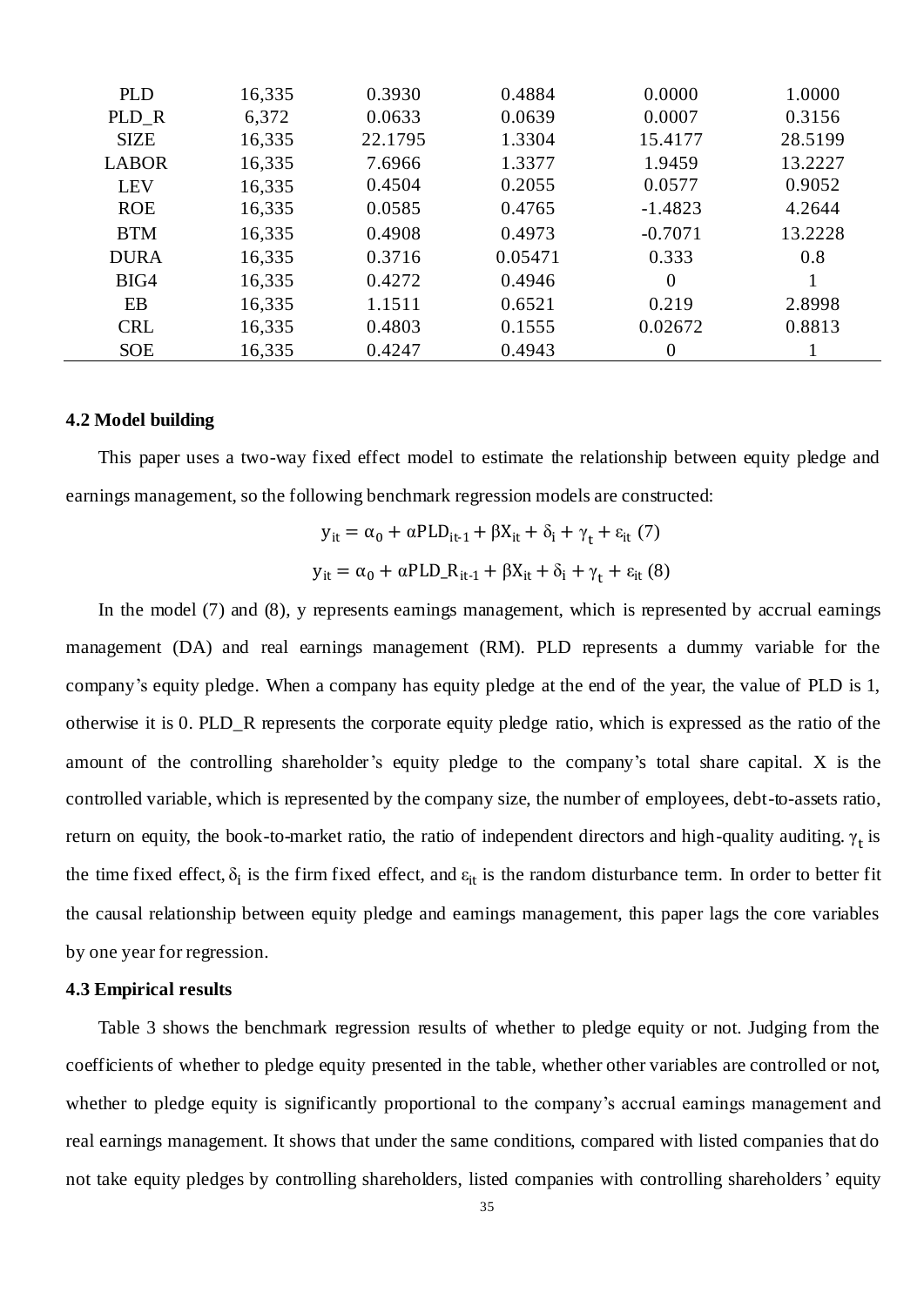| PLD | 16,335 | 0.3930 | 0.4884 | 0.0000 | 1.0000 |
| --- | --- | --- | --- | --- | --- |
| PLD_R | 6,372 | 0.0633 | 0.0639 | 0.0007 | 0.3156 |
| SIZE | 16,335 | 22.1795 | 1.3304 | 15.4177 | 28.5199 |
| LABOR | 16,335 | 7.6966 | 1.3377 | 1.9459 | 13.2227 |
| LEV | 16,335 | 0.4504 | 0.2055 | 0.0577 | 0.9052 |
| ROE | 16,335 | 0.0585 | 0.4765 | -1.4823 | 4.2644 |
| BTM | 16,335 | 0.4908 | 0.4973 | -0.7071 | 13.2228 |
| DURA | 16,335 | 0.3716 | 0.05471 | 0.333 | 0.8 |
| BIG4 | 16,335 | 0.4272 | 0.4946 | 0 | 1 |
| EB | 16,335 | 1.1511 | 0.6521 | 0.219 | 2.8998 |
| CRL | 16,335 | 0.4803 | 0.1555 | 0.02672 | 0.8813 |
| SOE | 16,335 | 0.4247 | 0.4943 | 0 | 1 |

### 4.2 Model building

This paper uses a two-way fixed effect model to estimate the relationship between equity pledge and earnings management, so the following benchmark regression models are constructed:

$$y_{it} = \alpha_0 + \alpha PLD_{it-1} + \beta X_{it} + \delta_i + \gamma_t + \varepsilon_{it} \quad (7)$$

$$y_{it} = \alpha_0 + \alpha PLD\_R_{it-1} + \beta X_{it} + \delta_i + \gamma_t + \varepsilon_{it} \quad (8)$$

In the model (7) and (8), y represents earnings management, which is represented by accrual earnings management (DA) and real earnings management (RM). PLD represents a dummy variable for the company's equity pledge. When a company has equity pledge at the end of the year, the value of PLD is 1, otherwise it is 0. PLD_R represents the corporate equity pledge ratio, which is expressed as the ratio of the amount of the controlling shareholder's equity pledge to the company's total share capital. X is the controlled variable, which is represented by the company size, the number of employees, debt-to-assets ratio, return on equity, the book-to-market ratio, the ratio of independent directors and high-quality auditing. $\gamma_t$ is the time fixed effect, $\delta_i$ is the firm fixed effect, and $\varepsilon_{it}$ is the random disturbance term. In order to better fit the causal relationship between equity pledge and earnings management, this paper lags the core variables by one year for regression.

### 4.3 Empirical results

Table 3 shows the benchmark regression results of whether to pledge equity or not. Judging from the coefficients of whether to pledge equity presented in the table, whether other variables are controlled or not, whether to pledge equity is significantly proportional to the company's accrual earnings management and real earnings management. It shows that under the same conditions, compared with listed companies that do not take equity pledges by controlling shareholders, listed companies with controlling shareholders' equity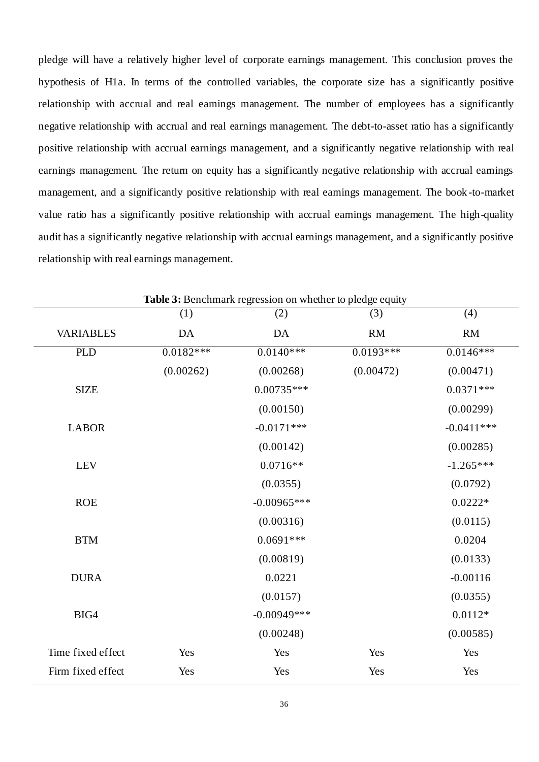pledge will have a relatively higher level of corporate earnings management. This conclusion proves the hypothesis of H1a. In terms of the controlled variables, the corporate size has a significantly positive relationship with accrual and real earnings management. The number of employees has a significantly negative relationship with accrual and real earnings management. The debt-to-asset ratio has a significantly positive relationship with accrual earnings management, and a significantly negative relationship with real earnings management. The return on equity has a significantly negative relationship with accrual earnings management, and a significantly positive relationship with real earnings management. The book-to-market value ratio has a significantly positive relationship with accrual earnings management. The high-quality audit has a significantly negative relationship with accrual earnings management, and a significantly positive relationship with real earnings management.

**Table 3:** Benchmark regression on whether to pledge equity

| | (1) | (2) | (3) | (4) |
|---|---|---|---|---|
| VARIABLES | DA | DA | RM | RM |
| PLD | 0.0182*** | 0.0140*** | 0.0193*** | 0.0146*** |
| | (0.00262) | (0.00268) | (0.00472) | (0.00471) |
| SIZE | | 0.00735*** | | 0.0371*** |
| | | (0.00150) | | (0.00299) |
| LABOR | | -0.0171*** | | -0.0411*** |
| | | (0.00142) | | (0.00285) |
| LEV | | 0.0716** | | -1.265*** |
| | | (0.0355) | | (0.0792) |
| ROE | | -0.00965*** | | 0.0222* |
| | | (0.00316) | | (0.0115) |
| BTM | | 0.0691*** | | 0.0204 |
| | | (0.00819) | | (0.0133) |
| DURA | | 0.0221 | | -0.00116 |
| | | (0.0157) | | (0.0355) |
| BIG4 | | -0.00949*** | | 0.0112* |
| | | (0.00248) | | (0.00585) |
| Time fixed effect | Yes | Yes | Yes | Yes |
| Firm fixed effect | Yes | Yes | Yes | Yes |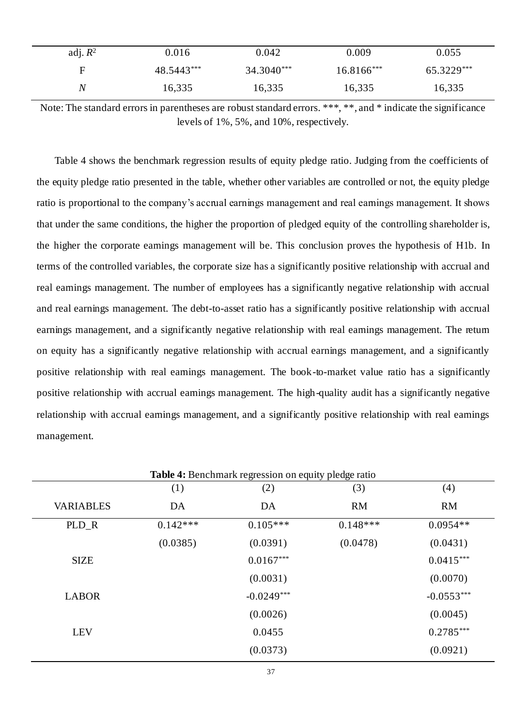| | | | | |
|---|---|---|---|---|
| adj. $R^2$ | 0.016 | 0.042 | 0.009 | 0.055 |
| F | 48.5443*** | 34.3040*** | 16.8166*** | 65.3229*** |
| $N$ | 16,335 | 16,335 | 16,335 | 16,335 |

Note: The standard errors in parentheses are robust standard errors. ***, **, and * indicate the significance levels of 1%, 5%, and 10%, respectively.

Table 4 shows the benchmark regression results of equity pledge ratio. Judging from the coefficients of the equity pledge ratio presented in the table, whether other variables are controlled or not, the equity pledge ratio is proportional to the company's accrual earnings management and real earnings management. It shows that under the same conditions, the higher the proportion of pledged equity of the controlling shareholder is, the higher the corporate earnings management will be. This conclusion proves the hypothesis of H1b. In terms of the controlled variables, the corporate size has a significantly positive relationship with accrual and real earnings management. The number of employees has a significantly negative relationship with accrual and real earnings management. The debt-to-asset ratio has a significantly positive relationship with accrual earnings management, and a significantly negative relationship with real earnings management. The return on equity has a significantly negative relationship with accrual earnings management, and a significantly positive relationship with real earnings management. The book-to-market value ratio has a significantly positive relationship with accrual earnings management. The high-quality audit has a significantly negative relationship with accrual earnings management, and a significantly positive relationship with real earnings management.

**Table 4:** Benchmark regression on equity pledge ratio

| | (1) | (2) | (3) | (4) |
|---|---|---|---|---|
| VARIABLES | DA | DA | RM | RM |
| PLD_R | 0.142*** | 0.105*** | 0.148*** | 0.0954** |
| | (0.0385) | (0.0391) | (0.0478) | (0.0431) |
| SIZE | | 0.0167*** | | 0.0415*** |
| | | (0.0031) | | (0.0070) |
| LABOR | | -0.0249*** | | -0.0553*** |
| | | (0.0026) | | (0.0045) |
| LEV | | 0.0455 | | 0.2785*** |
| | | (0.0373) | | (0.0921) |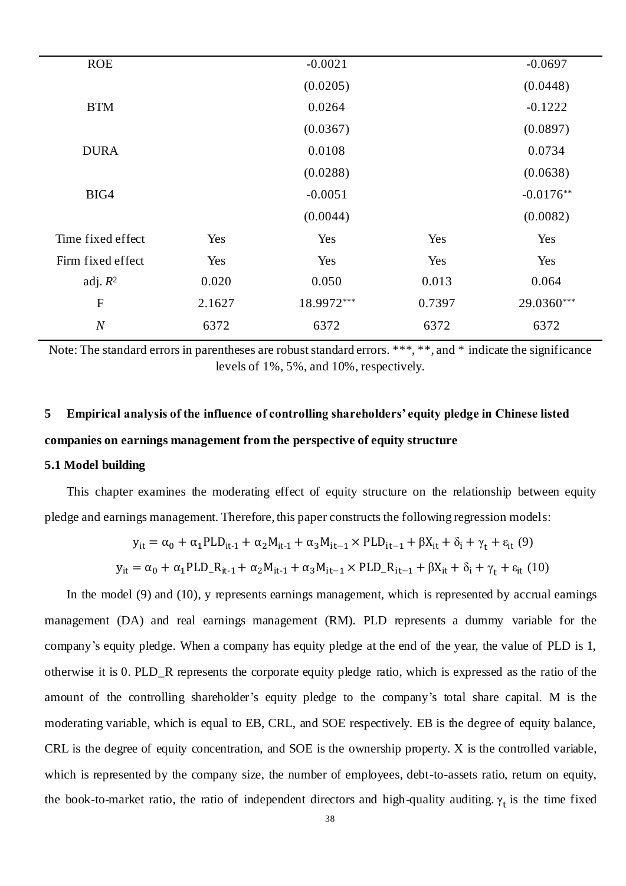| | | | | |
|---|---|---|---|---|
| ROE | | -0.0021 | | -0.0697 |
| | | (0.0205) | | (0.0448) |
| BTM | | 0.0264 | | -0.1222 |
| | | (0.0367) | | (0.0897) |
| DURA | | 0.0108 | | 0.0734 |
| | | (0.0288) | | (0.0638) |
| BIG4 | | -0.0051 | | -0.0176** |
| | | (0.0044) | | (0.0082) |
| Time fixed effect | Yes | Yes | Yes | Yes |
| Firm fixed effect | Yes | Yes | Yes | Yes |
| adj. $R^2$ | 0.020 | 0.050 | 0.013 | 0.064 |
| F | 2.1627 | 18.9972*** | 0.7397 | 29.0360*** |
| *N* | 6372 | 6372 | 6372 | 6372 |

Note: The standard errors in parentheses are robust standard errors. ***, **, and * indicate the significance levels of 1%, 5%, and 10%, respectively.

## 5 Empirical analysis of the influence of controlling shareholders' equity pledge in Chinese listed companies on earnings management from the perspective of equity structure

### 5.1 Model building

This chapter examines the moderating effect of equity structure on the relationship between equity pledge and earnings management. Therefore, this paper constructs the following regression models:

$$y_{it} = \alpha_0 + \alpha_1 PLD_{it-1} + \alpha_2 M_{it-1} + \alpha_3 M_{it-1} \times PLD_{it-1} + \beta X_{it} + \delta_i + \gamma_t + \varepsilon_{it} \quad (9)$$

$$y_{it} = \alpha_0 + \alpha_1 PLD\_R_{it-1} + \alpha_2 M_{it-1} + \alpha_3 M_{it-1} \times PLD\_R_{it-1} + \beta X_{it} + \delta_i + \gamma_t + \varepsilon_{it} \quad (10)$$

In the model (9) and (10), y represents earnings management, which is represented by accrual earnings management (DA) and real earnings management (RM). PLD represents a dummy variable for the company's equity pledge. When a company has equity pledge at the end of the year, the value of PLD is 1, otherwise it is 0. PLD_R represents the corporate equity pledge ratio, which is expressed as the ratio of the amount of the controlling shareholder's equity pledge to the company's total share capital. M is the moderating variable, which is equal to EB, CRL, and SOE respectively. EB is the degree of equity balance, CRL is the degree of equity concentration, and SOE is the ownership property. X is the controlled variable, which is represented by the company size, the number of employees, debt-to-assets ratio, return on equity, the book-to-market ratio, the ratio of independent directors and high-quality auditing. $\gamma_t$ is the time fixed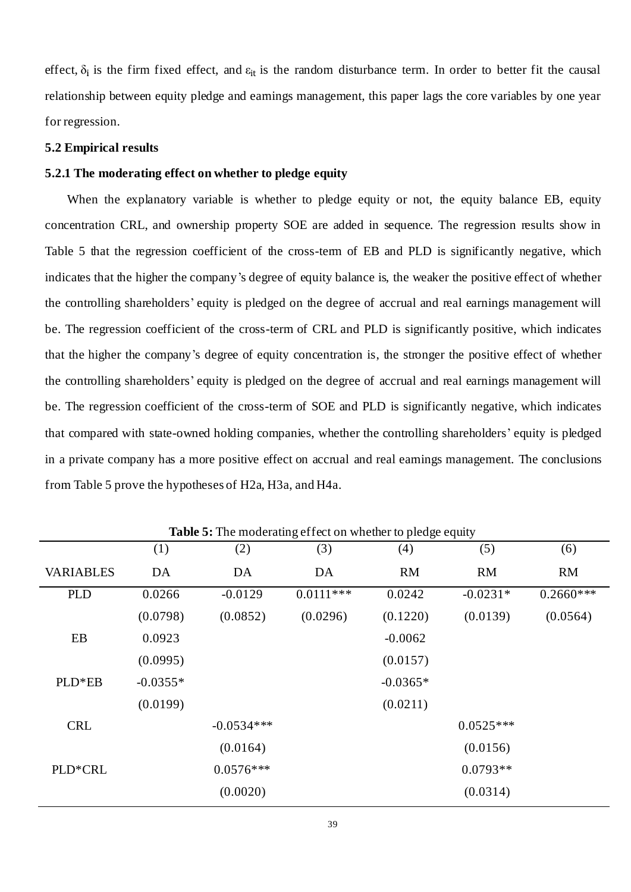effect, $\delta_i$ is the firm fixed effect, and $\varepsilon_{it}$ is the random disturbance term. In order to better fit the causal relationship between equity pledge and earnings management, this paper lags the core variables by one year for regression.

### 5.2 Empirical results

#### 5.2.1 The moderating effect on whether to pledge equity

When the explanatory variable is whether to pledge equity or not, the equity balance EB, equity concentration CRL, and ownership property SOE are added in sequence. The regression results show in Table 5 that the regression coefficient of the cross-term of EB and PLD is significantly negative, which indicates that the higher the company's degree of equity balance is, the weaker the positive effect of whether the controlling shareholders' equity is pledged on the degree of accrual and real earnings management will be. The regression coefficient of the cross-term of CRL and PLD is significantly positive, which indicates that the higher the company's degree of equity concentration is, the stronger the positive effect of whether the controlling shareholders' equity is pledged on the degree of accrual and real earnings management will be. The regression coefficient of the cross-term of SOE and PLD is significantly negative, which indicates that compared with state-owned holding companies, whether the controlling shareholders' equity is pledged in a private company has a more positive effect on accrual and real earnings management. The conclusions from Table 5 prove the hypotheses of H2a, H3a, and H4a.

**Table 5:** The moderating effect on whether to pledge equity

| | (1) | (2) | (3) | (4) | (5) | (6) |
|---|---|---|---|---|---|---|
| VARIABLES | DA | DA | DA | RM | RM | RM |
| PLD | 0.0266 | -0.0129 | 0.0111*** | 0.0242 | -0.0231* | 0.2660*** |
| | (0.0798) | (0.0852) | (0.0296) | (0.1220) | (0.0139) | (0.0564) |
| EB | 0.0923 | | | -0.0062 | | |
| | (0.0995) | | | (0.0157) | | |
| PLD*EB | -0.0355* | | | -0.0365* | | |
| | (0.0199) | | | (0.0211) | | |
| CRL | | -0.0534*** | | | 0.0525*** | |
| | | (0.0164) | | | (0.0156) | |
| PLD*CRL | | 0.0576*** | | | 0.0793** | |
| | | (0.0020) | | | (0.0314) | |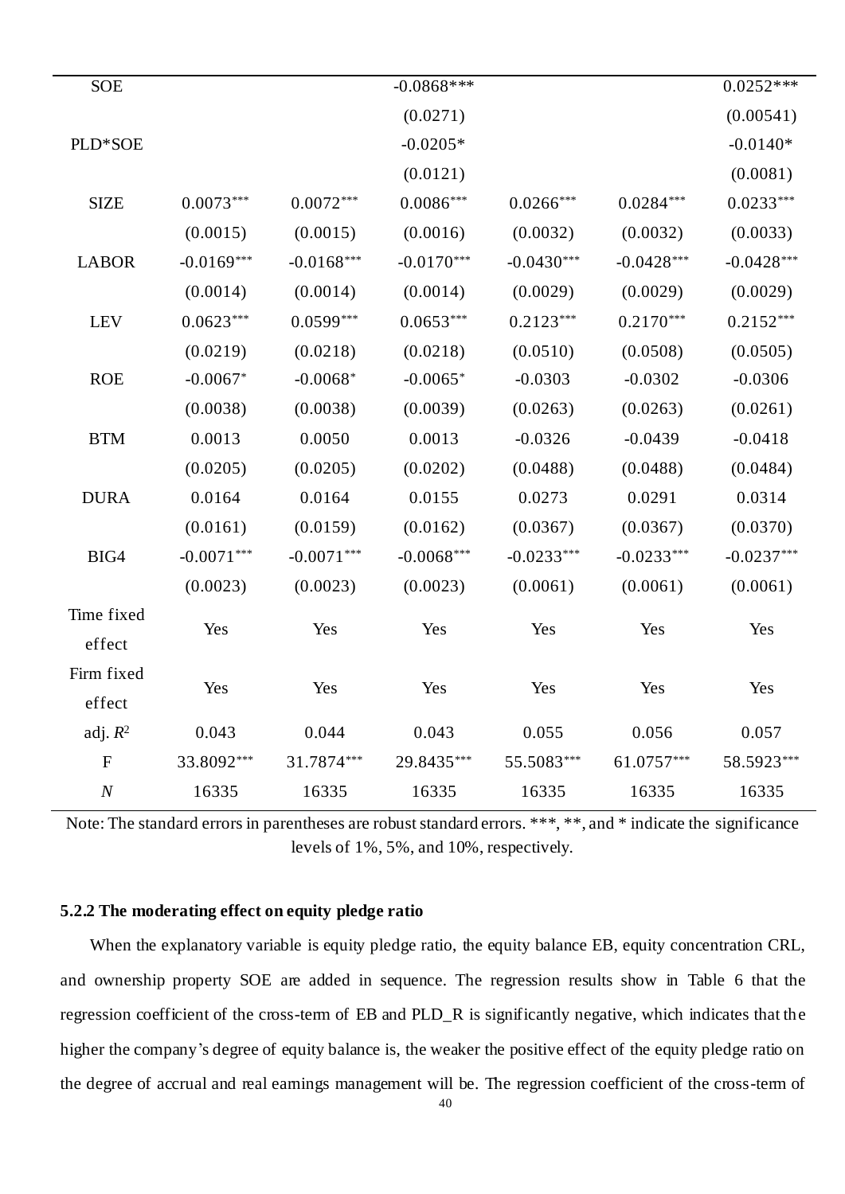| | | | | | | |
|---|---|---|---|---|---|---|
| SOE | | | -0.0868*** | | | 0.0252*** |
| | | | (0.0271) | | | (0.00541) |
| PLD*SOE | | | -0.0205* | | | -0.0140* |
| | | | (0.0121) | | | (0.0081) |
| SIZE | 0.0073*** | 0.0072*** | 0.0086*** | 0.0266*** | 0.0284*** | 0.0233*** |
| | (0.0015) | (0.0015) | (0.0016) | (0.0032) | (0.0032) | (0.0033) |
| LABOR | -0.0169*** | -0.0168*** | -0.0170*** | -0.0430*** | -0.0428*** | -0.0428*** |
| | (0.0014) | (0.0014) | (0.0014) | (0.0029) | (0.0029) | (0.0029) |
| LEV | 0.0623*** | 0.0599*** | 0.0653*** | 0.2123*** | 0.2170*** | 0.2152*** |
| | (0.0219) | (0.0218) | (0.0218) | (0.0510) | (0.0508) | (0.0505) |
| ROE | -0.0067* | -0.0068* | -0.0065* | -0.0303 | -0.0302 | -0.0306 |
| | (0.0038) | (0.0038) | (0.0039) | (0.0263) | (0.0263) | (0.0261) |
| BTM | 0.0013 | 0.0050 | 0.0013 | -0.0326 | -0.0439 | -0.0418 |
| | (0.0205) | (0.0205) | (0.0202) | (0.0488) | (0.0488) | (0.0484) |
| DURA | 0.0164 | 0.0164 | 0.0155 | 0.0273 | 0.0291 | 0.0314 |
| | (0.0161) | (0.0159) | (0.0162) | (0.0367) | (0.0367) | (0.0370) |
| BIG4 | -0.0071*** | -0.0071*** | -0.0068*** | -0.0233*** | -0.0233*** | -0.0237*** |
| | (0.0023) | (0.0023) | (0.0023) | (0.0061) | (0.0061) | (0.0061) |
| Time fixed effect | Yes | Yes | Yes | Yes | Yes | Yes |
| Firm fixed effect | Yes | Yes | Yes | Yes | Yes | Yes |
| adj. $R^2$ | 0.043 | 0.044 | 0.043 | 0.055 | 0.056 | 0.057 |
| F | 33.8092*** | 31.7874*** | 29.8435*** | 55.5083*** | 61.0757*** | 58.5923*** |
| $N$ | 16335 | 16335 | 16335 | 16335 | 16335 | 16335 |

Note: The standard errors in parentheses are robust standard errors. ***, **, and * indicate the significance levels of 1%, 5%, and 10%, respectively.

### 5.2.2 The moderating effect on equity pledge ratio

When the explanatory variable is equity pledge ratio, the equity balance EB, equity concentration CRL, and ownership property SOE are added in sequence. The regression results show in Table 6 that the regression coefficient of the cross-term of EB and PLD_R is significantly negative, which indicates that the higher the company's degree of equity balance is, the weaker the positive effect of the equity pledge ratio on the degree of accrual and real earnings management will be. The regression coefficient of the cross-term of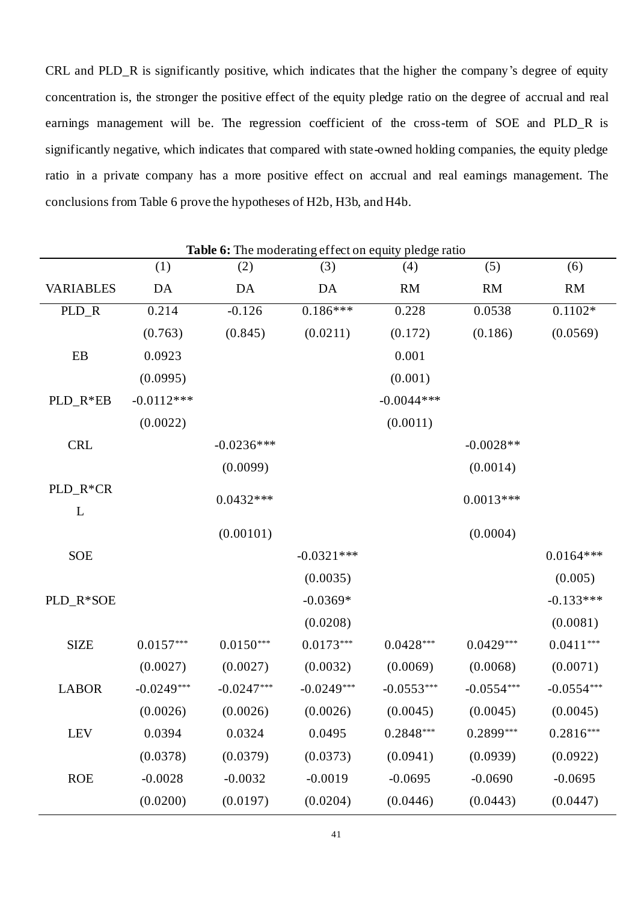CRL and PLD_R is significantly positive, which indicates that the higher the company's degree of equity concentration is, the stronger the positive effect of the equity pledge ratio on the degree of accrual and real earnings management will be. The regression coefficient of the cross-term of SOE and PLD_R is significantly negative, which indicates that compared with state-owned holding companies, the equity pledge ratio in a private company has a more positive effect on accrual and real earnings management. The conclusions from Table 6 prove the hypotheses of H2b, H3b, and H4b.

**Table 6:** The moderating effect on equity pledge ratio

| | (1) | (2) | (3) | (4) | (5) | (6) |
|---|---|---|---|---|---|---|
| VARIABLES | DA | DA | DA | RM | RM | RM |
| PLD_R | 0.214 | -0.126 | 0.186*** | 0.228 | 0.0538 | 0.1102* |
| | (0.763) | (0.845) | (0.0211) | (0.172) | (0.186) | (0.0569) |
| EB | 0.0923 | | | 0.001 | | |
| | (0.0995) | | | (0.001) | | |
| PLD_R*EB | -0.0112*** | | | -0.0044*** | | |
| | (0.0022) | | | (0.0011) | | |
| CRL | | -0.0236*** | | | -0.0028** | |
| | | (0.0099) | | | (0.0014) | |
| PLD_R*CRL | | 0.0432*** | | | 0.0013*** | |
| | | (0.00101) | | | (0.0004) | |
| SOE | | | -0.0321*** | | | 0.0164*** |
| | | | (0.0035) | | | (0.005) |
| PLD_R*SOE | | | -0.0369* | | | -0.133*** |
| | | | (0.0208) | | | (0.0081) |
| SIZE | 0.0157*** | 0.0150*** | 0.0173*** | 0.0428*** | 0.0429*** | 0.0411*** |
| | (0.0027) | (0.0027) | (0.0032) | (0.0069) | (0.0068) | (0.0071) |
| LABOR | -0.0249*** | -0.0247*** | -0.0249*** | -0.0553*** | -0.0554*** | -0.0554*** |
| | (0.0026) | (0.0026) | (0.0026) | (0.0045) | (0.0045) | (0.0045) |
| LEV | 0.0394 | 0.0324 | 0.0495 | 0.2848*** | 0.2899*** | 0.2816*** |
| | (0.0378) | (0.0379) | (0.0373) | (0.0941) | (0.0939) | (0.0922) |
| ROE | -0.0028 | -0.0032 | -0.0019 | -0.0695 | -0.0690 | -0.0695 |
| | (0.0200) | (0.0197) | (0.0204) | (0.0446) | (0.0443) | (0.0447) |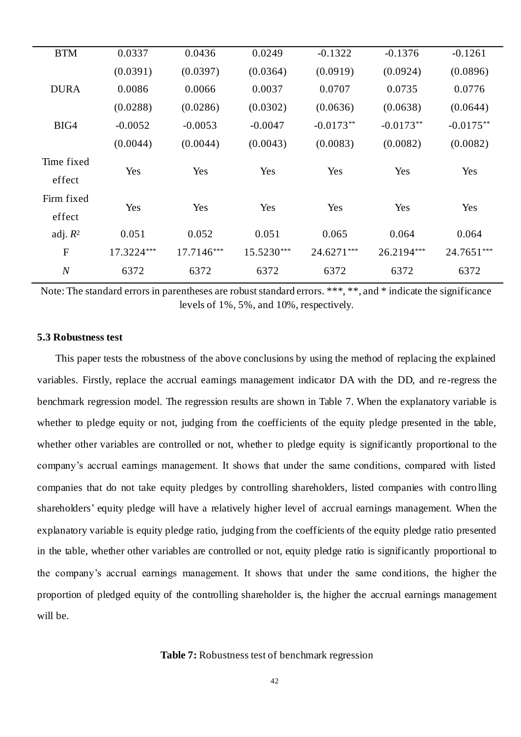| | | | | | | |
|---|---|---|---|---|---|---|
| BTM | 0.0337 | 0.0436 | 0.0249 | -0.1322 | -0.1376 | -0.1261 |
| | (0.0391) | (0.0397) | (0.0364) | (0.0919) | (0.0924) | (0.0896) |
| DURA | 0.0086 | 0.0066 | 0.0037 | 0.0707 | 0.0735 | 0.0776 |
| | (0.0288) | (0.0286) | (0.0302) | (0.0636) | (0.0638) | (0.0644) |
| BIG4 | -0.0052 | -0.0053 | -0.0047 | -0.0173** | -0.0173** | -0.0175** |
| | (0.0044) | (0.0044) | (0.0043) | (0.0083) | (0.0082) | (0.0082) |
| Time fixed effect | Yes | Yes | Yes | Yes | Yes | Yes |
| Firm fixed effect | Yes | Yes | Yes | Yes | Yes | Yes |
| adj. $R^2$ | 0.051 | 0.052 | 0.051 | 0.065 | 0.064 | 0.064 |
| F | 17.3224*** | 17.7146*** | 15.5230*** | 24.6271*** | 26.2194*** | 24.7651*** |
| $N$ | 6372 | 6372 | 6372 | 6372 | 6372 | 6372 |

Note: The standard errors in parentheses are robust standard errors. ***, **, and * indicate the significance levels of 1%, 5%, and 10%, respectively.

### 5.3 Robustness test

This paper tests the robustness of the above conclusions by using the method of replacing the explained variables. Firstly, replace the accrual earnings management indicator DA with the DD, and re-regress the benchmark regression model. The regression results are shown in Table 7. When the explanatory variable is whether to pledge equity or not, judging from the coefficients of the equity pledge presented in the table, whether other variables are controlled or not, whether to pledge equity is significantly proportional to the company's accrual earnings management. It shows that under the same conditions, compared with listed companies that do not take equity pledges by controlling shareholders, listed companies with controlling shareholders' equity pledge will have a relatively higher level of accrual earnings management. When the explanatory variable is equity pledge ratio, judging from the coefficients of the equity pledge ratio presented in the table, whether other variables are controlled or not, equity pledge ratio is significantly proportional to the company's accrual earnings management. It shows that under the same conditions, the higher the proportion of pledged equity of the controlling shareholder is, the higher the accrual earnings management will be.

**Table 7:** Robustness test of benchmark regression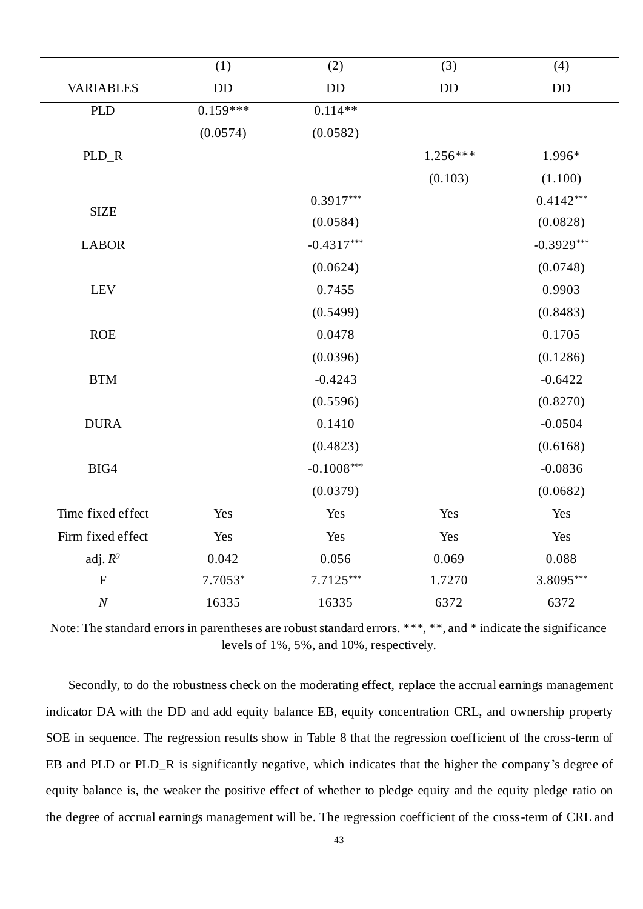| VARIABLES | (1)<br>DD | (2)<br>DD | (3)<br>DD | (4)<br>DD |
|---|---|---|---|---|
| PLD | 0.159*** | 0.114** | | |
| | (0.0574) | (0.0582) | | |
| PLD_R | | | 1.256*** | 1.996* |
| | | | (0.103) | (1.100) |
| SIZE | | 0.3917*** | | 0.4142*** |
| | | (0.0584) | | (0.0828) |
| LABOR | | -0.4317*** | | -0.3929*** |
| | | (0.0624) | | (0.0748) |
| LEV | | 0.7455 | | 0.9903 |
| | | (0.5499) | | (0.8483) |
| ROE | | 0.0478 | | 0.1705 |
| | | (0.0396) | | (0.1286) |
| BTM | | -0.4243 | | -0.6422 |
| | | (0.5596) | | (0.8270) |
| DURA | | 0.1410 | | -0.0504 |
| | | (0.4823) | | (0.6168) |
| BIG4 | | -0.1008*** | | -0.0836 |
| | | (0.0379) | | (0.0682) |
| Time fixed effect | Yes | Yes | Yes | Yes |
| Firm fixed effect | Yes | Yes | Yes | Yes |
| adj. $R^2$ | 0.042 | 0.056 | 0.069 | 0.088 |
| F | 7.7053* | 7.7125*** | 1.7270 | 3.8095*** |
| $N$ | 16335 | 16335 | 6372 | 6372 |

Note: The standard errors in parentheses are robust standard errors. ***, **, and * indicate the significance levels of 1%, 5%, and 10%, respectively.

Secondly, to do the robustness check on the moderating effect, replace the accrual earnings management indicator DA with the DD and add equity balance EB, equity concentration CRL, and ownership property SOE in sequence. The regression results show in Table 8 that the regression coefficient of the cross-term of EB and PLD or PLD_R is significantly negative, which indicates that the higher the company's degree of equity balance is, the weaker the positive effect of whether to pledge equity and the equity pledge ratio on the degree of accrual earnings management will be. The regression coefficient of the cross-term of CRL and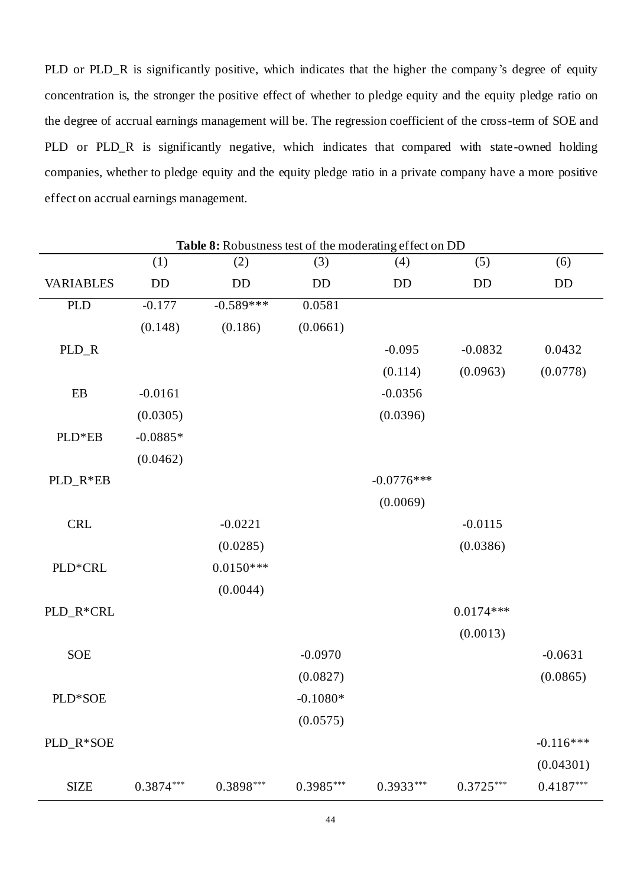PLD or PLD_R is significantly positive, which indicates that the higher the company's degree of equity concentration is, the stronger the positive effect of whether to pledge equity and the equity pledge ratio on the degree of accrual earnings management will be. The regression coefficient of the cross-term of SOE and PLD or PLD_R is significantly negative, which indicates that compared with state-owned holding companies, whether to pledge equity and the equity pledge ratio in a private company have a more positive effect on accrual earnings management.

**Table 8:** Robustness test of the moderating effect on DD

| | (1) | (2) | (3) | (4) | (5) | (6) |
|---|---|---|---|---|---|---|
| VARIABLES | DD | DD | DD | DD | DD | DD |
| PLD | -0.177 | -0.589*** | 0.0581 | | | |
| | (0.148) | (0.186) | (0.0661) | | | |
| PLD_R | | | | -0.095 | -0.0832 | 0.0432 |
| | | | | (0.114) | (0.0963) | (0.0778) |
| EB | -0.0161 | | | -0.0356 | | |
| | (0.0305) | | | (0.0396) | | |
| PLD*EB | -0.0885* | | | | | |
| | (0.0462) | | | | | |
| PLD_R*EB | | | | -0.0776*** | | |
| | | | | (0.0069) | | |
| CRL | | -0.0221 | | | -0.0115 | |
| | | (0.0285) | | | (0.0386) | |
| PLD*CRL | | 0.0150*** | | | | |
| | | (0.0044) | | | | |
| PLD_R*CRL | | | | | 0.0174*** | |
| | | | | | (0.0013) | |
| SOE | | | -0.0970 | | | -0.0631 |
| | | | (0.0827) | | | (0.0865) |
| PLD*SOE | | | -0.1080* | | | |
| | | | (0.0575) | | | |
| PLD_R*SOE | | | | | | -0.116*** |
| | | | | | | (0.04301) |
| SIZE | 0.3874*** | 0.3898*** | 0.3985*** | 0.3933*** | 0.3725*** | 0.4187*** |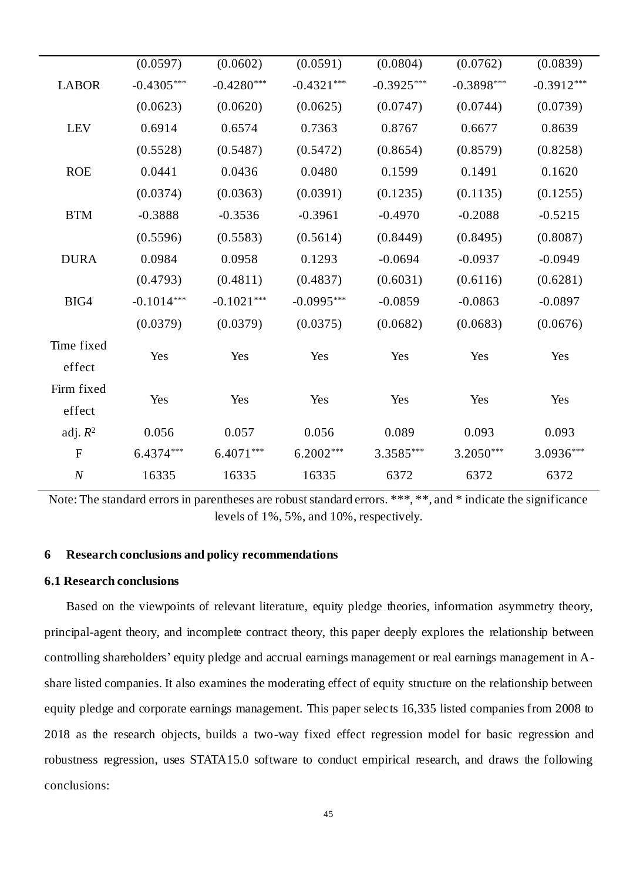| | (0.0597) | (0.0602) | (0.0591) | (0.0804) | (0.0762) | (0.0839) |
|---|---|---|---|---|---|---|
| LABOR | -0.4305*** | -0.4280*** | -0.4321*** | -0.3925*** | -0.3898*** | -0.3912*** |
| | (0.0623) | (0.0620) | (0.0625) | (0.0747) | (0.0744) | (0.0739) |
| LEV | 0.6914 | 0.6574 | 0.7363 | 0.8767 | 0.6677 | 0.8639 |
| | (0.5528) | (0.5487) | (0.5472) | (0.8654) | (0.8579) | (0.8258) |
| ROE | 0.0441 | 0.0436 | 0.0480 | 0.1599 | 0.1491 | 0.1620 |
| | (0.0374) | (0.0363) | (0.0391) | (0.1235) | (0.1135) | (0.1255) |
| BTM | -0.3888 | -0.3536 | -0.3961 | -0.4970 | -0.2088 | -0.5215 |
| | (0.5596) | (0.5583) | (0.5614) | (0.8449) | (0.8495) | (0.8087) |
| DURA | 0.0984 | 0.0958 | 0.1293 | -0.0694 | -0.0937 | -0.0949 |
| | (0.4793) | (0.4811) | (0.4837) | (0.6031) | (0.6116) | (0.6281) |
| BIG4 | -0.1014*** | -0.1021*** | -0.0995*** | -0.0859 | -0.0863 | -0.0897 |
| | (0.0379) | (0.0379) | (0.0375) | (0.0682) | (0.0683) | (0.0676) |
| Time fixed effect | Yes | Yes | Yes | Yes | Yes | Yes |
| Firm fixed effect | Yes | Yes | Yes | Yes | Yes | Yes |
| adj. $R^2$ | 0.056 | 0.057 | 0.056 | 0.089 | 0.093 | 0.093 |
| F | 6.4374*** | 6.4071*** | 6.2002*** | 3.3585*** | 3.2050*** | 3.0936*** |
| $N$ | 16335 | 16335 | 16335 | 6372 | 6372 | 6372 |

Note: The standard errors in parentheses are robust standard errors. ***, **, and * indicate the significance levels of 1%, 5%, and 10%, respectively.

## 6 Research conclusions and policy recommendations

### 6.1 Research conclusions

Based on the viewpoints of relevant literature, equity pledge theories, information asymmetry theory, principal-agent theory, and incomplete contract theory, this paper deeply explores the relationship between controlling shareholders' equity pledge and accrual earnings management or real earnings management in A-share listed companies. It also examines the moderating effect of equity structure on the relationship between equity pledge and corporate earnings management. This paper selects 16,335 listed companies from 2008 to 2018 as the research objects, builds a two-way fixed effect regression model for basic regression and robustness regression, uses STATA15.0 software to conduct empirical research, and draws the following conclusions: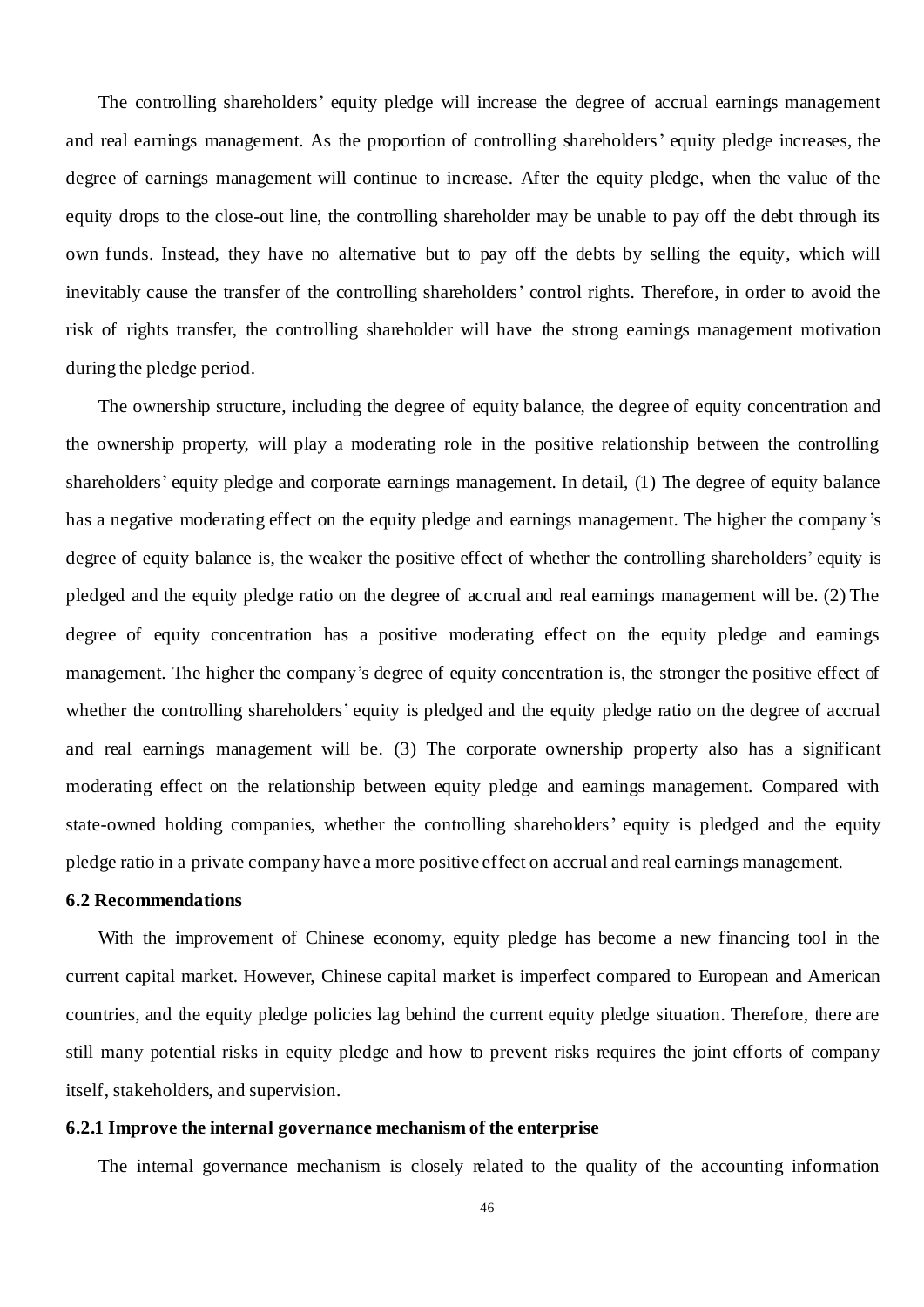The controlling shareholders' equity pledge will increase the degree of accrual earnings management and real earnings management. As the proportion of controlling shareholders' equity pledge increases, the degree of earnings management will continue to increase. After the equity pledge, when the value of the equity drops to the close-out line, the controlling shareholder may be unable to pay off the debt through its own funds. Instead, they have no alternative but to pay off the debts by selling the equity, which will inevitably cause the transfer of the controlling shareholders' control rights. Therefore, in order to avoid the risk of rights transfer, the controlling shareholder will have the strong earnings management motivation during the pledge period.

The ownership structure, including the degree of equity balance, the degree of equity concentration and the ownership property, will play a moderating role in the positive relationship between the controlling shareholders' equity pledge and corporate earnings management. In detail, (1) The degree of equity balance has a negative moderating effect on the equity pledge and earnings management. The higher the company's degree of equity balance is, the weaker the positive effect of whether the controlling shareholders' equity is pledged and the equity pledge ratio on the degree of accrual and real earnings management will be. (2) The degree of equity concentration has a positive moderating effect on the equity pledge and earnings management. The higher the company's degree of equity concentration is, the stronger the positive effect of whether the controlling shareholders' equity is pledged and the equity pledge ratio on the degree of accrual and real earnings management will be. (3) The corporate ownership property also has a significant moderating effect on the relationship between equity pledge and earnings management. Compared with state-owned holding companies, whether the controlling shareholders' equity is pledged and the equity pledge ratio in a private company have a more positive effect on accrual and real earnings management.

### 6.2 Recommendations

With the improvement of Chinese economy, equity pledge has become a new financing tool in the current capital market. However, Chinese capital market is imperfect compared to European and American countries, and the equity pledge policies lag behind the current equity pledge situation. Therefore, there are still many potential risks in equity pledge and how to prevent risks requires the joint efforts of company itself, stakeholders, and supervision.

#### 6.2.1 Improve the internal governance mechanism of the enterprise

The internal governance mechanism is closely related to the quality of the accounting information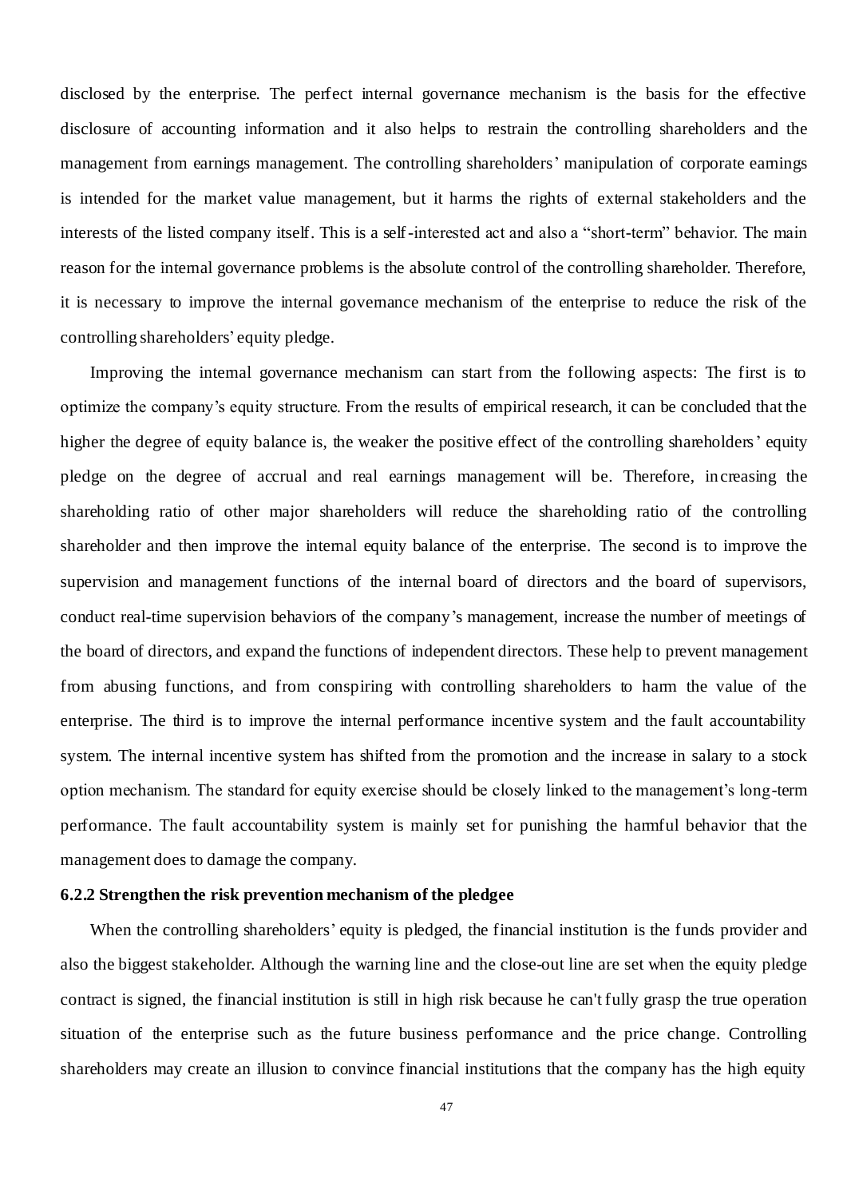disclosed by the enterprise. The perfect internal governance mechanism is the basis for the effective disclosure of accounting information and it also helps to restrain the controlling shareholders and the management from earnings management. The controlling shareholders' manipulation of corporate earnings is intended for the market value management, but it harms the rights of external stakeholders and the interests of the listed company itself. This is a self-interested act and also a "short-term" behavior. The main reason for the internal governance problems is the absolute control of the controlling shareholder. Therefore, it is necessary to improve the internal governance mechanism of the enterprise to reduce the risk of the controlling shareholders' equity pledge.

Improving the internal governance mechanism can start from the following aspects: The first is to optimize the company's equity structure. From the results of empirical research, it can be concluded that the higher the degree of equity balance is, the weaker the positive effect of the controlling shareholders' equity pledge on the degree of accrual and real earnings management will be. Therefore, increasing the shareholding ratio of other major shareholders will reduce the shareholding ratio of the controlling shareholder and then improve the internal equity balance of the enterprise. The second is to improve the supervision and management functions of the internal board of directors and the board of supervisors, conduct real-time supervision behaviors of the company's management, increase the number of meetings of the board of directors, and expand the functions of independent directors. These help to prevent management from abusing functions, and from conspiring with controlling shareholders to harm the value of the enterprise. The third is to improve the internal performance incentive system and the fault accountability system. The internal incentive system has shifted from the promotion and the increase in salary to a stock option mechanism. The standard for equity exercise should be closely linked to the management's long-term performance. The fault accountability system is mainly set for punishing the harmful behavior that the management does to damage the company.

### 6.2.2 Strengthen the risk prevention mechanism of the pledgee

When the controlling shareholders' equity is pledged, the financial institution is the funds provider and also the biggest stakeholder. Although the warning line and the close-out line are set when the equity pledge contract is signed, the financial institution is still in high risk because he can't fully grasp the true operation situation of the enterprise such as the future business performance and the price change. Controlling shareholders may create an illusion to convince financial institutions that the company has the high equity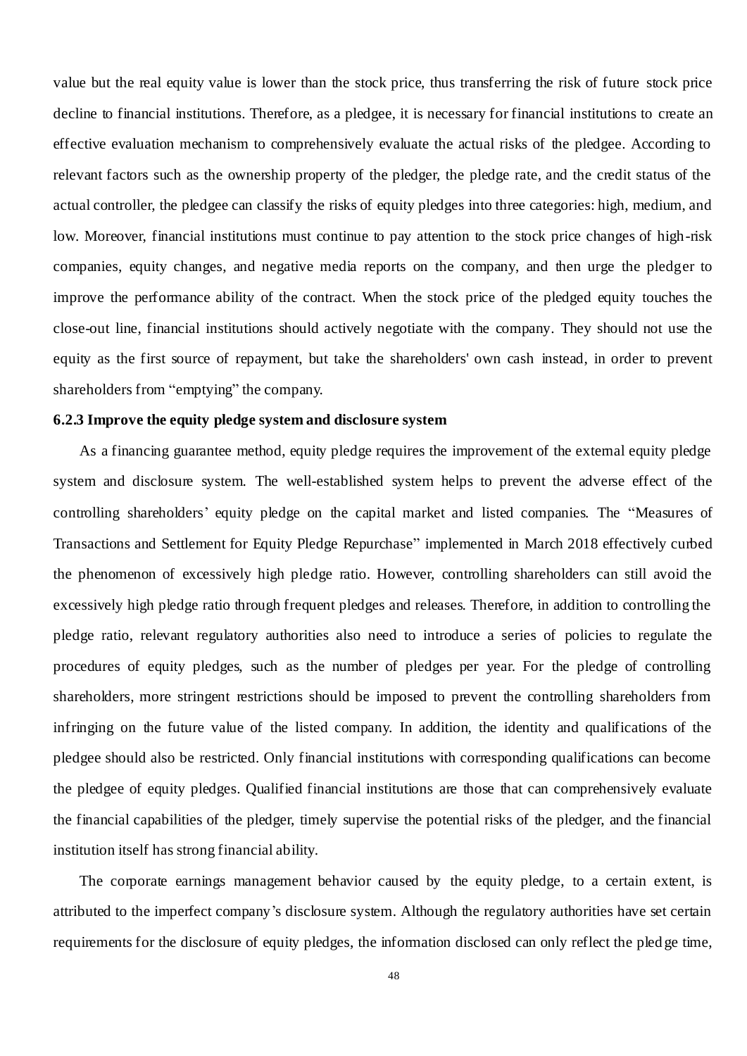value but the real equity value is lower than the stock price, thus transferring the risk of future stock price decline to financial institutions. Therefore, as a pledgee, it is necessary for financial institutions to create an effective evaluation mechanism to comprehensively evaluate the actual risks of the pledgee. According to relevant factors such as the ownership property of the pledger, the pledge rate, and the credit status of the actual controller, the pledgee can classify the risks of equity pledges into three categories: high, medium, and low. Moreover, financial institutions must continue to pay attention to the stock price changes of high-risk companies, equity changes, and negative media reports on the company, and then urge the pledger to improve the performance ability of the contract. When the stock price of the pledged equity touches the close-out line, financial institutions should actively negotiate with the company. They should not use the equity as the first source of repayment, but take the shareholders' own cash instead, in order to prevent shareholders from "emptying" the company.

### 6.2.3 Improve the equity pledge system and disclosure system

As a financing guarantee method, equity pledge requires the improvement of the external equity pledge system and disclosure system. The well-established system helps to prevent the adverse effect of the controlling shareholders' equity pledge on the capital market and listed companies. The "Measures of Transactions and Settlement for Equity Pledge Repurchase" implemented in March 2018 effectively curbed the phenomenon of excessively high pledge ratio. However, controlling shareholders can still avoid the excessively high pledge ratio through frequent pledges and releases. Therefore, in addition to controlling the pledge ratio, relevant regulatory authorities also need to introduce a series of policies to regulate the procedures of equity pledges, such as the number of pledges per year. For the pledge of controlling shareholders, more stringent restrictions should be imposed to prevent the controlling shareholders from infringing on the future value of the listed company. In addition, the identity and qualifications of the pledgee should also be restricted. Only financial institutions with corresponding qualifications can become the pledgee of equity pledges. Qualified financial institutions are those that can comprehensively evaluate the financial capabilities of the pledger, timely supervise the potential risks of the pledger, and the financial institution itself has strong financial ability.

The corporate earnings management behavior caused by the equity pledge, to a certain extent, is attributed to the imperfect company's disclosure system. Although the regulatory authorities have set certain requirements for the disclosure of equity pledges, the information disclosed can only reflect the pledge time,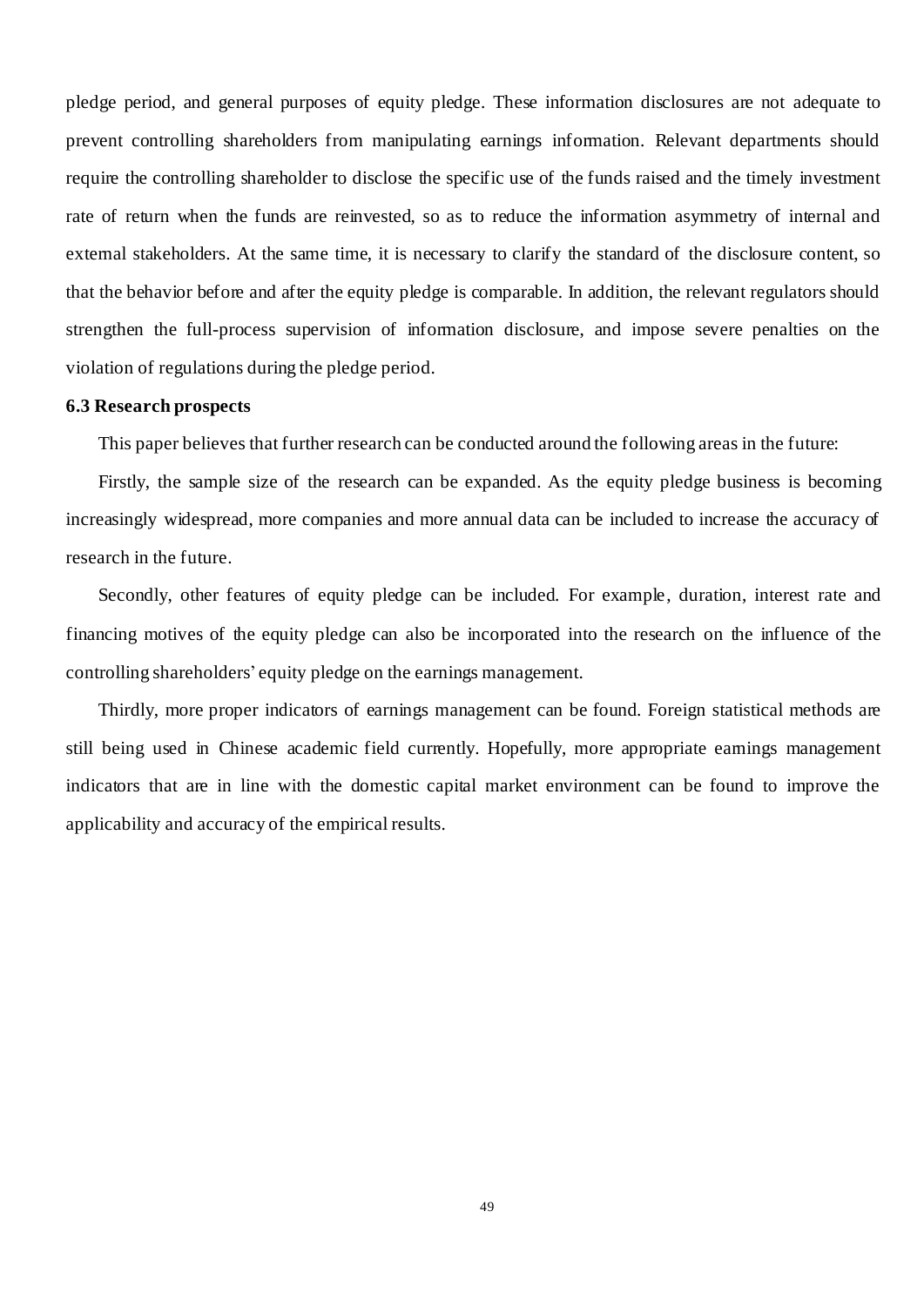pledge period, and general purposes of equity pledge. These information disclosures are not adequate to prevent controlling shareholders from manipulating earnings information. Relevant departments should require the controlling shareholder to disclose the specific use of the funds raised and the timely investment rate of return when the funds are reinvested, so as to reduce the information asymmetry of internal and external stakeholders. At the same time, it is necessary to clarify the standard of the disclosure content, so that the behavior before and after the equity pledge is comparable. In addition, the relevant regulators should strengthen the full-process supervision of information disclosure, and impose severe penalties on the violation of regulations during the pledge period.

### 6.3 Research prospects

This paper believes that further research can be conducted around the following areas in the future:

Firstly, the sample size of the research can be expanded. As the equity pledge business is becoming increasingly widespread, more companies and more annual data can be included to increase the accuracy of research in the future.

Secondly, other features of equity pledge can be included. For example, duration, interest rate and financing motives of the equity pledge can also be incorporated into the research on the influence of the controlling shareholders' equity pledge on the earnings management.

Thirdly, more proper indicators of earnings management can be found. Foreign statistical methods are still being used in Chinese academic field currently. Hopefully, more appropriate earnings management indicators that are in line with the domestic capital market environment can be found to improve the applicability and accuracy of the empirical results.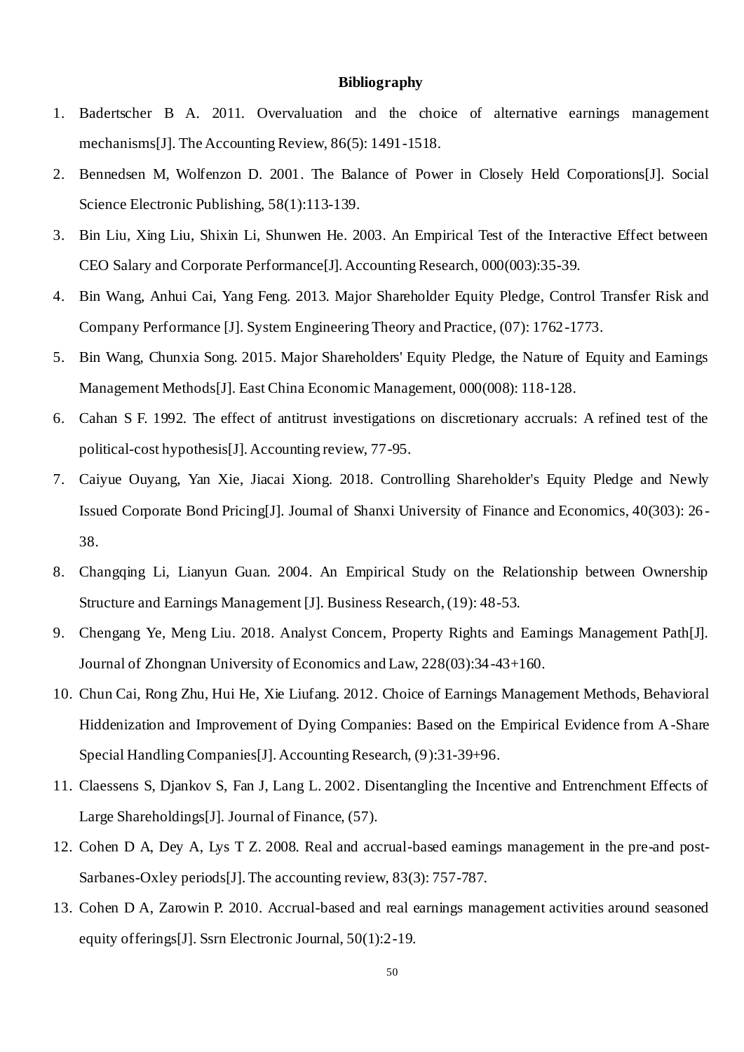**Bibliography**

1. Badertscher B A. 2011. Overvaluation and the choice of alternative earnings management mechanisms[J]. The Accounting Review, 86(5): 1491-1518.
2. Bennedsen M, Wolfenzon D. 2001. The Balance of Power in Closely Held Corporations[J]. Social Science Electronic Publishing, 58(1):113-139.
3. Bin Liu, Xing Liu, Shixin Li, Shunwen He. 2003. An Empirical Test of the Interactive Effect between CEO Salary and Corporate Performance[J]. Accounting Research, 000(003):35-39.
4. Bin Wang, Anhui Cai, Yang Feng. 2013. Major Shareholder Equity Pledge, Control Transfer Risk and Company Performance [J]. System Engineering Theory and Practice, (07): 1762-1773.
5. Bin Wang, Chunxia Song. 2015. Major Shareholders' Equity Pledge, the Nature of Equity and Earnings Management Methods[J]. East China Economic Management, 000(008): 118-128.
6. Cahan S F. 1992. The effect of antitrust investigations on discretionary accruals: A refined test of the political-cost hypothesis[J]. Accounting review, 77-95.
7. Caiyue Ouyang, Yan Xie, Jiacai Xiong. 2018. Controlling Shareholder's Equity Pledge and Newly Issued Corporate Bond Pricing[J]. Journal of Shanxi University of Finance and Economics, 40(303): 26-38.
8. Changqing Li, Lianyun Guan. 2004. An Empirical Study on the Relationship between Ownership Structure and Earnings Management [J]. Business Research, (19): 48-53.
9. Chengang Ye, Meng Liu. 2018. Analyst Concern, Property Rights and Earnings Management Path[J]. Journal of Zhongnan University of Economics and Law, 228(03):34-43+160.
10. Chun Cai, Rong Zhu, Hui He, Xie Liufang. 2012. Choice of Earnings Management Methods, Behavioral Hiddenization and Improvement of Dying Companies: Based on the Empirical Evidence from A-Share Special Handling Companies[J]. Accounting Research, (9):31-39+96.
11. Claessens S, Djankov S, Fan J, Lang L. 2002. Disentangling the Incentive and Entrenchment Effects of Large Shareholdings[J]. Journal of Finance, (57).
12. Cohen D A, Dey A, Lys T Z. 2008. Real and accrual-based earnings management in the pre-and post-Sarbanes-Oxley periods[J]. The accounting review, 83(3): 757-787.
13. Cohen D A, Zarowin P. 2010. Accrual-based and real earnings management activities around seasoned equity offerings[J]. Ssrn Electronic Journal, 50(1):2-19.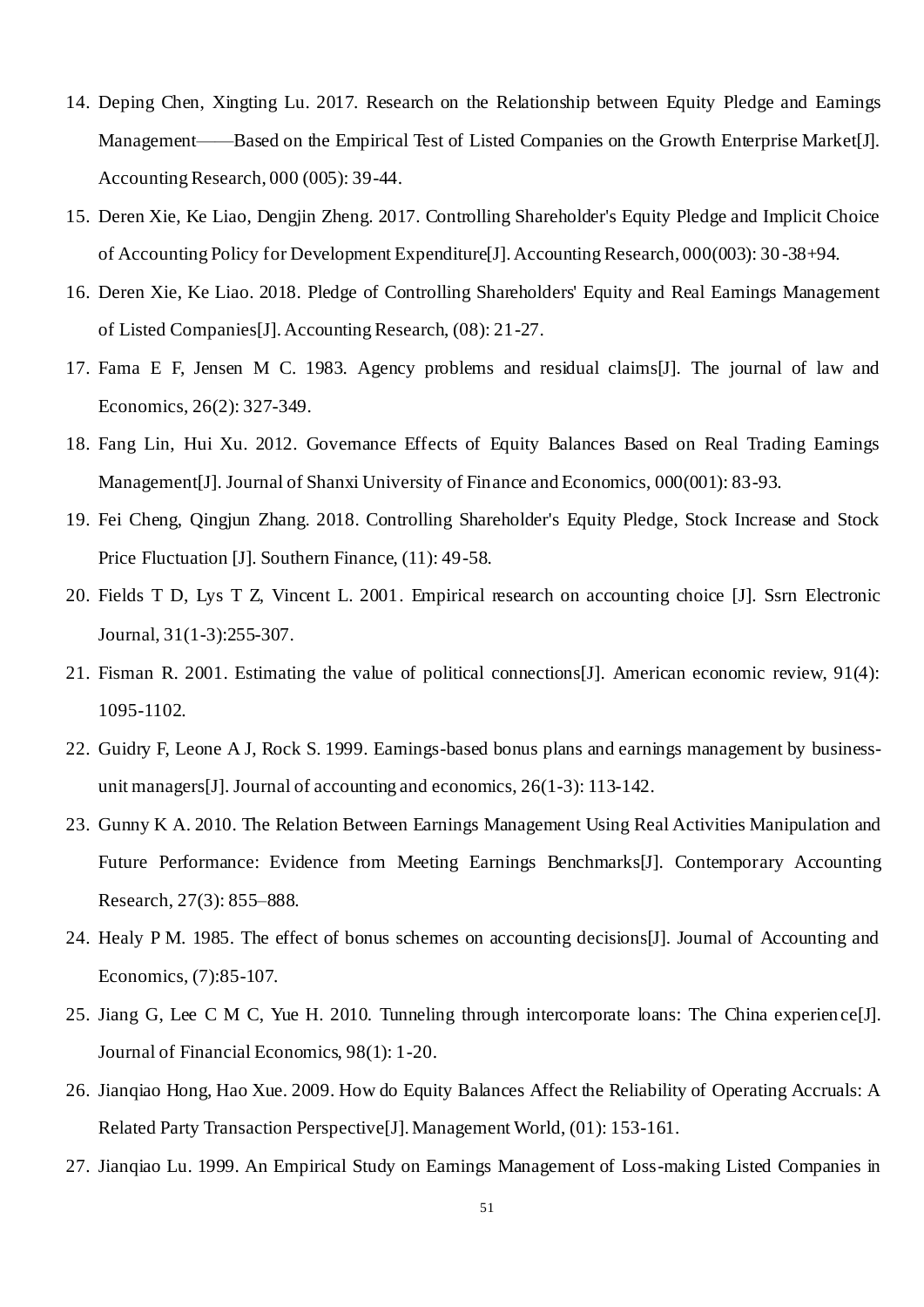14. Deping Chen, Xingting Lu. 2017. Research on the Relationship between Equity Pledge and Earnings Management——Based on the Empirical Test of Listed Companies on the Growth Enterprise Market[J]. Accounting Research, 000 (005): 39-44.
15. Deren Xie, Ke Liao, Dengjin Zheng. 2017. Controlling Shareholder's Equity Pledge and Implicit Choice of Accounting Policy for Development Expenditure[J]. Accounting Research, 000(003): 30-38+94.
16. Deren Xie, Ke Liao. 2018. Pledge of Controlling Shareholders' Equity and Real Earnings Management of Listed Companies[J]. Accounting Research, (08): 21-27.
17. Fama E F, Jensen M C. 1983. Agency problems and residual claims[J]. The journal of law and Economics, 26(2): 327-349.
18. Fang Lin, Hui Xu. 2012. Governance Effects of Equity Balances Based on Real Trading Earnings Management[J]. Journal of Shanxi University of Finance and Economics, 000(001): 83-93.
19. Fei Cheng, Qingjun Zhang. 2018. Controlling Shareholder's Equity Pledge, Stock Increase and Stock Price Fluctuation [J]. Southern Finance, (11): 49-58.
20. Fields T D, Lys T Z, Vincent L. 2001. Empirical research on accounting choice [J]. Ssrn Electronic Journal, 31(1-3):255-307.
21. Fisman R. 2001. Estimating the value of political connections[J]. American economic review, 91(4): 1095-1102.
22. Guidry F, Leone A J, Rock S. 1999. Earnings-based bonus plans and earnings management by business-unit managers[J]. Journal of accounting and economics, 26(1-3): 113-142.
23. Gunny K A. 2010. The Relation Between Earnings Management Using Real Activities Manipulation and Future Performance: Evidence from Meeting Earnings Benchmarks[J]. Contemporary Accounting Research, 27(3): 855–888.
24. Healy P M. 1985. The effect of bonus schemes on accounting decisions[J]. Journal of Accounting and Economics, (7):85-107.
25. Jiang G, Lee C M C, Yue H. 2010. Tunneling through intercorporate loans: The China experience[J]. Journal of Financial Economics, 98(1): 1-20.
26. Jianqiao Hong, Hao Xue. 2009. How do Equity Balances Affect the Reliability of Operating Accruals: A Related Party Transaction Perspective[J]. Management World, (01): 153-161.
27. Jianqiao Lu. 1999. An Empirical Study on Earnings Management of Loss-making Listed Companies in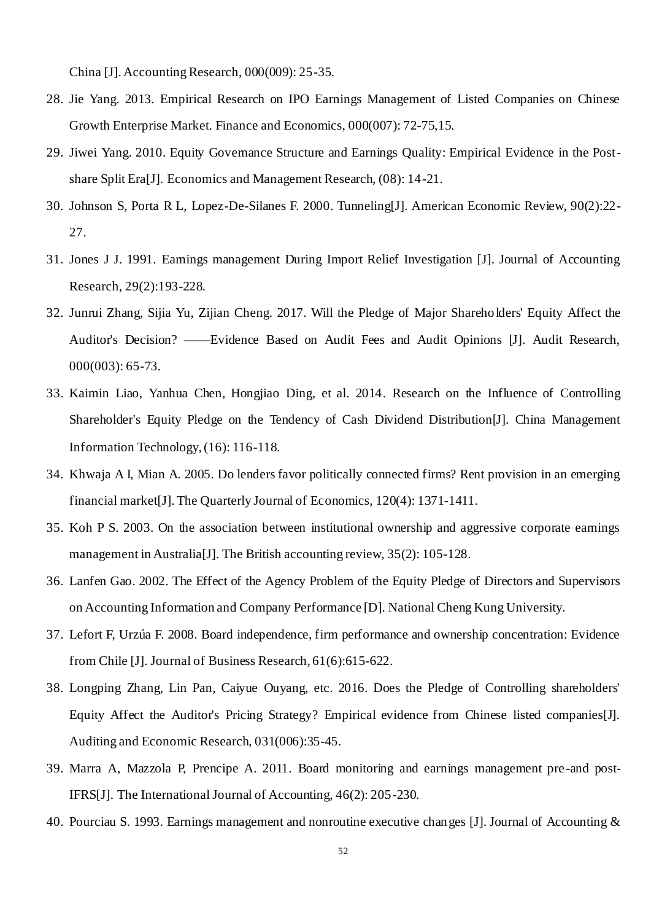China [J]. Accounting Research, 000(009): 25-35.

28. Jie Yang. 2013. Empirical Research on IPO Earnings Management of Listed Companies on Chinese Growth Enterprise Market. Finance and Economics, 000(007): 72-75,15.
29. Jiwei Yang. 2010. Equity Governance Structure and Earnings Quality: Empirical Evidence in the Post-share Split Era[J]. Economics and Management Research, (08): 14-21.
30. Johnson S, Porta R L, Lopez-De-Silanes F. 2000. Tunneling[J]. American Economic Review, 90(2):22-27.
31. Jones J J. 1991. Earnings management During Import Relief Investigation [J]. Journal of Accounting Research, 29(2):193-228.
32. Junrui Zhang, Sijia Yu, Zijian Cheng. 2017. Will the Pledge of Major Shareholders' Equity Affect the Auditor's Decision? ——Evidence Based on Audit Fees and Audit Opinions [J]. Audit Research, 000(003): 65-73.
33. Kaimin Liao, Yanhua Chen, Hongjiao Ding, et al. 2014. Research on the Influence of Controlling Shareholder's Equity Pledge on the Tendency of Cash Dividend Distribution[J]. China Management Information Technology, (16): 116-118.
34. Khwaja A I, Mian A. 2005. Do lenders favor politically connected firms? Rent provision in an emerging financial market[J]. The Quarterly Journal of Economics, 120(4): 1371-1411.
35. Koh P S. 2003. On the association between institutional ownership and aggressive corporate earnings management in Australia[J]. The British accounting review, 35(2): 105-128.
36. Lanfen Gao. 2002. The Effect of the Agency Problem of the Equity Pledge of Directors and Supervisors on Accounting Information and Company Performance [D]. National Cheng Kung University.
37. Lefort F, Urzúa F. 2008. Board independence, firm performance and ownership concentration: Evidence from Chile [J]. Journal of Business Research, 61(6):615-622.
38. Longping Zhang, Lin Pan, Caiyue Ouyang, etc. 2016. Does the Pledge of Controlling shareholders' Equity Affect the Auditor's Pricing Strategy? Empirical evidence from Chinese listed companies[J]. Auditing and Economic Research, 031(006):35-45.
39. Marra A, Mazzola P, Prencipe A. 2011. Board monitoring and earnings management pre-and post-IFRS[J]. The International Journal of Accounting, 46(2): 205-230.
40. Pourciau S. 1993. Earnings management and nonroutine executive changes [J]. Journal of Accounting &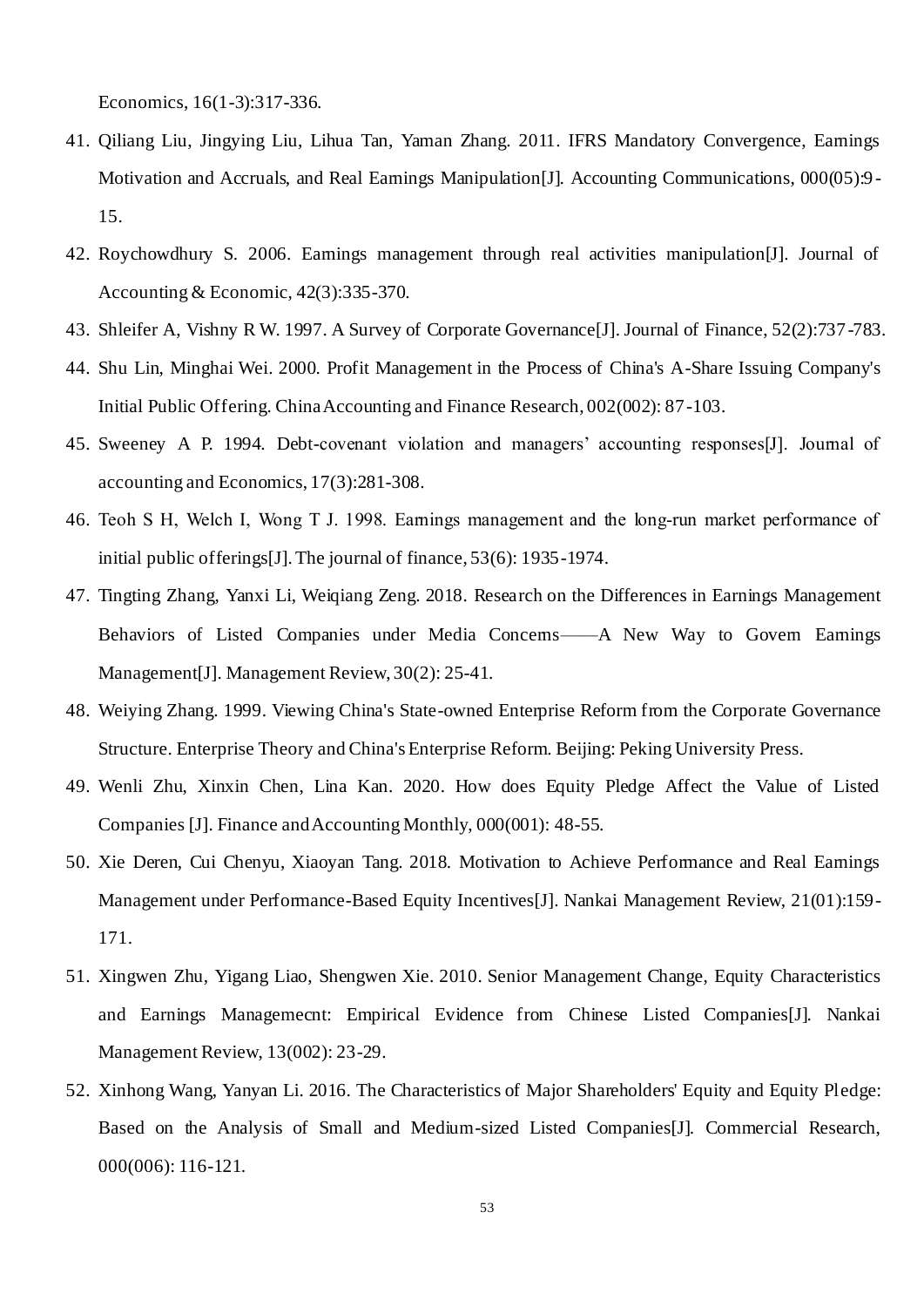Economics, 16(1-3):317-336.

41. Qiliang Liu, Jingying Liu, Lihua Tan, Yaman Zhang. 2011. IFRS Mandatory Convergence, Earnings Motivation and Accruals, and Real Earnings Manipulation[J]. Accounting Communications, 000(05):9-15.
42. Roychowdhury S. 2006. Earnings management through real activities manipulation[J]. Journal of Accounting & Economic, 42(3):335-370.
43. Shleifer A, Vishny R W. 1997. A Survey of Corporate Governance[J]. Journal of Finance, 52(2):737-783.
44. Shu Lin, Minghai Wei. 2000. Profit Management in the Process of China's A-Share Issuing Company's Initial Public Offering. China Accounting and Finance Research, 002(002): 87-103.
45. Sweeney A P. 1994. Debt-covenant violation and managers' accounting responses[J]. Journal of accounting and Economics, 17(3):281-308.
46. Teoh S H, Welch I, Wong T J. 1998. Earnings management and the long-run market performance of initial public offerings[J]. The journal of finance, 53(6): 1935-1974.
47. Tingting Zhang, Yanxi Li, Weiqiang Zeng. 2018. Research on the Differences in Earnings Management Behaviors of Listed Companies under Media Concerns——A New Way to Govern Earnings Management[J]. Management Review, 30(2): 25-41.
48. Weiying Zhang. 1999. Viewing China's State-owned Enterprise Reform from the Corporate Governance Structure. Enterprise Theory and China's Enterprise Reform. Beijing: Peking University Press.
49. Wenli Zhu, Xinxin Chen, Lina Kan. 2020. How does Equity Pledge Affect the Value of Listed Companies [J]. Finance and Accounting Monthly, 000(001): 48-55.
50. Xie Deren, Cui Chenyu, Xiaoyan Tang. 2018. Motivation to Achieve Performance and Real Earnings Management under Performance-Based Equity Incentives[J]. Nankai Management Review, 21(01):159-171.
51. Xingwen Zhu, Yigang Liao, Shengwen Xie. 2010. Senior Management Change, Equity Characteristics and Earnings Managemecnt: Empirical Evidence from Chinese Listed Companies[J]. Nankai Management Review, 13(002): 23-29.
52. Xinhong Wang, Yanyan Li. 2016. The Characteristics of Major Shareholders' Equity and Equity Pledge: Based on the Analysis of Small and Medium-sized Listed Companies[J]. Commercial Research, 000(006): 116-121.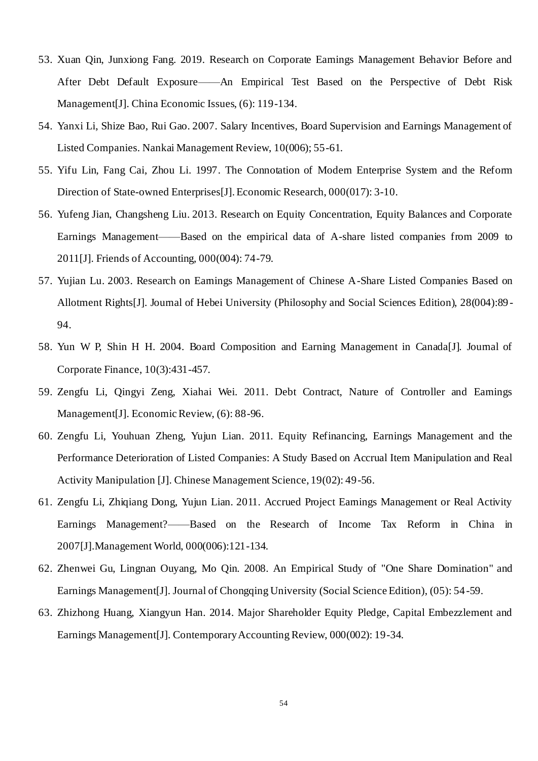53. Xuan Qin, Junxiong Fang. 2019. Research on Corporate Earnings Management Behavior Before and After Debt Default Exposure——An Empirical Test Based on the Perspective of Debt Risk Management[J]. China Economic Issues, (6): 119-134.
54. Yanxi Li, Shize Bao, Rui Gao. 2007. Salary Incentives, Board Supervision and Earnings Management of Listed Companies. Nankai Management Review, 10(006); 55-61.
55. Yifu Lin, Fang Cai, Zhou Li. 1997. The Connotation of Modern Enterprise System and the Reform Direction of State-owned Enterprises[J]. Economic Research, 000(017): 3-10.
56. Yufeng Jian, Changsheng Liu. 2013. Research on Equity Concentration, Equity Balances and Corporate Earnings Management——Based on the empirical data of A-share listed companies from 2009 to 2011[J]. Friends of Accounting, 000(004): 74-79.
57. Yujian Lu. 2003. Research on Earnings Management of Chinese A-Share Listed Companies Based on Allotment Rights[J]. Journal of Hebei University (Philosophy and Social Sciences Edition), 28(004):89-94.
58. Yun W P, Shin H H. 2004. Board Composition and Earning Management in Canada[J]. Journal of Corporate Finance, 10(3):431-457.
59. Zengfu Li, Qingyi Zeng, Xiahai Wei. 2011. Debt Contract, Nature of Controller and Earnings Management[J]. Economic Review, (6): 88-96.
60. Zengfu Li, Youhuan Zheng, Yujun Lian. 2011. Equity Refinancing, Earnings Management and the Performance Deterioration of Listed Companies: A Study Based on Accrual Item Manipulation and Real Activity Manipulation [J]. Chinese Management Science, 19(02): 49-56.
61. Zengfu Li, Zhiqiang Dong, Yujun Lian. 2011. Accrued Project Earnings Management or Real Activity Earnings Management?——Based on the Research of Income Tax Reform in China in 2007[J].Management World, 000(006):121-134.
62. Zhenwei Gu, Lingnan Ouyang, Mo Qin. 2008. An Empirical Study of "One Share Domination" and Earnings Management[J]. Journal of Chongqing University (Social Science Edition), (05): 54-59.
63. Zhizhong Huang, Xiangyun Han. 2014. Major Shareholder Equity Pledge, Capital Embezzlement and Earnings Management[J]. Contemporary Accounting Review, 000(002): 19-34.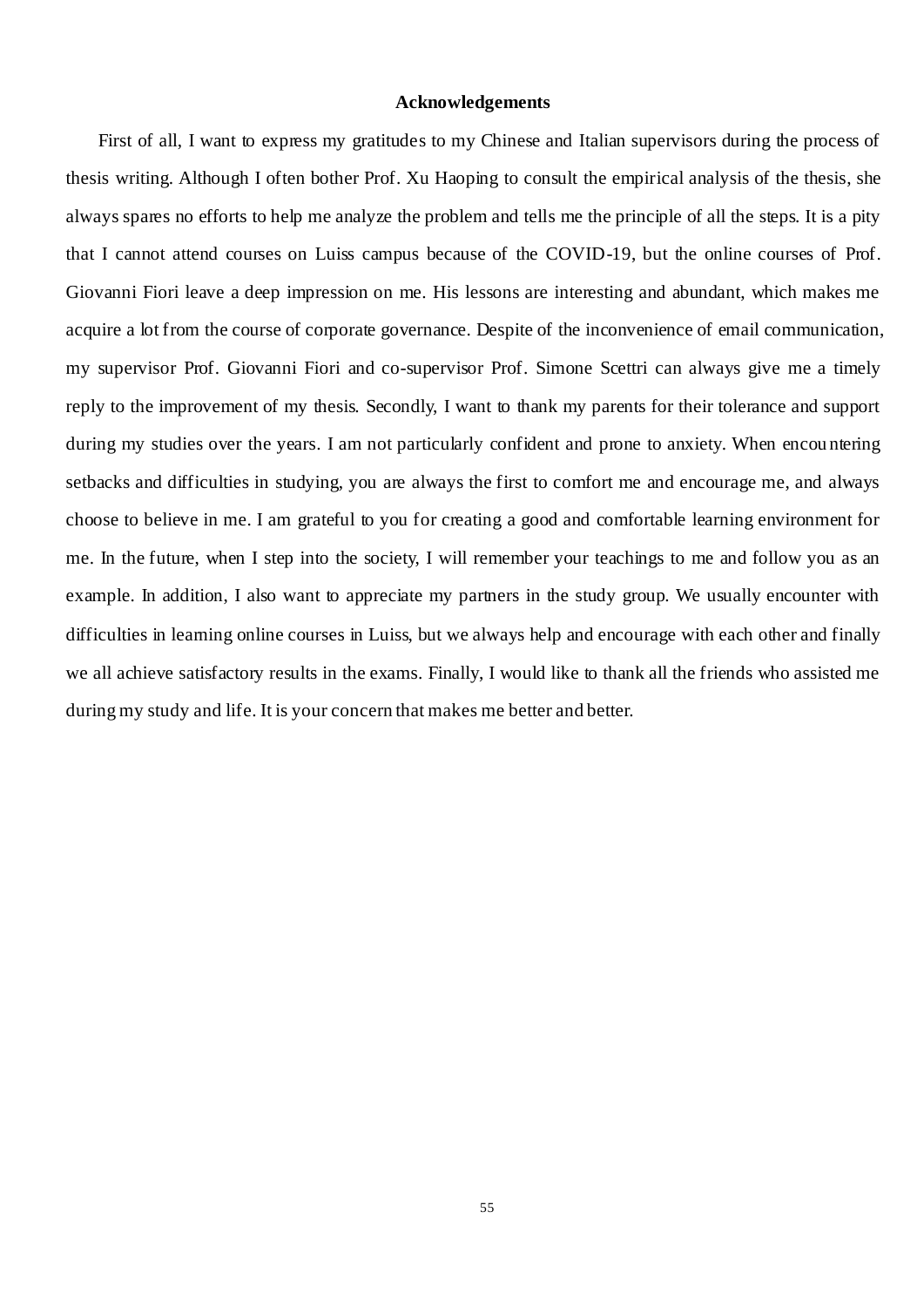# Acknowledgements

First of all, I want to express my gratitudes to my Chinese and Italian supervisors during the process of thesis writing. Although I often bother Prof. Xu Haoping to consult the empirical analysis of the thesis, she always spares no efforts to help me analyze the problem and tells me the principle of all the steps. It is a pity that I cannot attend courses on Luiss campus because of the COVID-19, but the online courses of Prof. Giovanni Fiori leave a deep impression on me. His lessons are interesting and abundant, which makes me acquire a lot from the course of corporate governance. Despite of the inconvenience of email communication, my supervisor Prof. Giovanni Fiori and co-supervisor Prof. Simone Scettri can always give me a timely reply to the improvement of my thesis. Secondly, I want to thank my parents for their tolerance and support during my studies over the years. I am not particularly confident and prone to anxiety. When encountering setbacks and difficulties in studying, you are always the first to comfort me and encourage me, and always choose to believe in me. I am grateful to you for creating a good and comfortable learning environment for me. In the future, when I step into the society, I will remember your teachings to me and follow you as an example. In addition, I also want to appreciate my partners in the study group. We usually encounter with difficulties in learning online courses in Luiss, but we always help and encourage with each other and finally we all achieve satisfactory results in the exams. Finally, I would like to thank all the friends who assisted me during my study and life. It is your concern that makes me better and better.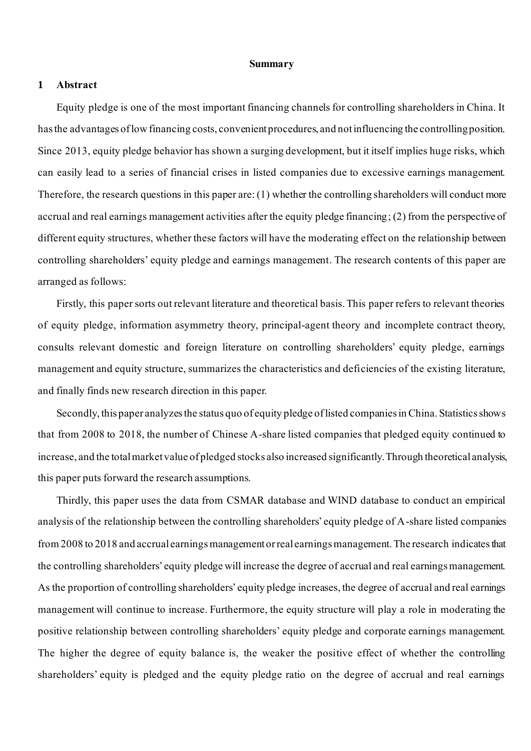**Summary**

## 1 Abstract

Equity pledge is one of the most important financing channels for controlling shareholders in China. It has the advantages of low financing costs, convenient procedures, and not influencing the controlling position. Since 2013, equity pledge behavior has shown a surging development, but it itself implies huge risks, which can easily lead to a series of financial crises in listed companies due to excessive earnings management. Therefore, the research questions in this paper are: (1) whether the controlling shareholders will conduct more accrual and real earnings management activities after the equity pledge financing; (2) from the perspective of different equity structures, whether these factors will have the moderating effect on the relationship between controlling shareholders' equity pledge and earnings management. The research contents of this paper are arranged as follows:

Firstly, this paper sorts out relevant literature and theoretical basis. This paper refers to relevant theories of equity pledge, information asymmetry theory, principal-agent theory and incomplete contract theory, consults relevant domestic and foreign literature on controlling shareholders' equity pledge, earnings management and equity structure, summarizes the characteristics and deficiencies of the existing literature, and finally finds new research direction in this paper.

Secondly, this paper analyzes the status quo of equity pledge of listed companies in China. Statistics shows that from 2008 to 2018, the number of Chinese A-share listed companies that pledged equity continued to increase, and the total market value of pledged stocks also increased significantly. Through theoretical analysis, this paper puts forward the research assumptions.

Thirdly, this paper uses the data from CSMAR database and WIND database to conduct an empirical analysis of the relationship between the controlling shareholders' equity pledge of A-share listed companies from 2008 to 2018 and accrual earnings management or real earnings management. The research indicates that the controlling shareholders' equity pledge will increase the degree of accrual and real earnings management. As the proportion of controlling shareholders' equity pledge increases, the degree of accrual and real earnings management will continue to increase. Furthermore, the equity structure will play a role in moderating the positive relationship between controlling shareholders' equity pledge and corporate earnings management. The higher the degree of equity balance is, the weaker the positive effect of whether the controlling shareholders' equity is pledged and the equity pledge ratio on the degree of accrual and real earnings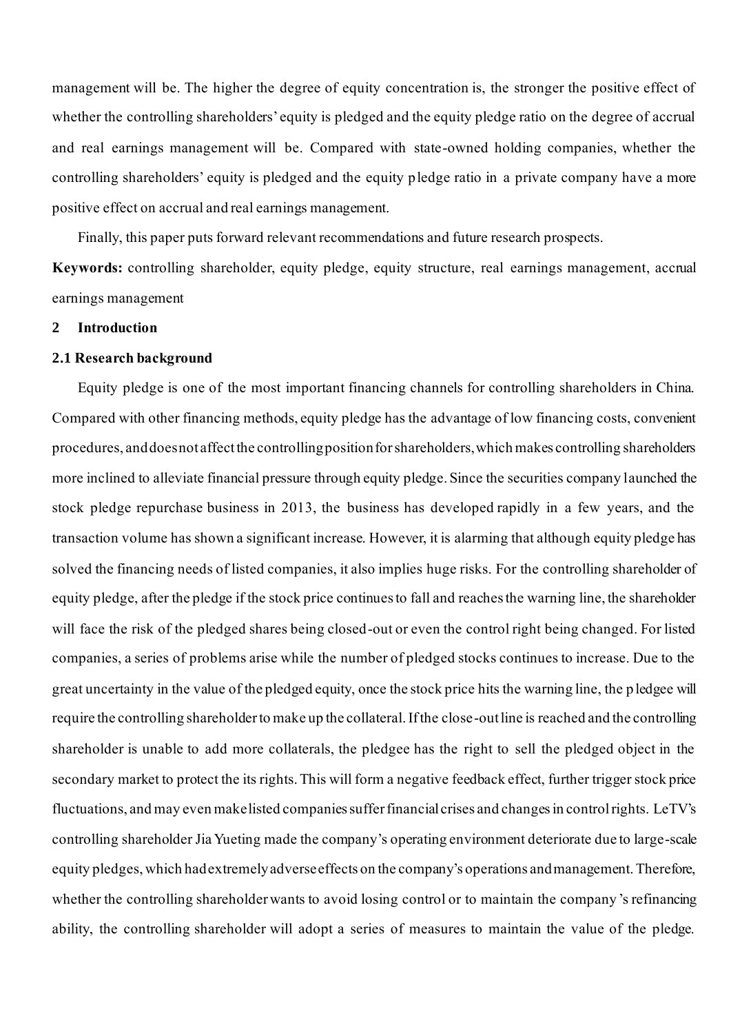management will be. The higher the degree of equity concentration is, the stronger the positive effect of whether the controlling shareholders' equity is pledged and the equity pledge ratio on the degree of accrual and real earnings management will be. Compared with state-owned holding companies, whether the controlling shareholders' equity is pledged and the equity pledge ratio in a private company have a more positive effect on accrual and real earnings management.

Finally, this paper puts forward relevant recommendations and future research prospects.

**Keywords:** controlling shareholder, equity pledge, equity structure, real earnings management, accrual earnings management

## 2 Introduction

### 2.1 Research background

Equity pledge is one of the most important financing channels for controlling shareholders in China. Compared with other financing methods, equity pledge has the advantage of low financing costs, convenient procedures, and does not affect the controlling position for shareholders, which makes controlling shareholders more inclined to alleviate financial pressure through equity pledge. Since the securities company launched the stock pledge repurchase business in 2013, the business has developed rapidly in a few years, and the transaction volume has shown a significant increase. However, it is alarming that although equity pledge has solved the financing needs of listed companies, it also implies huge risks. For the controlling shareholder of equity pledge, after the pledge if the stock price continues to fall and reaches the warning line, the shareholder will face the risk of the pledged shares being closed-out or even the control right being changed. For listed companies, a series of problems arise while the number of pledged stocks continues to increase. Due to the great uncertainty in the value of the pledged equity, once the stock price hits the warning line, the pledgee will require the controlling shareholder to make up the collateral. If the close-out line is reached and the controlling shareholder is unable to add more collaterals, the pledgee has the right to sell the pledged object in the secondary market to protect the its rights. This will form a negative feedback effect, further trigger stock price fluctuations, and may even make listed companies suffer financial crises and changes in control rights. LeTV's controlling shareholder Jia Yueting made the company's operating environment deteriorate due to large-scale equity pledges, which had extremely adverse effects on the company's operations and management. Therefore, whether the controlling shareholder wants to avoid losing control or to maintain the company's refinancing ability, the controlling shareholder will adopt a series of measures to maintain the value of the pledge.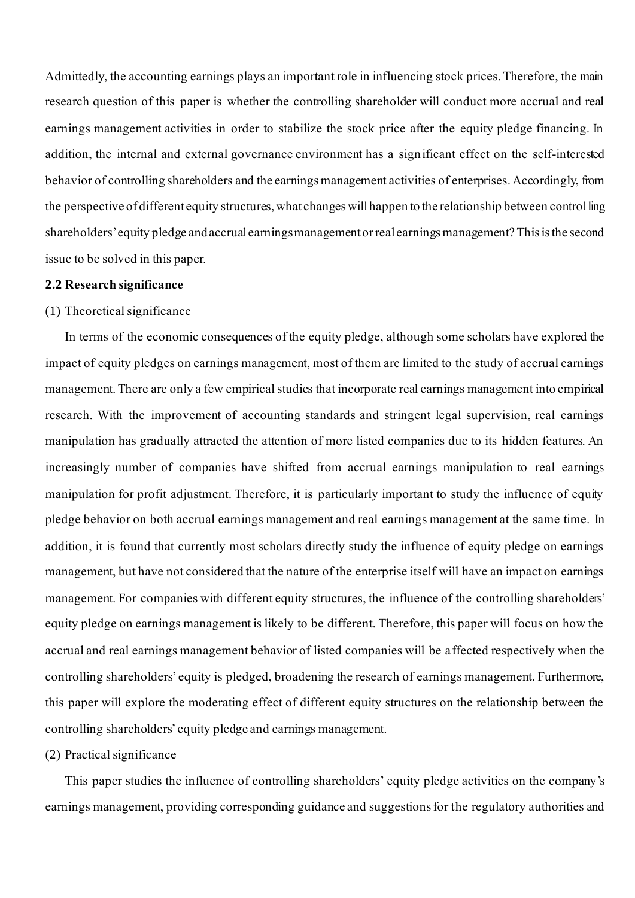Admittedly, the accounting earnings plays an important role in influencing stock prices. Therefore, the main research question of this paper is whether the controlling shareholder will conduct more accrual and real earnings management activities in order to stabilize the stock price after the equity pledge financing. In addition, the internal and external governance environment has a significant effect on the self-interested behavior of controlling shareholders and the earnings management activities of enterprises. Accordingly, from the perspective of different equity structures, what changes will happen to the relationship between controlling shareholders' equity pledge and accrual earnings management or real earnings management? This is the second issue to be solved in this paper.

**2.2 Research significance**

(1) Theoretical significance

In terms of the economic consequences of the equity pledge, although some scholars have explored the impact of equity pledges on earnings management, most of them are limited to the study of accrual earnings management. There are only a few empirical studies that incorporate real earnings management into empirical research. With the improvement of accounting standards and stringent legal supervision, real earnings manipulation has gradually attracted the attention of more listed companies due to its hidden features. An increasingly number of companies have shifted from accrual earnings manipulation to real earnings manipulation for profit adjustment. Therefore, it is particularly important to study the influence of equity pledge behavior on both accrual earnings management and real earnings management at the same time. In addition, it is found that currently most scholars directly study the influence of equity pledge on earnings management, but have not considered that the nature of the enterprise itself will have an impact on earnings management. For companies with different equity structures, the influence of the controlling shareholders' equity pledge on earnings management is likely to be different. Therefore, this paper will focus on how the accrual and real earnings management behavior of listed companies will be affected respectively when the controlling shareholders' equity is pledged, broadening the research of earnings management. Furthermore, this paper will explore the moderating effect of different equity structures on the relationship between the controlling shareholders' equity pledge and earnings management.

(2) Practical significance

This paper studies the influence of controlling shareholders' equity pledge activities on the company's earnings management, providing corresponding guidance and suggestions for the regulatory authorities and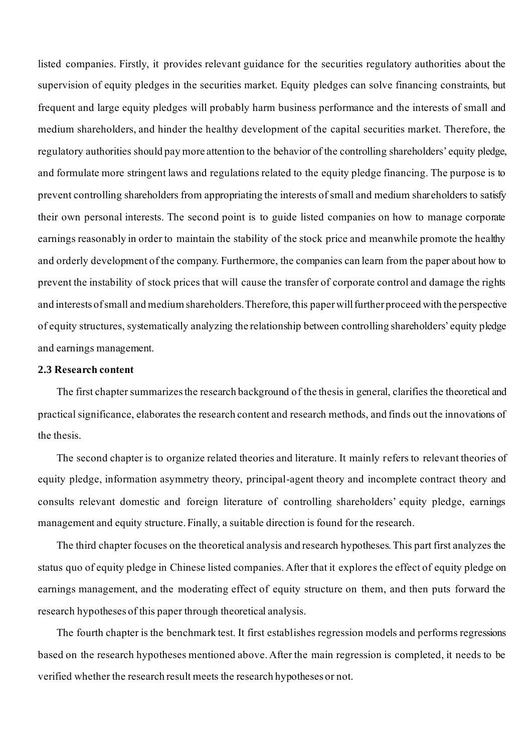listed companies. Firstly, it provides relevant guidance for the securities regulatory authorities about the supervision of equity pledges in the securities market. Equity pledges can solve financing constraints, but frequent and large equity pledges will probably harm business performance and the interests of small and medium shareholders, and hinder the healthy development of the capital securities market. Therefore, the regulatory authorities should pay more attention to the behavior of the controlling shareholders' equity pledge, and formulate more stringent laws and regulations related to the equity pledge financing. The purpose is to prevent controlling shareholders from appropriating the interests of small and medium shareholders to satisfy their own personal interests. The second point is to guide listed companies on how to manage corporate earnings reasonably in order to maintain the stability of the stock price and meanwhile promote the healthy and orderly development of the company. Furthermore, the companies can learn from the paper about how to prevent the instability of stock prices that will cause the transfer of corporate control and damage the rights and interests of small and medium shareholders. Therefore, this paper will further proceed with the perspective of equity structures, systematically analyzing the relationship between controlling shareholders' equity pledge and earnings management.

### 2.3 Research content

The first chapter summarizes the research background of the thesis in general, clarifies the theoretical and practical significance, elaborates the research content and research methods, and finds out the innovations of the thesis.

The second chapter is to organize related theories and literature. It mainly refers to relevant theories of equity pledge, information asymmetry theory, principal-agent theory and incomplete contract theory and consults relevant domestic and foreign literature of controlling shareholders' equity pledge, earnings management and equity structure. Finally, a suitable direction is found for the research.

The third chapter focuses on the theoretical analysis and research hypotheses. This part first analyzes the status quo of equity pledge in Chinese listed companies. After that it explores the effect of equity pledge on earnings management, and the moderating effect of equity structure on them, and then puts forward the research hypotheses of this paper through theoretical analysis.

The fourth chapter is the benchmark test. It first establishes regression models and performs regressions based on the research hypotheses mentioned above. After the main regression is completed, it needs to be verified whether the research result meets the research hypotheses or not.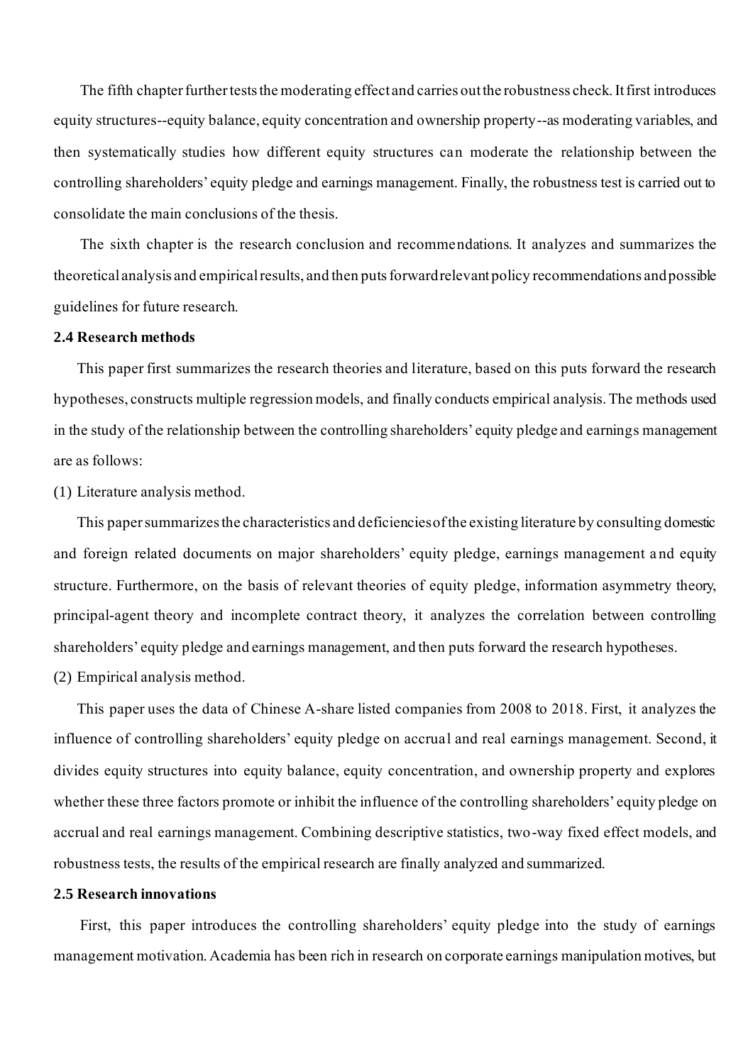The fifth chapter further tests the moderating effect and carries out the robustness check. It first introduces equity structures--equity balance, equity concentration and ownership property--as moderating variables, and then systematically studies how different equity structures can moderate the relationship between the controlling shareholders' equity pledge and earnings management. Finally, the robustness test is carried out to consolidate the main conclusions of the thesis.

The sixth chapter is the research conclusion and recommendations. It analyzes and summarizes the theoretical analysis and empirical results, and then puts forward relevant policy recommendations and possible guidelines for future research.

**2.4 Research methods**

This paper first summarizes the research theories and literature, based on this puts forward the research hypotheses, constructs multiple regression models, and finally conducts empirical analysis. The methods used in the study of the relationship between the controlling shareholders' equity pledge and earnings management are as follows:

(1) Literature analysis method.

This paper summarizes the characteristics and deficiencies of the existing literature by consulting domestic and foreign related documents on major shareholders' equity pledge, earnings management and equity structure. Furthermore, on the basis of relevant theories of equity pledge, information asymmetry theory, principal-agent theory and incomplete contract theory, it analyzes the correlation between controlling shareholders' equity pledge and earnings management, and then puts forward the research hypotheses.

(2) Empirical analysis method.

This paper uses the data of Chinese A-share listed companies from 2008 to 2018. First, it analyzes the influence of controlling shareholders' equity pledge on accrual and real earnings management. Second, it divides equity structures into equity balance, equity concentration, and ownership property and explores whether these three factors promote or inhibit the influence of the controlling shareholders' equity pledge on accrual and real earnings management. Combining descriptive statistics, two-way fixed effect models, and robustness tests, the results of the empirical research are finally analyzed and summarized.

**2.5 Research innovations**

First, this paper introduces the controlling shareholders' equity pledge into the study of earnings management motivation. Academia has been rich in research on corporate earnings manipulation motives, but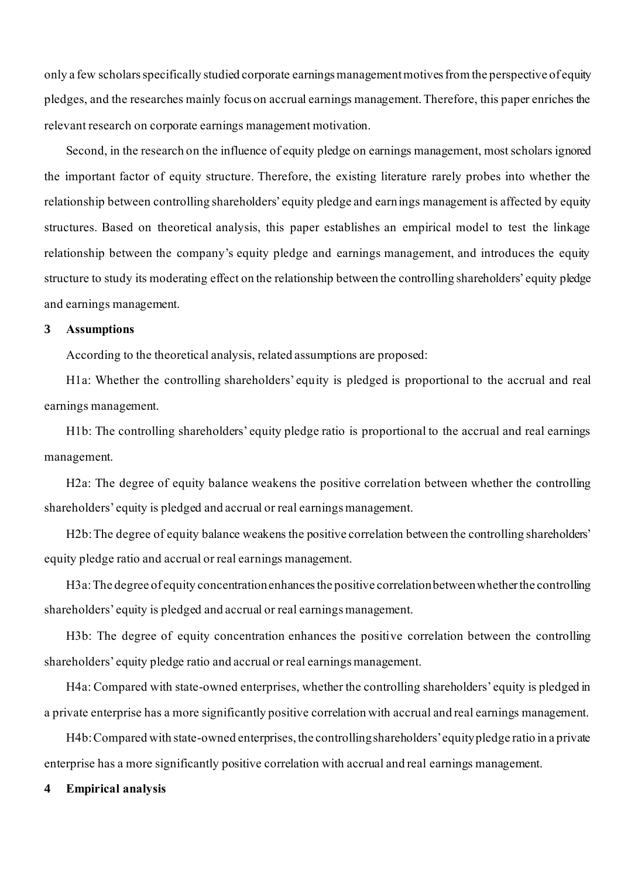only a few scholars specifically studied corporate earnings management motives from the perspective of equity pledges, and the researches mainly focus on accrual earnings management. Therefore, this paper enriches the relevant research on corporate earnings management motivation.

Second, in the research on the influence of equity pledge on earnings management, most scholars ignored the important factor of equity structure. Therefore, the existing literature rarely probes into whether the relationship between controlling shareholders' equity pledge and earnings management is affected by equity structures. Based on theoretical analysis, this paper establishes an empirical model to test the linkage relationship between the company's equity pledge and earnings management, and introduces the equity structure to study its moderating effect on the relationship between the controlling shareholders' equity pledge and earnings management.

## 3 Assumptions

According to the theoretical analysis, related assumptions are proposed:

H1a: Whether the controlling shareholders' equity is pledged is proportional to the accrual and real earnings management.

H1b: The controlling shareholders' equity pledge ratio is proportional to the accrual and real earnings management.

H2a: The degree of equity balance weakens the positive correlation between whether the controlling shareholders' equity is pledged and accrual or real earnings management.

H2b: The degree of equity balance weakens the positive correlation between the controlling shareholders' equity pledge ratio and accrual or real earnings management.

H3a: The degree of equity concentration enhances the positive correlation between whether the controlling shareholders' equity is pledged and accrual or real earnings management.

H3b: The degree of equity concentration enhances the positive correlation between the controlling shareholders' equity pledge ratio and accrual or real earnings management.

H4a: Compared with state-owned enterprises, whether the controlling shareholders' equity is pledged in a private enterprise has a more significantly positive correlation with accrual and real earnings management.

H4b: Compared with state-owned enterprises, the controlling shareholders' equity pledge ratio in a private enterprise has a more significantly positive correlation with accrual and real earnings management.

## 4 Empirical analysis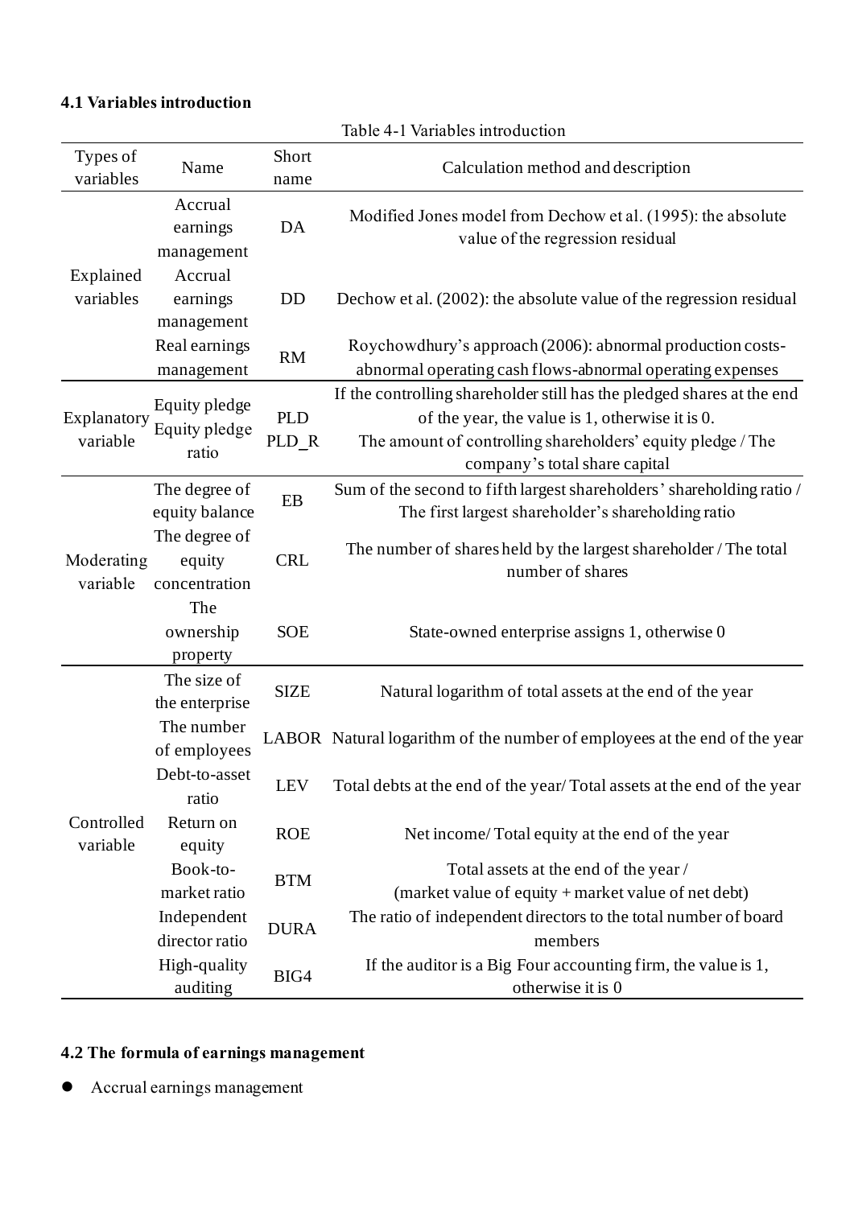### 4.1 Variables introduction

Table 4-1 Variables introduction

| Types of variables | Name | Short name | Calculation method and description |
|---|---|---|---|
| Explained variables | Accrual earnings management | DA | Modified Jones model from Dechow et al. (1995): the absolute value of the regression residual |
| | Accrual earnings management | DD | Dechow et al. (2002): the absolute value of the regression residual |
| | Real earnings management | RM | Roychowdhury's approach (2006): abnormal production costs-abnormal operating cash flows-abnormal operating expenses |
| Explanatory variable | Equity pledge | PLD | If the controlling shareholder still has the pledged shares at the end of the year, the value is 1, otherwise it is 0. |
| | Equity pledge ratio | PLD_R | The amount of controlling shareholders' equity pledge / The company's total share capital |
| Moderating variable | The degree of equity balance | EB | Sum of the second to fifth largest shareholders' shareholding ratio / The first largest shareholder's shareholding ratio |
| | The degree of equity concentration | CRL | The number of shares held by the largest shareholder / The total number of shares |
| | The ownership property | SOE | State-owned enterprise assigns 1, otherwise 0 |
| Controlled variable | The size of the enterprise | SIZE | Natural logarithm of total assets at the end of the year |
| | The number of employees | LABOR | Natural logarithm of the number of employees at the end of the year |
| | Debt-to-asset ratio | LEV | Total debts at the end of the year/ Total assets at the end of the year |
| | Return on equity | ROE | Net income/ Total equity at the end of the year |
| | Book-to-market ratio | BTM | Total assets at the end of the year / (market value of equity + market value of net debt) |
| | Independent director ratio | DURA | The ratio of independent directors to the total number of board members |
| | High-quality auditing | BIG4 | If the auditor is a Big Four accounting firm, the value is 1, otherwise it is 0 |

### 4.2 The formula of earnings management

- Accrual earnings management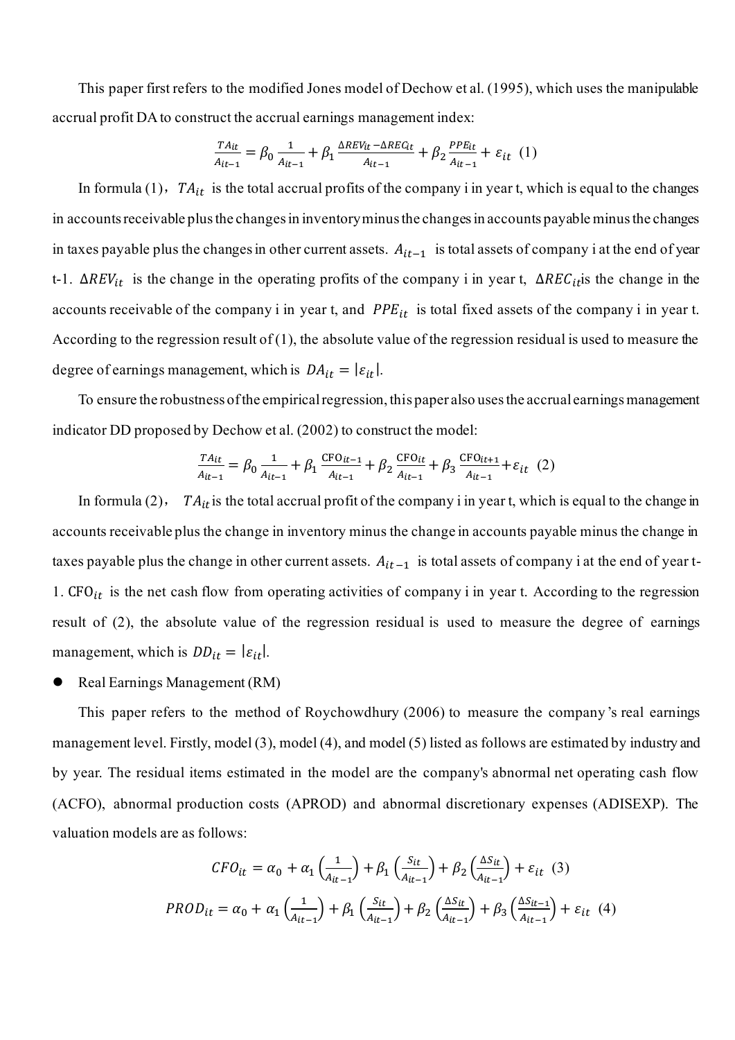This paper first refers to the modified Jones model of Dechow et al. (1995), which uses the manipulable accrual profit DA to construct the accrual earnings management index:

$$\frac{TA_{it}}{A_{it-1}} = \beta_0 \frac{1}{A_{it-1}} + \beta_1 \frac{\Delta REV_{it} - \Delta REC_{it}}{A_{it-1}} + \beta_2 \frac{PPE_{it}}{A_{it-1}} + \varepsilon_{it} \quad (1)$$

In formula (1), $TA_{it}$ is the total accrual profits of the company i in year t, which is equal to the changes in accounts receivable plus the changes in inventory minus the changes in accounts payable minus the changes in taxes payable plus the changes in other current assets. $A_{it-1}$ is total assets of company i at the end of year t-1. $\Delta REV_{it}$ is the change in the operating profits of the company i in year t, $\Delta REC_{it}$ is the change in the accounts receivable of the company i in year t, and $PPE_{it}$ is total fixed assets of the company i in year t. According to the regression result of (1), the absolute value of the regression residual is used to measure the degree of earnings management, which is $DA_{it} = |\varepsilon_{it}|$.

To ensure the robustness of the empirical regression, this paper also uses the accrual earnings management indicator DD proposed by Dechow et al. (2002) to construct the model:

$$\frac{TA_{it}}{A_{it-1}} = \beta_0 \frac{1}{A_{it-1}} + \beta_1 \frac{\mathrm{CFO}_{it-1}}{A_{it-1}} + \beta_2 \frac{\mathrm{CFO}_{it}}{A_{it-1}} + \beta_3 \frac{\mathrm{CFO}_{it+1}}{A_{it-1}} + \varepsilon_{it} \quad (2)$$

In formula (2), $TA_{it}$ is the total accrual profit of the company i in year t, which is equal to the change in accounts receivable plus the change in inventory minus the change in accounts payable minus the change in taxes payable plus the change in other current assets. $A_{it-1}$ is total assets of company i at the end of year t-1. $\mathrm{CFO}_{it}$ is the net cash flow from operating activities of company i in year t. According to the regression result of (2), the absolute value of the regression residual is used to measure the degree of earnings management, which is $DD_{it} = |\varepsilon_{it}|$.

- Real Earnings Management (RM)

This paper refers to the method of Roychowdhury (2006) to measure the company's real earnings management level. Firstly, model (3), model (4), and model (5) listed as follows are estimated by industry and by year. The residual items estimated in the model are the company's abnormal net operating cash flow (ACFO), abnormal production costs (APROD) and abnormal discretionary expenses (ADISEXP). The valuation models are as follows:

$$CFO_{it} = \alpha_0 + \alpha_1 \left(\frac{1}{A_{it-1}}\right) + \beta_1 \left(\frac{S_{it}}{A_{it-1}}\right) + \beta_2 \left(\frac{\Delta S_{it}}{A_{it-1}}\right) + \varepsilon_{it} \quad (3)$$

$$PROD_{it} = \alpha_0 + \alpha_1 \left(\frac{1}{A_{it-1}}\right) + \beta_1 \left(\frac{S_{it}}{A_{it-1}}\right) + \beta_2 \left(\frac{\Delta S_{it}}{A_{it-1}}\right) + \beta_3 \left(\frac{\Delta S_{it-1}}{A_{it-1}}\right) + \varepsilon_{it} \quad (4)$$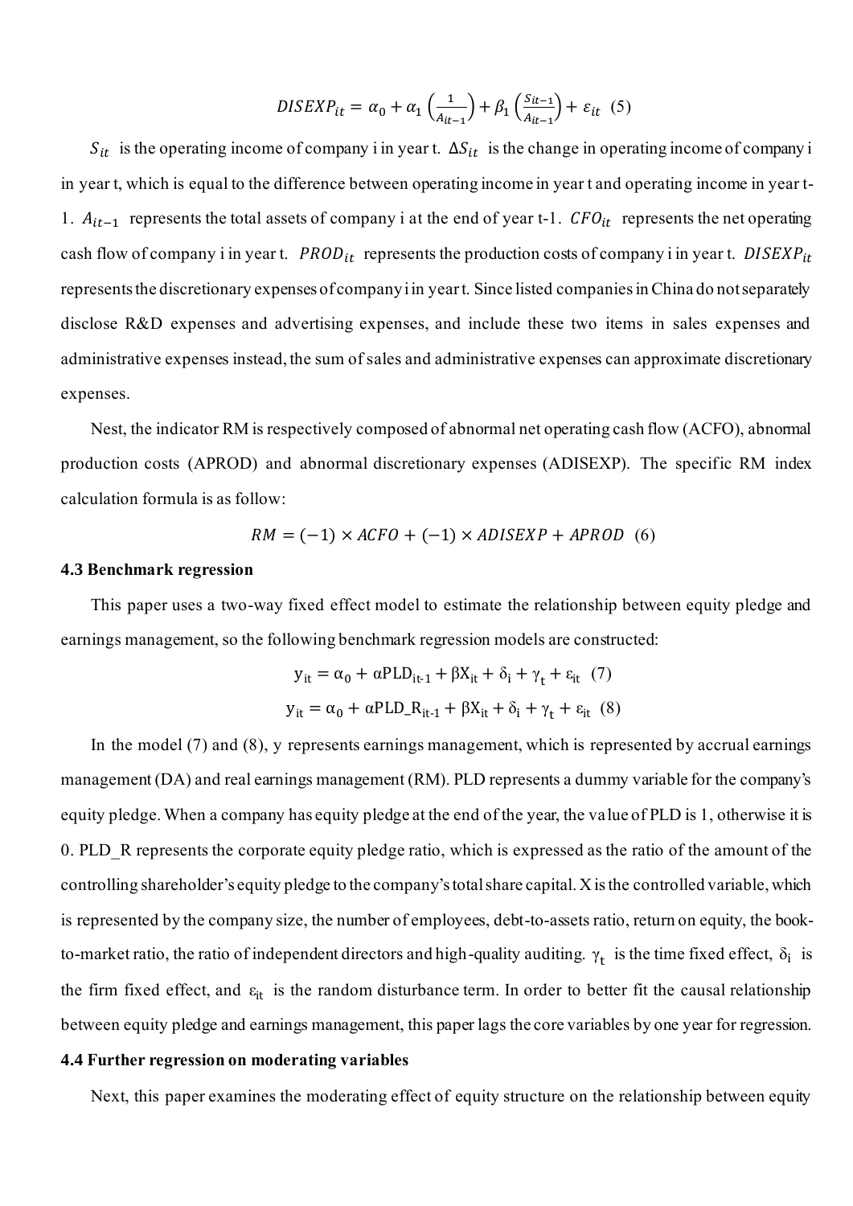$$DISEXP_{it} = \alpha_0 + \alpha_1\left(\frac{1}{A_{it-1}}\right) + \beta_1\left(\frac{S_{it-1}}{A_{it-1}}\right) + \varepsilon_{it} \quad (5)$$

$S_{it}$ is the operating income of company i in year t. $\Delta S_{it}$ is the change in operating income of company i in year t, which is equal to the difference between operating income in year t and operating income in year t-1. $A_{it-1}$ represents the total assets of company i at the end of year t-1. $CFO_{it}$ represents the net operating cash flow of company i in year t. $PROD_{it}$ represents the production costs of company i in year t. $DISEXP_{it}$ represents the discretionary expenses of company i in year t. Since listed companies in China do not separately disclose R&D expenses and advertising expenses, and include these two items in sales expenses and administrative expenses instead, the sum of sales and administrative expenses can approximate discretionary expenses.

Nest, the indicator RM is respectively composed of abnormal net operating cash flow (ACFO), abnormal production costs (APROD) and abnormal discretionary expenses (ADISEXP). The specific RM index calculation formula is as follow:

$$RM = (-1) \times ACFO + (-1) \times ADISEXP + APROD \quad (6)$$

**4.3 Benchmark regression**

This paper uses a two-way fixed effect model to estimate the relationship between equity pledge and earnings management, so the following benchmark regression models are constructed:

$$y_{it} = \alpha_0 + \alpha PLD_{it-1} + \beta X_{it} + \delta_i + \gamma_t + \varepsilon_{it} \quad (7)$$

$$y_{it} = \alpha_0 + \alpha PLD\_R_{it-1} + \beta X_{it} + \delta_i + \gamma_t + \varepsilon_{it} \quad (8)$$

In the model (7) and (8), y represents earnings management, which is represented by accrual earnings management (DA) and real earnings management (RM). PLD represents a dummy variable for the company's equity pledge. When a company has equity pledge at the end of the year, the value of PLD is 1, otherwise it is 0. PLD_R represents the corporate equity pledge ratio, which is expressed as the ratio of the amount of the controlling shareholder's equity pledge to the company's total share capital. X is the controlled variable, which is represented by the company size, the number of employees, debt-to-assets ratio, return on equity, the book-to-market ratio, the ratio of independent directors and high-quality auditing. $\gamma_t$ is the time fixed effect, $\delta_i$ is the firm fixed effect, and $\varepsilon_{it}$ is the random disturbance term. In order to better fit the causal relationship between equity pledge and earnings management, this paper lags the core variables by one year for regression.

**4.4 Further regression on moderating variables**

Next, this paper examines the moderating effect of equity structure on the relationship between equity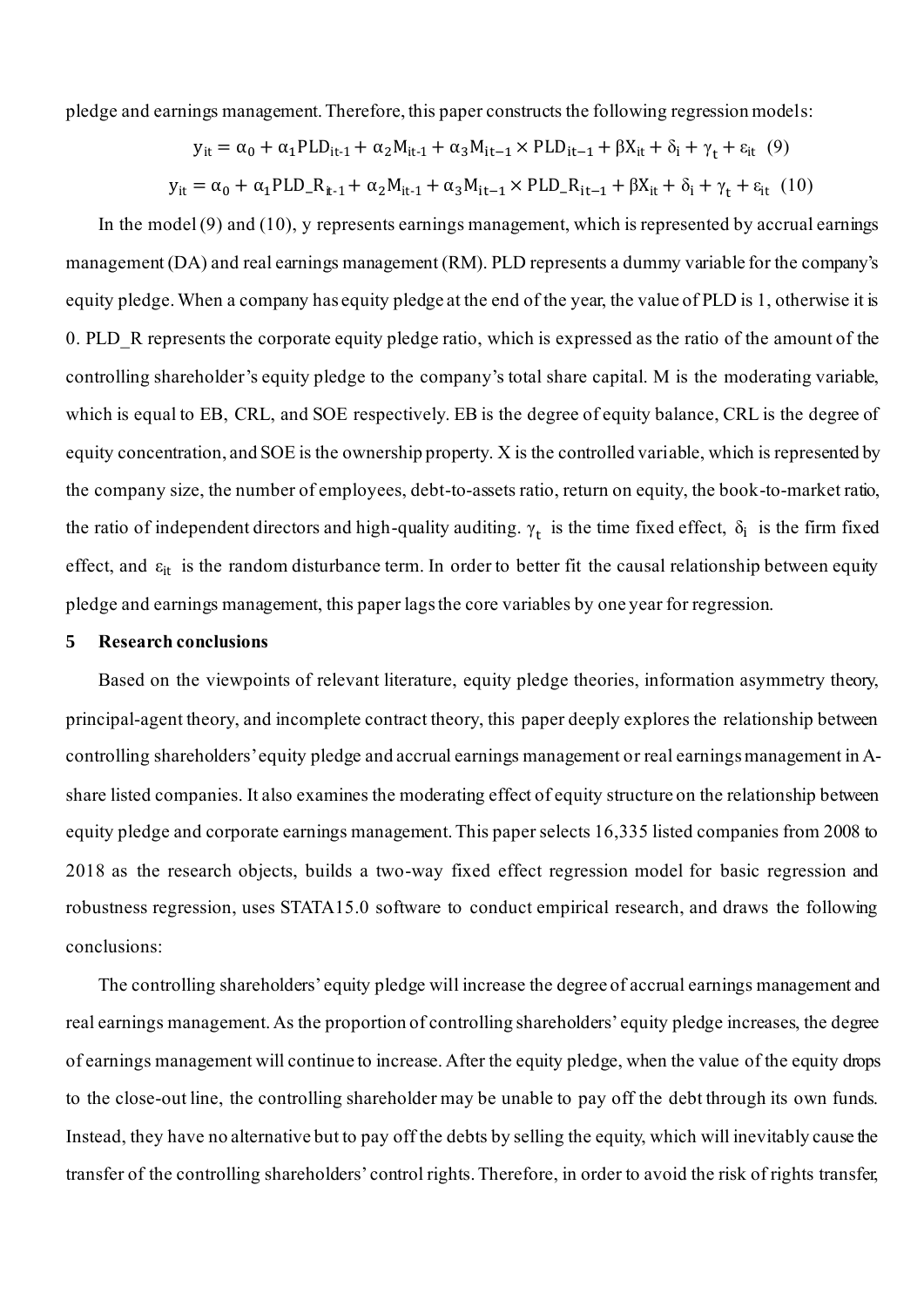pledge and earnings management. Therefore, this paper constructs the following regression models:

$$y_{it} = \alpha_0 + \alpha_1 PLD_{it-1} + \alpha_2 M_{it-1} + \alpha_3 M_{it-1} \times PLD_{it-1} + \beta X_{it} + \delta_i + \gamma_t + \varepsilon_{it} \quad (9)$$

$$y_{it} = \alpha_0 + \alpha_1 PLD\_R_{it-1} + \alpha_2 M_{it-1} + \alpha_3 M_{it-1} \times PLD\_R_{it-1} + \beta X_{it} + \delta_i + \gamma_t + \varepsilon_{it} \quad (10)$$

In the model (9) and (10), y represents earnings management, which is represented by accrual earnings management (DA) and real earnings management (RM). PLD represents a dummy variable for the company's equity pledge. When a company has equity pledge at the end of the year, the value of PLD is 1, otherwise it is 0. PLD_R represents the corporate equity pledge ratio, which is expressed as the ratio of the amount of the controlling shareholder's equity pledge to the company's total share capital. M is the moderating variable, which is equal to EB, CRL, and SOE respectively. EB is the degree of equity balance, CRL is the degree of equity concentration, and SOE is the ownership property. X is the controlled variable, which is represented by the company size, the number of employees, debt-to-assets ratio, return on equity, the book-to-market ratio, the ratio of independent directors and high-quality auditing. $\gamma_t$ is the time fixed effect, $\delta_i$ is the firm fixed effect, and $\varepsilon_{it}$ is the random disturbance term. In order to better fit the causal relationship between equity pledge and earnings management, this paper lags the core variables by one year for regression.

## 5 Research conclusions

Based on the viewpoints of relevant literature, equity pledge theories, information asymmetry theory, principal-agent theory, and incomplete contract theory, this paper deeply explores the relationship between controlling shareholders' equity pledge and accrual earnings management or real earnings management in A-share listed companies. It also examines the moderating effect of equity structure on the relationship between equity pledge and corporate earnings management. This paper selects 16,335 listed companies from 2008 to 2018 as the research objects, builds a two-way fixed effect regression model for basic regression and robustness regression, uses STATA15.0 software to conduct empirical research, and draws the following conclusions:

The controlling shareholders' equity pledge will increase the degree of accrual earnings management and real earnings management. As the proportion of controlling shareholders' equity pledge increases, the degree of earnings management will continue to increase. After the equity pledge, when the value of the equity drops to the close-out line, the controlling shareholder may be unable to pay off the debt through its own funds. Instead, they have no alternative but to pay off the debts by selling the equity, which will inevitably cause the transfer of the controlling shareholders' control rights. Therefore, in order to avoid the risk of rights transfer,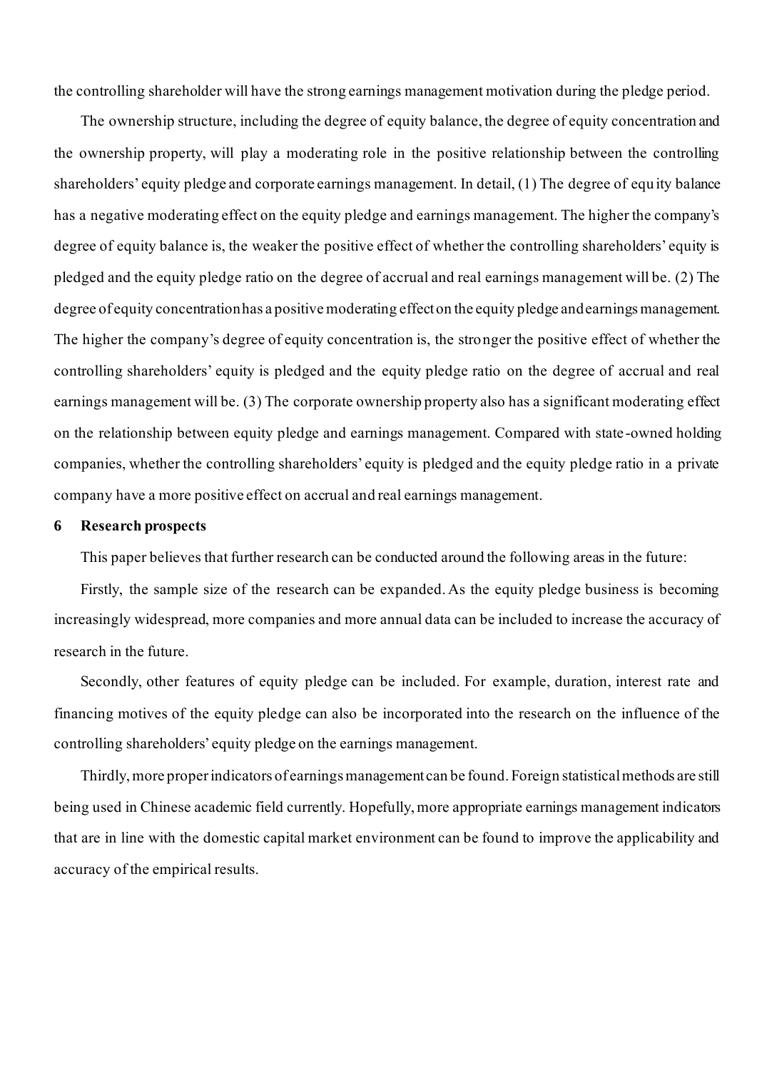the controlling shareholder will have the strong earnings management motivation during the pledge period.

The ownership structure, including the degree of equity balance, the degree of equity concentration and the ownership property, will play a moderating role in the positive relationship between the controlling shareholders' equity pledge and corporate earnings management. In detail, (1) The degree of equity balance has a negative moderating effect on the equity pledge and earnings management. The higher the company's degree of equity balance is, the weaker the positive effect of whether the controlling shareholders' equity is pledged and the equity pledge ratio on the degree of accrual and real earnings management will be. (2) The degree of equity concentration has a positive moderating effect on the equity pledge and earnings management. The higher the company's degree of equity concentration is, the stronger the positive effect of whether the controlling shareholders' equity is pledged and the equity pledge ratio on the degree of accrual and real earnings management will be. (3) The corporate ownership property also has a significant moderating effect on the relationship between equity pledge and earnings management. Compared with state-owned holding companies, whether the controlling shareholders' equity is pledged and the equity pledge ratio in a private company have a more positive effect on accrual and real earnings management.

## 6 Research prospects

This paper believes that further research can be conducted around the following areas in the future:

Firstly, the sample size of the research can be expanded. As the equity pledge business is becoming increasingly widespread, more companies and more annual data can be included to increase the accuracy of research in the future.

Secondly, other features of equity pledge can be included. For example, duration, interest rate and financing motives of the equity pledge can also be incorporated into the research on the influence of the controlling shareholders' equity pledge on the earnings management.

Thirdly, more proper indicators of earnings management can be found. Foreign statistical methods are still being used in Chinese academic field currently. Hopefully, more appropriate earnings management indicators that are in line with the domestic capital market environment can be found to improve the applicability and accuracy of the empirical results.